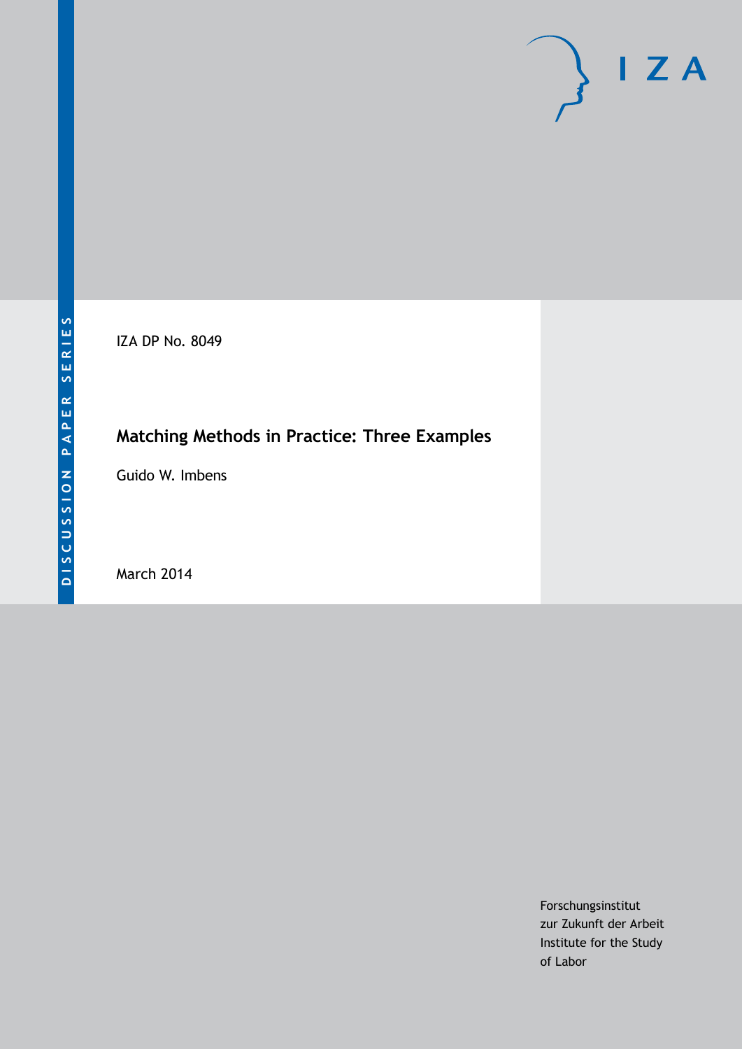DISCUSSION PAPER SERIES

IZA DP No. 8049

# Matching Methods in Practice: Three Examples

Guido W. Imbens

March 2014

Forschungsinstitut
zur Zukunft der Arbeit
Institute for the Study
of Labor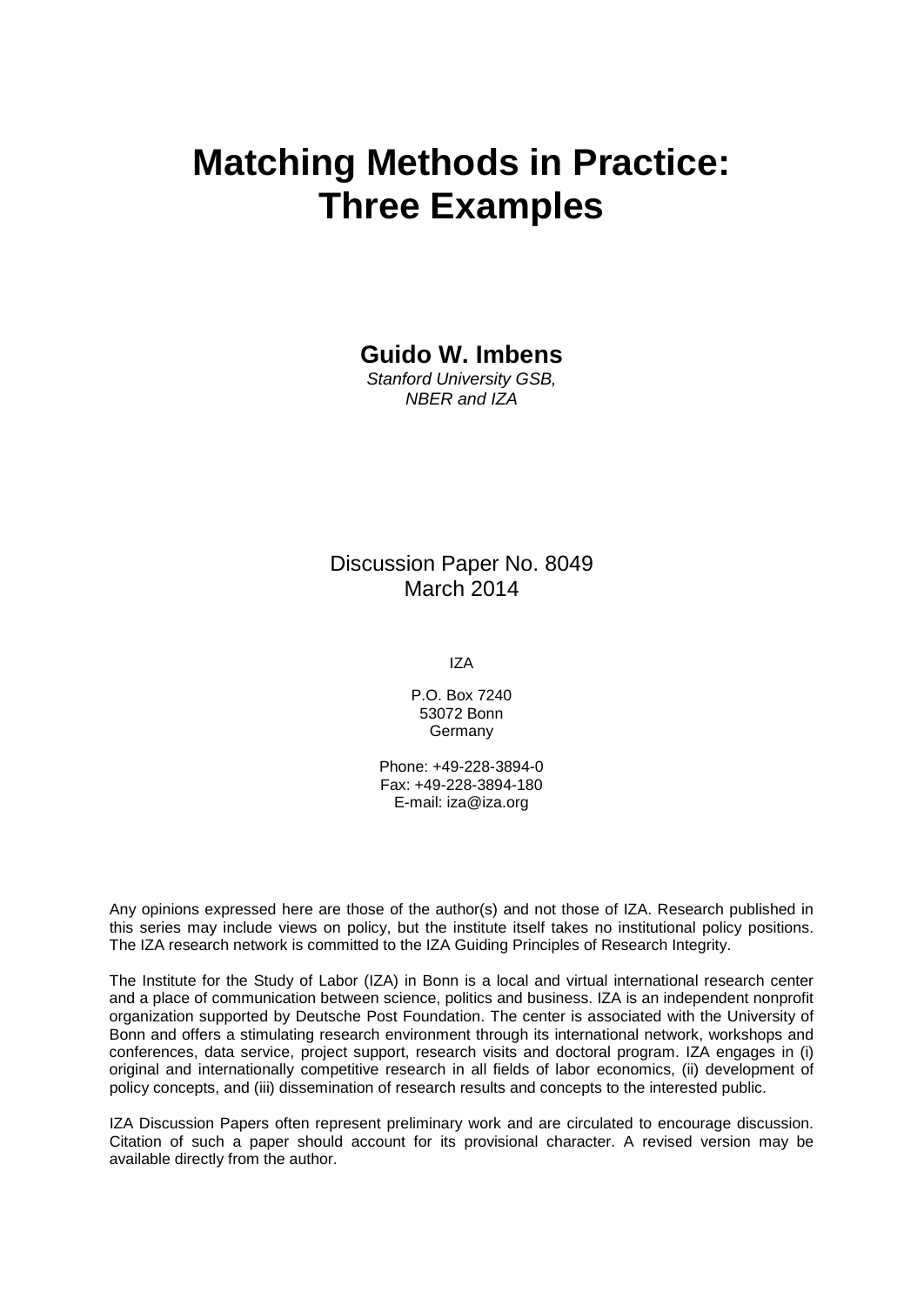# Matching Methods in Practice: Three Examples

**Guido W. Imbens**

*Stanford University GSB,*
*NBER and IZA*

Discussion Paper No. 8049
March 2014

IZA

P.O. Box 7240
53072 Bonn
Germany

Phone: +49-228-3894-0
Fax: +49-228-3894-180
E-mail: iza@iza.org

Any opinions expressed here are those of the author(s) and not those of IZA. Research published in this series may include views on policy, but the institute itself takes no institutional policy positions. The IZA research network is committed to the IZA Guiding Principles of Research Integrity.

The Institute for the Study of Labor (IZA) in Bonn is a local and virtual international research center and a place of communication between science, politics and business. IZA is an independent nonprofit organization supported by Deutsche Post Foundation. The center is associated with the University of Bonn and offers a stimulating research environment through its international network, workshops and conferences, data service, project support, research visits and doctoral program. IZA engages in (i) original and internationally competitive research in all fields of labor economics, (ii) development of policy concepts, and (iii) dissemination of research results and concepts to the interested public.

IZA Discussion Papers often represent preliminary work and are circulated to encourage discussion. Citation of such a paper should account for its provisional character. A revised version may be available directly from the author.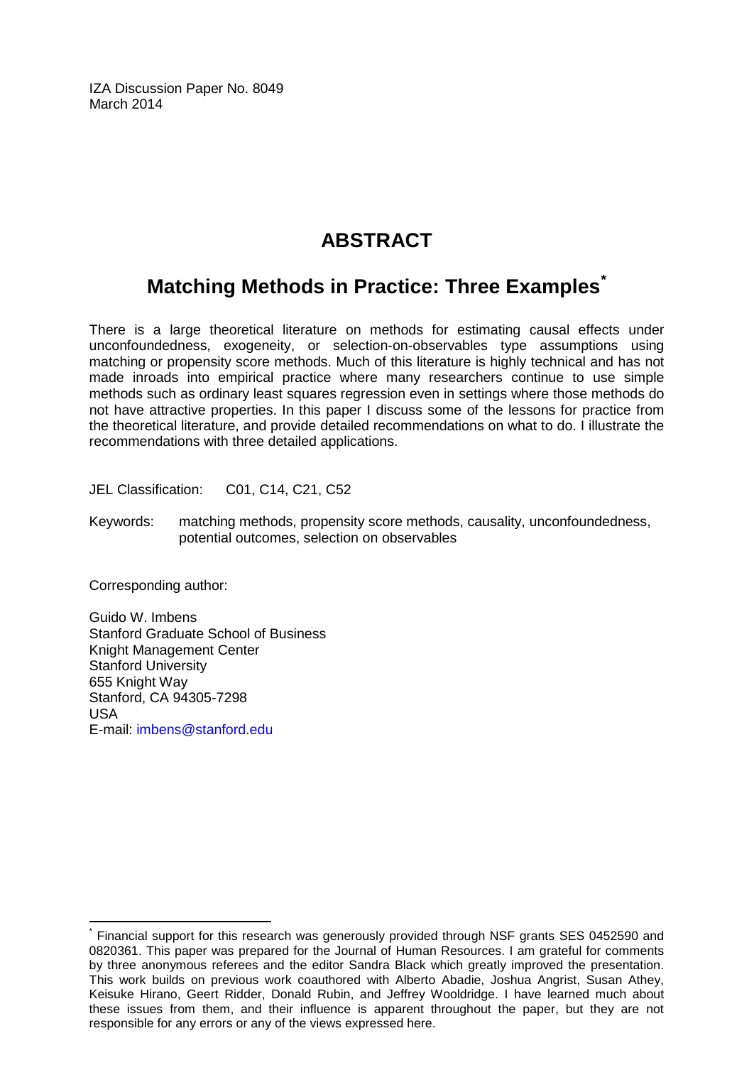IZA Discussion Paper No. 8049
March 2014

# ABSTRACT

## Matching Methods in Practice: Three Examples*

There is a large theoretical literature on methods for estimating causal effects under unconfoundedness, exogeneity, or selection-on-observables type assumptions using matching or propensity score methods. Much of this literature is highly technical and has not made inroads into empirical practice where many researchers continue to use simple methods such as ordinary least squares regression even in settings where those methods do not have attractive properties. In this paper I discuss some of the lessons for practice from the theoretical literature, and provide detailed recommendations on what to do. I illustrate the recommendations with three detailed applications.

JEL Classification: C01, C14, C21, C52

Keywords: matching methods, propensity score methods, causality, unconfoundedness, potential outcomes, selection on observables

Corresponding author:

Guido W. Imbens
Stanford Graduate School of Business
Knight Management Center
Stanford University
655 Knight Way
Stanford, CA 94305-7298
USA
E-mail: imbens@stanford.edu

---

* Financial support for this research was generously provided through NSF grants SES 0452590 and 0820361. This paper was prepared for the Journal of Human Resources. I am grateful for comments by three anonymous referees and the editor Sandra Black which greatly improved the presentation. This work builds on previous work coauthored with Alberto Abadie, Joshua Angrist, Susan Athey, Keisuke Hirano, Geert Ridder, Donald Rubin, and Jeffrey Wooldridge. I have learned much about these issues from them, and their influence is apparent throughout the paper, but they are not responsible for any errors or any of the views expressed here.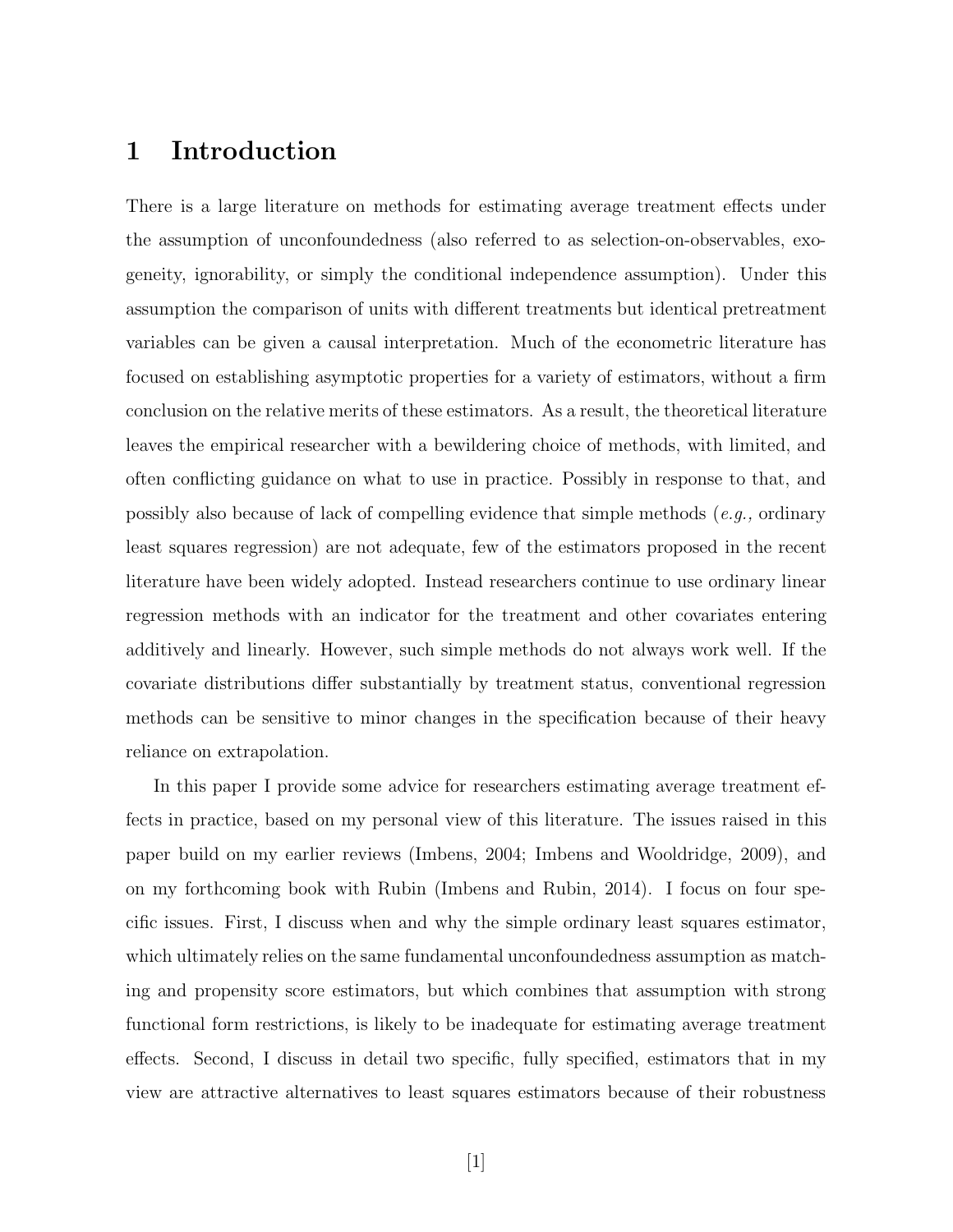# 1 Introduction

There is a large literature on methods for estimating average treatment effects under the assumption of unconfoundedness (also referred to as selection-on-observables, exogeneity, ignorability, or simply the conditional independence assumption). Under this assumption the comparison of units with different treatments but identical pretreatment variables can be given a causal interpretation. Much of the econometric literature has focused on establishing asymptotic properties for a variety of estimators, without a firm conclusion on the relative merits of these estimators. As a result, the theoretical literature leaves the empirical researcher with a bewildering choice of methods, with limited, and often conflicting guidance on what to use in practice. Possibly in response to that, and possibly also because of lack of compelling evidence that simple methods (*e.g.,* ordinary least squares regression) are not adequate, few of the estimators proposed in the recent literature have been widely adopted. Instead researchers continue to use ordinary linear regression methods with an indicator for the treatment and other covariates entering additively and linearly. However, such simple methods do not always work well. If the covariate distributions differ substantially by treatment status, conventional regression methods can be sensitive to minor changes in the specification because of their heavy reliance on extrapolation.

In this paper I provide some advice for researchers estimating average treatment effects in practice, based on my personal view of this literature. The issues raised in this paper build on my earlier reviews (Imbens, 2004; Imbens and Wooldridge, 2009), and on my forthcoming book with Rubin (Imbens and Rubin, 2014). I focus on four specific issues. First, I discuss when and why the simple ordinary least squares estimator, which ultimately relies on the same fundamental unconfoundedness assumption as matching and propensity score estimators, but which combines that assumption with strong functional form restrictions, is likely to be inadequate for estimating average treatment effects. Second, I discuss in detail two specific, fully specified, estimators that in my view are attractive alternatives to least squares estimators because of their robustness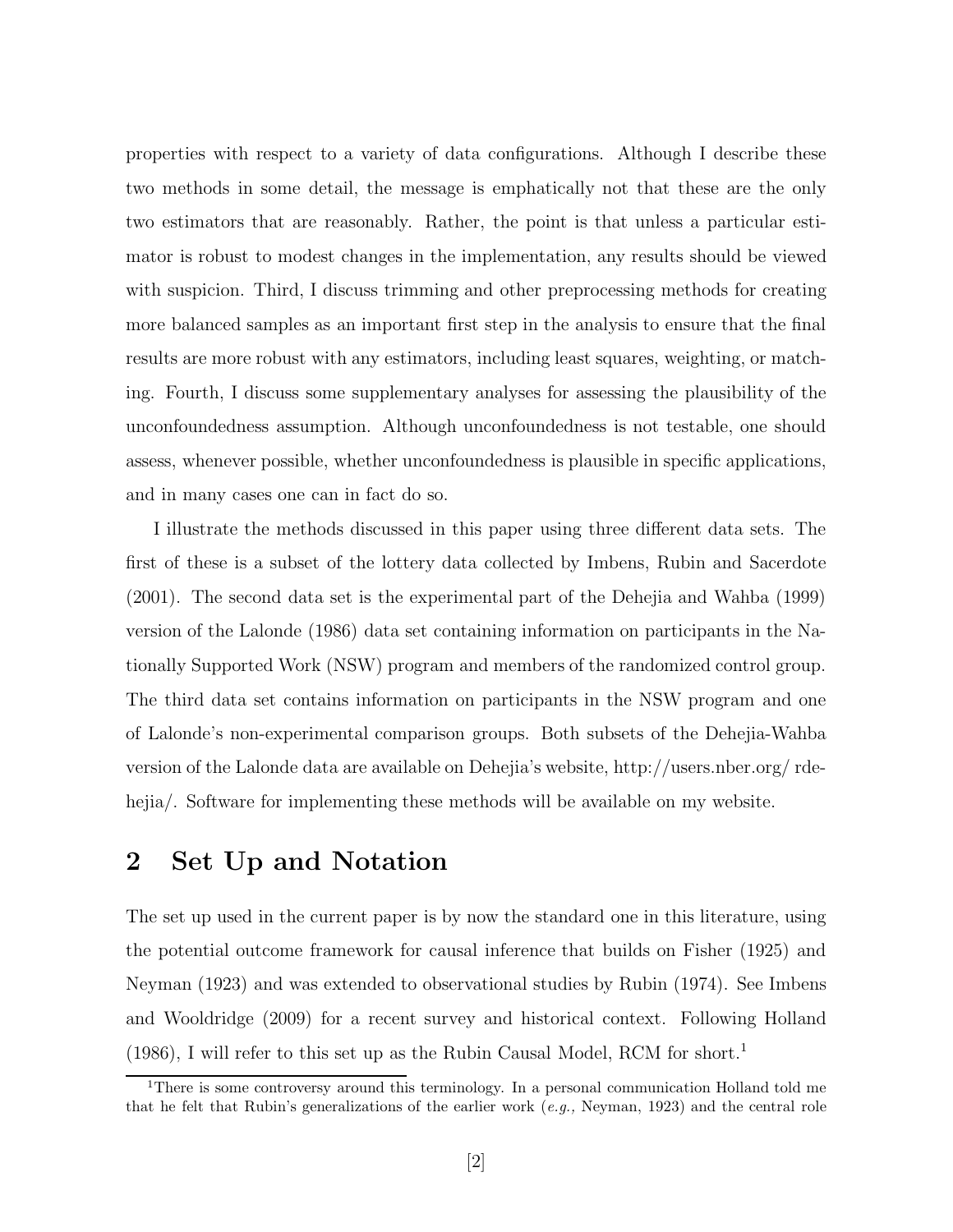properties with respect to a variety of data configurations. Although I describe these two methods in some detail, the message is emphatically not that these are the only two estimators that are reasonably. Rather, the point is that unless a particular estimator is robust to modest changes in the implementation, any results should be viewed with suspicion. Third, I discuss trimming and other preprocessing methods for creating more balanced samples as an important first step in the analysis to ensure that the final results are more robust with any estimators, including least squares, weighting, or matching. Fourth, I discuss some supplementary analyses for assessing the plausibility of the unconfoundedness assumption. Although unconfoundedness is not testable, one should assess, whenever possible, whether unconfoundedness is plausible in specific applications, and in many cases one can in fact do so.

I illustrate the methods discussed in this paper using three different data sets. The first of these is a subset of the lottery data collected by Imbens, Rubin and Sacerdote (2001). The second data set is the experimental part of the Dehejia and Wahba (1999) version of the Lalonde (1986) data set containing information on participants in the Nationally Supported Work (NSW) program and members of the randomized control group. The third data set contains information on participants in the NSW program and one of Lalonde's non-experimental comparison groups. Both subsets of the Dehejia-Wahba version of the Lalonde data are available on Dehejia's website, http://users.nber.org/ rdehejia/. Software for implementing these methods will be available on my website.

## 2 Set Up and Notation

The set up used in the current paper is by now the standard one in this literature, using the potential outcome framework for causal inference that builds on Fisher (1925) and Neyman (1923) and was extended to observational studies by Rubin (1974). See Imbens and Wooldridge (2009) for a recent survey and historical context. Following Holland (1986), I will refer to this set up as the Rubin Causal Model, RCM for short.[1]

[1]There is some controversy around this terminology. In a personal communication Holland told me that he felt that Rubin's generalizations of the earlier work (*e.g.,* Neyman, 1923) and the central role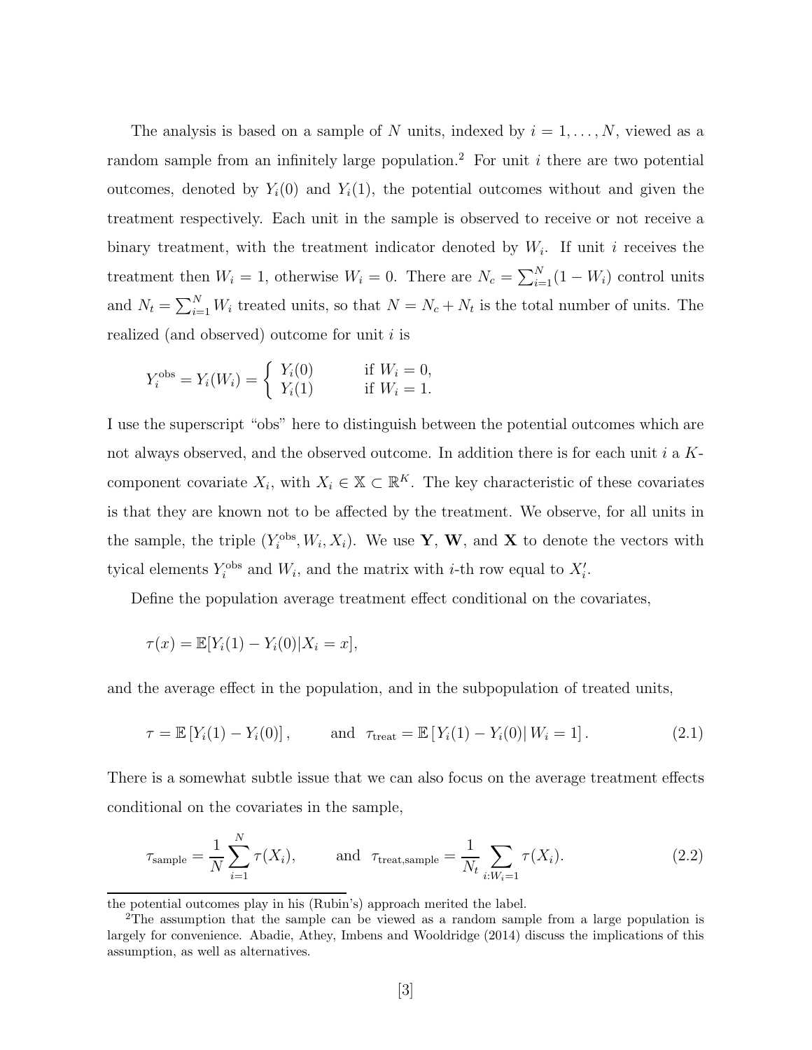The analysis is based on a sample of $N$ units, indexed by $i = 1, \ldots, N$, viewed as a random sample from an infinitely large population.[2] For unit $i$ there are two potential outcomes, denoted by $Y_i(0)$ and $Y_i(1)$, the potential outcomes without and given the treatment respectively. Each unit in the sample is observed to receive or not receive a binary treatment, with the treatment indicator denoted by $W_i$. If unit $i$ receives the treatment then $W_i = 1$, otherwise $W_i = 0$. There are $N_c = \sum_{i=1}^{N}(1 - W_i)$ control units and $N_t = \sum_{i=1}^{N} W_i$ treated units, so that $N = N_c + N_t$ is the total number of units. The realized (and observed) outcome for unit $i$ is

$$Y_i^{\text{obs}} = Y_i(W_i) = \begin{cases} Y_i(0) & \text{if } W_i = 0, \\ Y_i(1) & \text{if } W_i = 1. \end{cases}$$

I use the superscript "obs" here to distinguish between the potential outcomes which are not always observed, and the observed outcome. In addition there is for each unit $i$ a $K$-component covariate $X_i$, with $X_i \in \mathbb{X} \subset \mathbb{R}^K$. The key characteristic of these covariates is that they are known not to be affected by the treatment. We observe, for all units in the sample, the triple $(Y_i^{\text{obs}}, W_i, X_i)$. We use $\mathbf{Y}$, $\mathbf{W}$, and $\mathbf{X}$ to denote the vectors with tyical elements $Y_i^{\text{obs}}$ and $W_i$, and the matrix with $i$-th row equal to $X_i'$.

Define the population average treatment effect conditional on the covariates,

$$\tau(x) = \mathbb{E}[Y_i(1) - Y_i(0) | X_i = x],$$

and the average effect in the population, and in the subpopulation of treated units,

$$\tau = \mathbb{E}\left[Y_i(1) - Y_i(0)\right], \qquad \text{and} \quad \tau_{\text{treat}} = \mathbb{E}\left[Y_i(1) - Y_i(0) \middle| W_i = 1\right]. \tag{2.1}$$

There is a somewhat subtle issue that we can also focus on the average treatment effects conditional on the covariates in the sample,

$$\tau_{\text{sample}} = \frac{1}{N}\sum_{i=1}^{N} \tau(X_i), \qquad \text{and} \quad \tau_{\text{treat,sample}} = \frac{1}{N_t}\sum_{i:W_i=1} \tau(X_i). \tag{2.2}$$

the potential outcomes play in his (Rubin's) approach merited the label.

[2] The assumption that the sample can be viewed as a random sample from a large population is largely for convenience. Abadie, Athey, Imbens and Wooldridge (2014) discuss the implications of this assumption, as well as alternatives.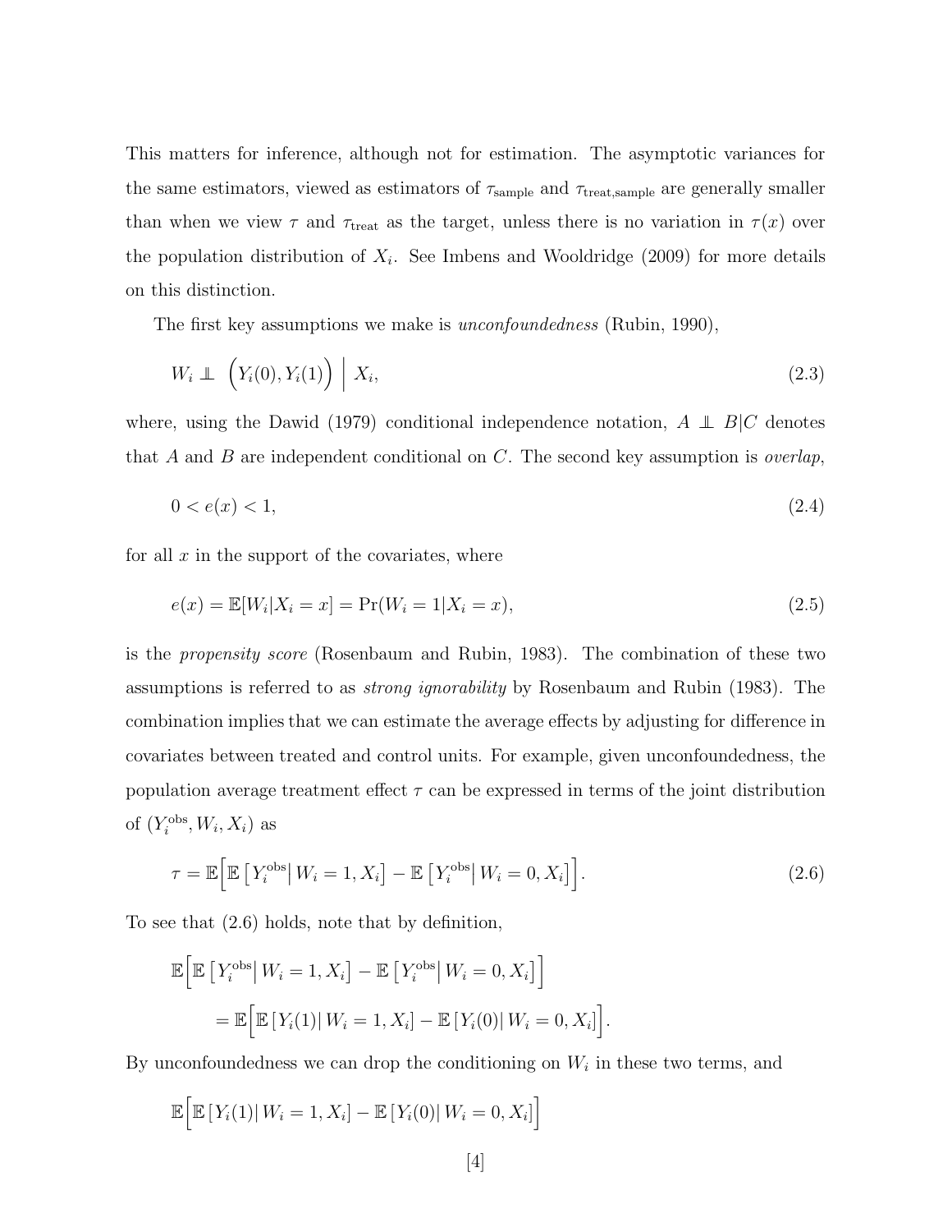This matters for inference, although not for estimation. The asymptotic variances for the same estimators, viewed as estimators of $\tau_{\text{sample}}$ and $\tau_{\text{treat,sample}}$ are generally smaller than when we view $\tau$ and $\tau_{\text{treat}}$ as the target, unless there is no variation in $\tau(x)$ over the population distribution of $X_i$. See Imbens and Wooldridge (2009) for more details on this distinction.

The first key assumptions we make is *unconfoundedness* (Rubin, 1990),

$$W_i \perp\!\!\!\perp \Big(Y_i(0), Y_i(1)\Big) \;\Big|\; X_i, \tag{2.3}$$

where, using the Dawid (1979) conditional independence notation, $A \perp\!\!\!\perp B|C$ denotes that $A$ and $B$ are independent conditional on $C$. The second key assumption is *overlap*,

$$0 < e(x) < 1, \tag{2.4}$$

for all $x$ in the support of the covariates, where

$$e(x) = \mathbb{E}[W_i|X_i = x] = \Pr(W_i = 1|X_i = x), \tag{2.5}$$

is the *propensity score* (Rosenbaum and Rubin, 1983). The combination of these two assumptions is referred to as *strong ignorability* by Rosenbaum and Rubin (1983). The combination implies that we can estimate the average effects by adjusting for difference in covariates between treated and control units. For example, given unconfoundedness, the population average treatment effect $\tau$ can be expressed in terms of the joint distribution of $(Y_i^{\text{obs}}, W_i, X_i)$ as

$$\tau = \mathbb{E}\Big[\mathbb{E}\left[Y_i^{\text{obs}}\middle| W_i = 1, X_i\right] - \mathbb{E}\left[Y_i^{\text{obs}}\middle| W_i = 0, X_i\right]\Big]. \tag{2.6}$$

To see that (2.6) holds, note that by definition,

$$\mathbb{E}\Big[\mathbb{E}\left[Y_i^{\text{obs}}\middle| W_i = 1, X_i\right] - \mathbb{E}\left[Y_i^{\text{obs}}\middle| W_i = 0, X_i\right]\Big]$$
$$= \mathbb{E}\Big[\mathbb{E}\left[Y_i(1)\middle| W_i = 1, X_i\right] - \mathbb{E}\left[Y_i(0)\middle| W_i = 0, X_i\right]\Big].$$

By unconfoundedness we can drop the conditioning on $W_i$ in these two terms, and

$$\mathbb{E}\Big[\mathbb{E}\left[Y_i(1)\middle| W_i = 1, X_i\right] - \mathbb{E}\left[Y_i(0)\middle| W_i = 0, X_i\right]\Big]$$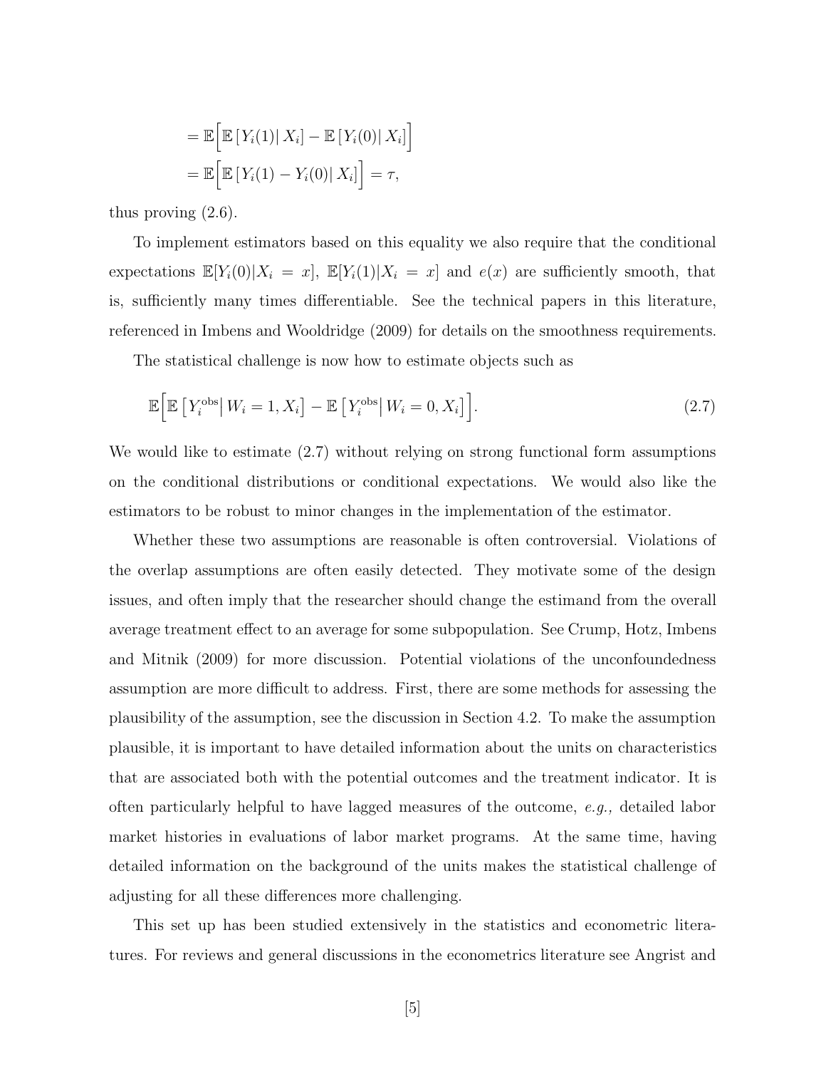$$= \mathbb{E}\Big[\mathbb{E}\left[Y_i(1)|\, X_i\right] - \mathbb{E}\left[Y_i(0)|\, X_i\right]\Big]$$

$$= \mathbb{E}\Big[\mathbb{E}\left[Y_i(1) - Y_i(0)|\, X_i\right]\Big] = \tau,$$

thus proving (2.6).

To implement estimators based on this equality we also require that the conditional expectations $\mathbb{E}[Y_i(0)|X_i = x]$, $\mathbb{E}[Y_i(1)|X_i = x]$ and $e(x)$ are sufficiently smooth, that is, sufficiently many times differentiable. See the technical papers in this literature, referenced in Imbens and Wooldridge (2009) for details on the smoothness requirements.

The statistical challenge is now how to estimate objects such as

$$\mathbb{E}\Big[\mathbb{E}\left[Y_i^{\text{obs}}\big|\, W_i = 1, X_i\right] - \mathbb{E}\left[Y_i^{\text{obs}}\big|\, W_i = 0, X_i\right]\Big]. \tag{2.7}$$

We would like to estimate (2.7) without relying on strong functional form assumptions on the conditional distributions or conditional expectations. We would also like the estimators to be robust to minor changes in the implementation of the estimator.

Whether these two assumptions are reasonable is often controversial. Violations of the overlap assumptions are often easily detected. They motivate some of the design issues, and often imply that the researcher should change the estimand from the overall average treatment effect to an average for some subpopulation. See Crump, Hotz, Imbens and Mitnik (2009) for more discussion. Potential violations of the unconfoundedness assumption are more difficult to address. First, there are some methods for assessing the plausibility of the assumption, see the discussion in Section 4.2. To make the assumption plausible, it is important to have detailed information about the units on characteristics that are associated both with the potential outcomes and the treatment indicator. It is often particularly helpful to have lagged measures of the outcome, *e.g.,* detailed labor market histories in evaluations of labor market programs. At the same time, having detailed information on the background of the units makes the statistical challenge of adjusting for all these differences more challenging.

This set up has been studied extensively in the statistics and econometric literatures. For reviews and general discussions in the econometrics literature see Angrist and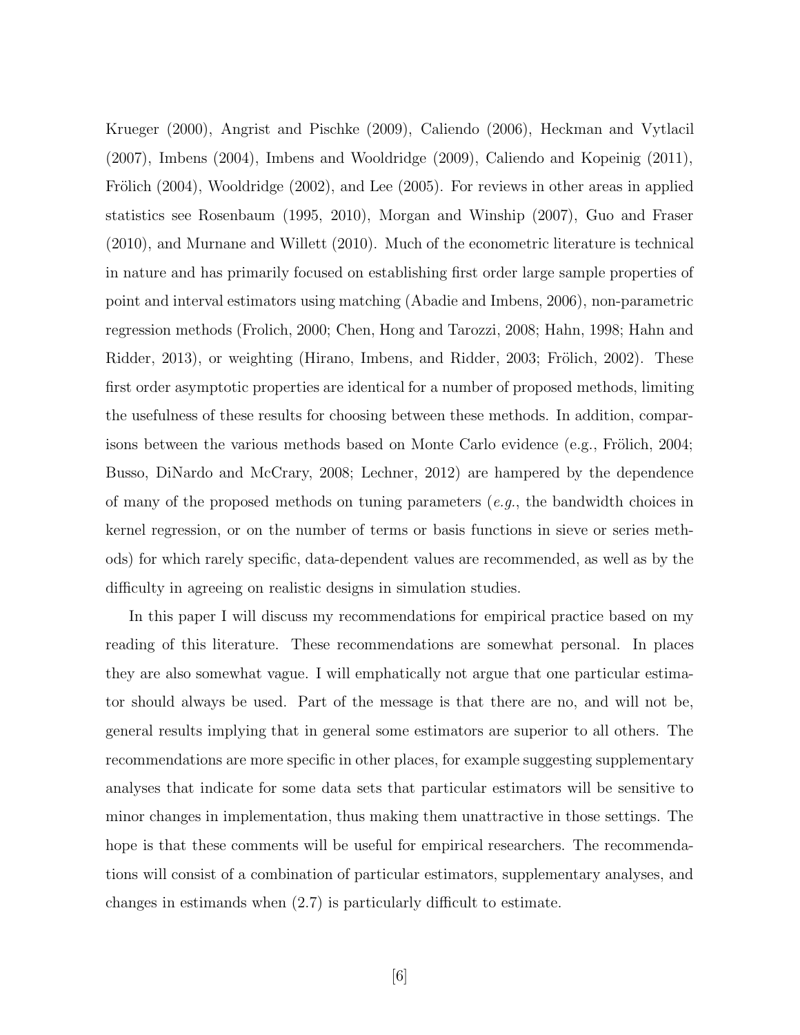Krueger (2000), Angrist and Pischke (2009), Caliendo (2006), Heckman and Vytlacil (2007), Imbens (2004), Imbens and Wooldridge (2009), Caliendo and Kopeinig (2011), Frölich (2004), Wooldridge (2002), and Lee (2005). For reviews in other areas in applied statistics see Rosenbaum (1995, 2010), Morgan and Winship (2007), Guo and Fraser (2010), and Murnane and Willett (2010). Much of the econometric literature is technical in nature and has primarily focused on establishing first order large sample properties of point and interval estimators using matching (Abadie and Imbens, 2006), non-parametric regression methods (Frolich, 2000; Chen, Hong and Tarozzi, 2008; Hahn, 1998; Hahn and Ridder, 2013), or weighting (Hirano, Imbens, and Ridder, 2003; Frölich, 2002). These first order asymptotic properties are identical for a number of proposed methods, limiting the usefulness of these results for choosing between these methods. In addition, comparisons between the various methods based on Monte Carlo evidence (e.g., Frölich, 2004; Busso, DiNardo and McCrary, 2008; Lechner, 2012) are hampered by the dependence of many of the proposed methods on tuning parameters (*e.g.*, the bandwidth choices in kernel regression, or on the number of terms or basis functions in sieve or series methods) for which rarely specific, data-dependent values are recommended, as well as by the difficulty in agreeing on realistic designs in simulation studies.

In this paper I will discuss my recommendations for empirical practice based on my reading of this literature. These recommendations are somewhat personal. In places they are also somewhat vague. I will emphatically not argue that one particular estimator should always be used. Part of the message is that there are no, and will not be, general results implying that in general some estimators are superior to all others. The recommendations are more specific in other places, for example suggesting supplementary analyses that indicate for some data sets that particular estimators will be sensitive to minor changes in implementation, thus making them unattractive in those settings. The hope is that these comments will be useful for empirical researchers. The recommendations will consist of a combination of particular estimators, supplementary analyses, and changes in estimands when (2.7) is particularly difficult to estimate.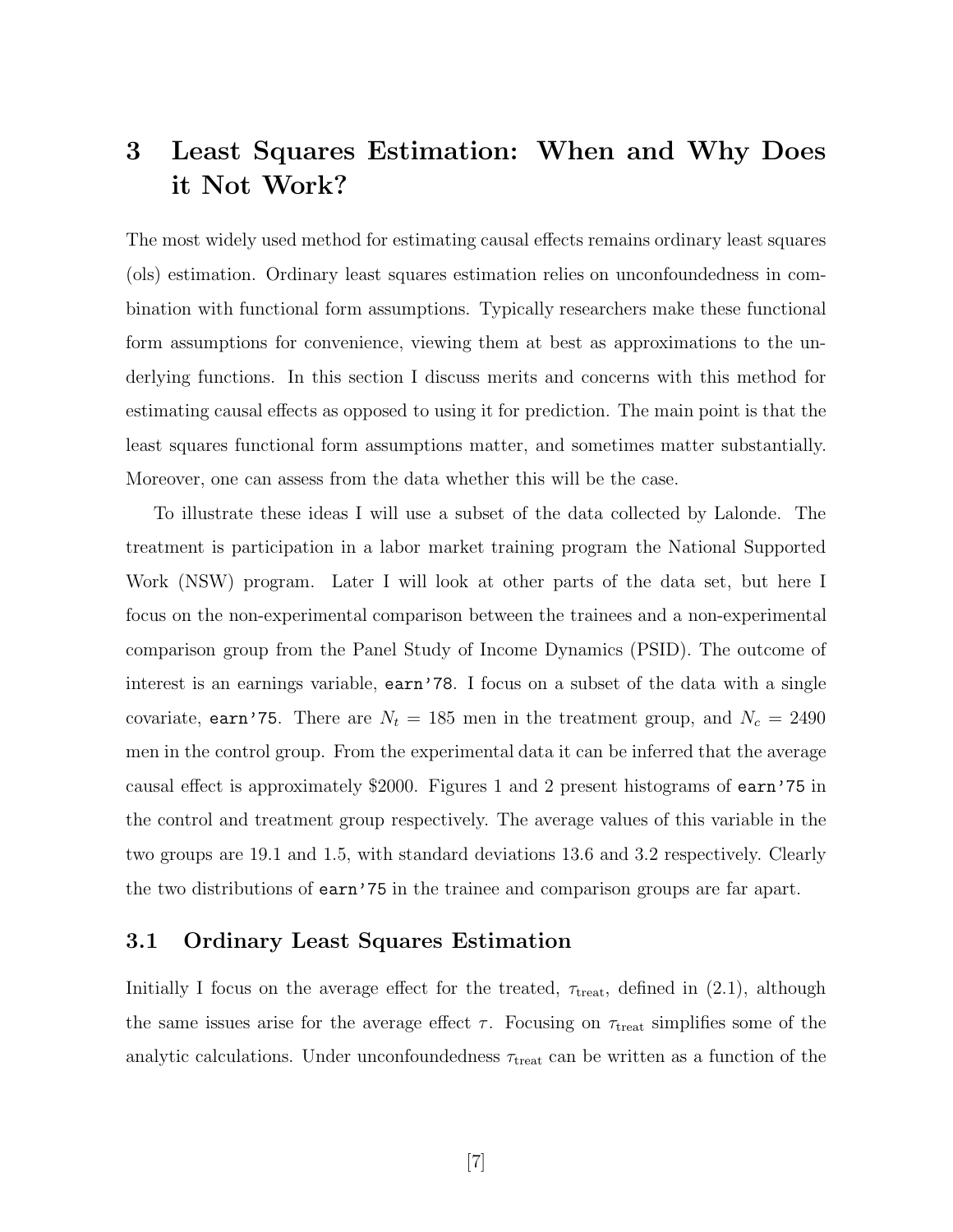# 3 Least Squares Estimation: When and Why Does it Not Work?

The most widely used method for estimating causal effects remains ordinary least squares (ols) estimation. Ordinary least squares estimation relies on unconfoundedness in combination with functional form assumptions. Typically researchers make these functional form assumptions for convenience, viewing them at best as approximations to the underlying functions. In this section I discuss merits and concerns with this method for estimating causal effects as opposed to using it for prediction. The main point is that the least squares functional form assumptions matter, and sometimes matter substantially. Moreover, one can assess from the data whether this will be the case.

To illustrate these ideas I will use a subset of the data collected by Lalonde. The treatment is participation in a labor market training program the National Supported Work (NSW) program. Later I will look at other parts of the data set, but here I focus on the non-experimental comparison between the trainees and a non-experimental comparison group from the Panel Study of Income Dynamics (PSID). The outcome of interest is an earnings variable, `earn'78`. I focus on a subset of the data with a single covariate, `earn'75`. There are $N_t = 185$ men in the treatment group, and $N_c = 2490$ men in the control group. From the experimental data it can be inferred that the average causal effect is approximately \$2000. Figures 1 and 2 present histograms of `earn'75` in the control and treatment group respectively. The average values of this variable in the two groups are 19.1 and 1.5, with standard deviations 13.6 and 3.2 respectively. Clearly the two distributions of `earn'75` in the trainee and comparison groups are far apart.

## 3.1 Ordinary Least Squares Estimation

Initially I focus on the average effect for the treated, $\tau_{\text{treat}}$, defined in (2.1), although the same issues arise for the average effect $\tau$. Focusing on $\tau_{\text{treat}}$ simplifies some of the analytic calculations. Under unconfoundedness $\tau_{\text{treat}}$ can be written as a function of the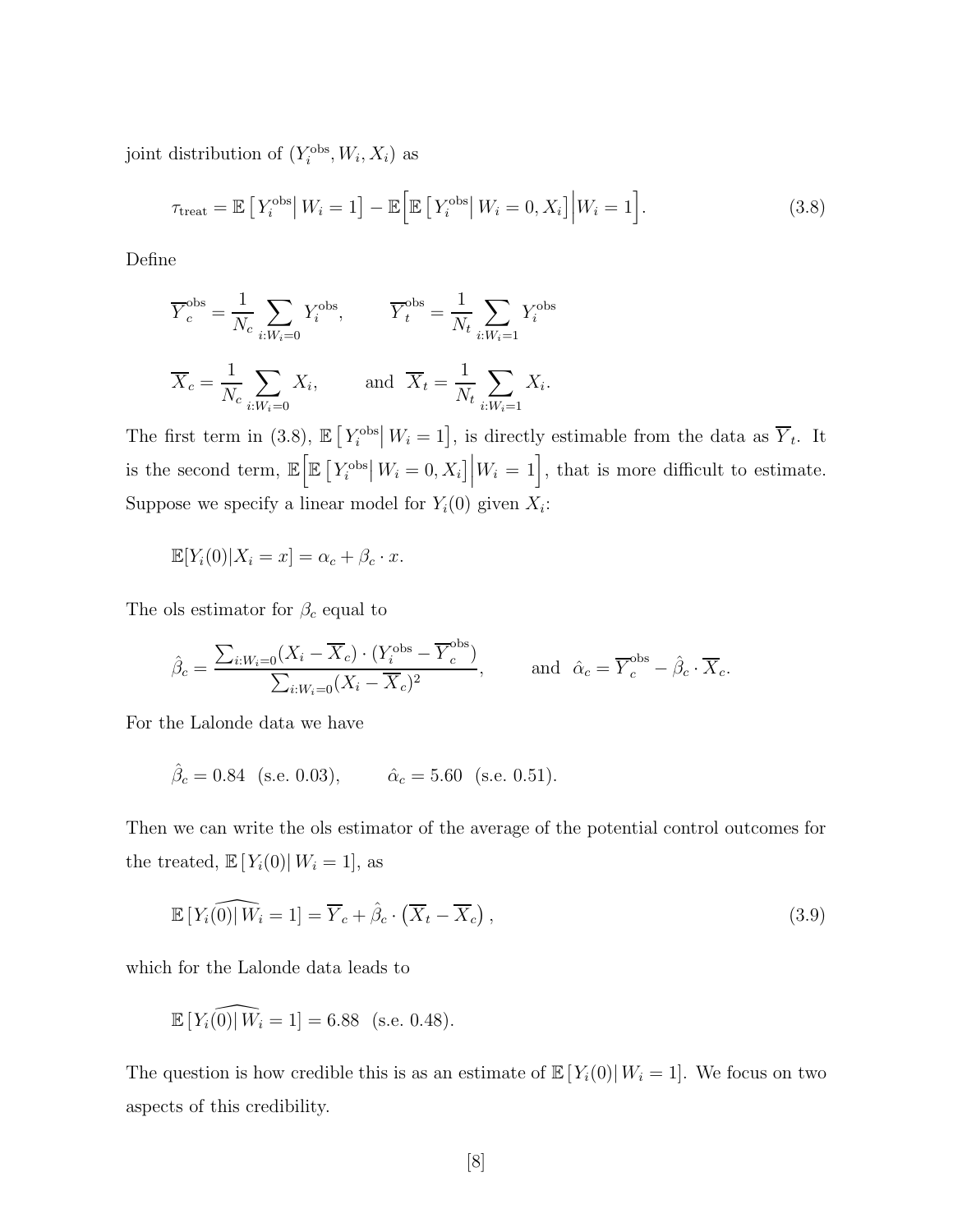joint distribution of $(Y_i^{\text{obs}}, W_i, X_i)$ as

$$\tau_{\text{treat}} = \mathbb{E}\left[ Y_i^{\text{obs}} \middle| W_i = 1 \right] - \mathbb{E}\Big[ \mathbb{E}\left[ Y_i^{\text{obs}} \middle| W_i = 0, X_i \right] \Big| W_i = 1 \Big]. \tag{3.8}$$

Define

$$\overline{Y}_c^{\text{obs}} = \frac{1}{N_c} \sum_{i:W_i=0} Y_i^{\text{obs}}, \qquad \overline{Y}_t^{\text{obs}} = \frac{1}{N_t} \sum_{i:W_i=1} Y_i^{\text{obs}}$$

$$\overline{X}_c = \frac{1}{N_c} \sum_{i:W_i=0} X_i, \qquad \text{and} \ \ \overline{X}_t = \frac{1}{N_t} \sum_{i:W_i=1} X_i.$$

The first term in (3.8), $\mathbb{E}\left[ Y_i^{\text{obs}} \middle| W_i = 1 \right]$, is directly estimable from the data as $\overline{Y}_t$. It is the second term, $\mathbb{E}\Big[ \mathbb{E}\left[ Y_i^{\text{obs}} \middle| W_i = 0, X_i \right] \Big| W_i = 1 \Big]$, that is more difficult to estimate. Suppose we specify a linear model for $Y_i(0)$ given $X_i$:

$$\mathbb{E}[Y_i(0)|X_i = x] = \alpha_c + \beta_c \cdot x.$$

The ols estimator for $\beta_c$ equal to

$$\hat{\beta}_c = \frac{\sum_{i:W_i=0} (X_i - \overline{X}_c) \cdot (Y_i^{\text{obs}} - \overline{Y}_c^{\text{obs}})}{\sum_{i:W_i=0} (X_i - \overline{X}_c)^2}, \qquad \text{and} \ \ \hat{\alpha}_c = \overline{Y}_c^{\text{obs}} - \hat{\beta}_c \cdot \overline{X}_c.$$

For the Lalonde data we have

$$\hat{\beta}_c = 0.84 \ \ \text{(s.e. 0.03)}, \qquad \hat{\alpha}_c = 5.60 \ \ \text{(s.e. 0.51)}.$$

Then we can write the ols estimator of the average of the potential control outcomes for the treated, $\mathbb{E}\left[ Y_i(0) \middle| W_i = 1 \right]$, as

$$\mathbb{E}\left[ Y_i\widehat{(0)| W_i} = 1 \right] = \overline{Y}_c + \hat{\beta}_c \cdot \left( \overline{X}_t - \overline{X}_c \right), \tag{3.9}$$

which for the Lalonde data leads to

$$\mathbb{E}\left[ Y_i\widehat{(0)| W_i} = 1 \right] = 6.88 \ \ \text{(s.e. 0.48)}.$$

The question is how credible this is as an estimate of $\mathbb{E}\left[ Y_i(0) \middle| W_i = 1 \right]$. We focus on two aspects of this credibility.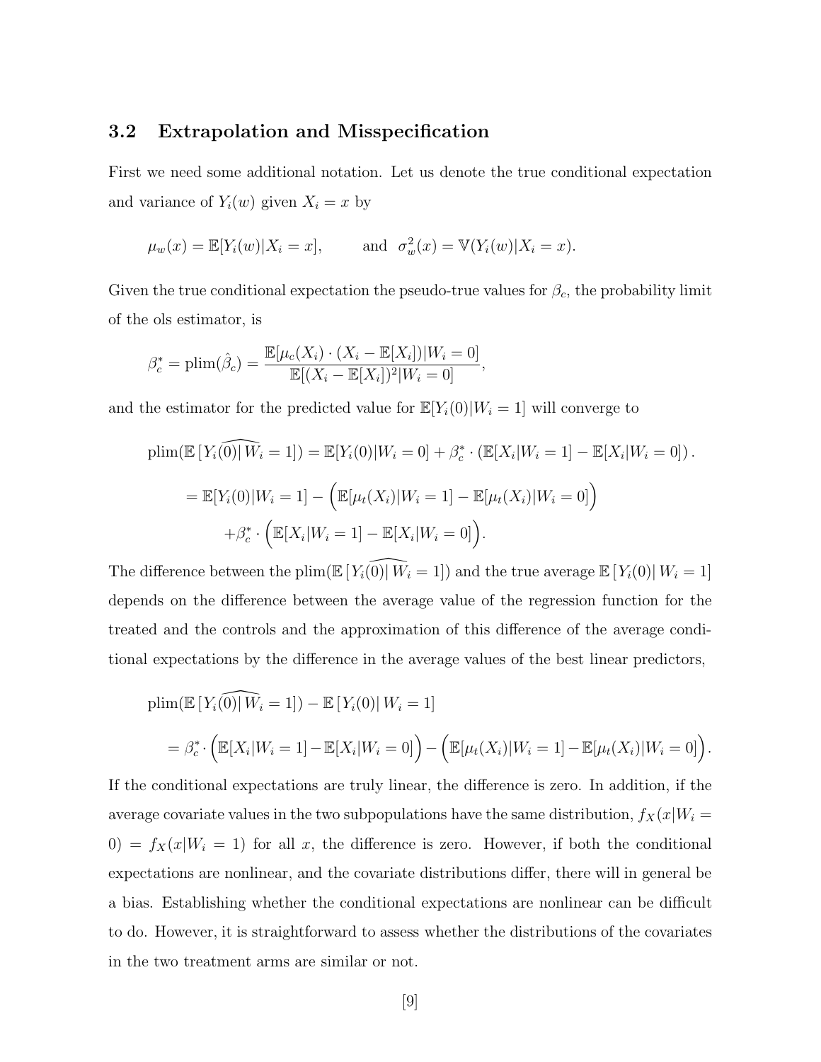### 3.2 Extrapolation and Misspecification

First we need some additional notation. Let us denote the true conditional expectation and variance of $Y_i(w)$ given $X_i = x$ by

$$\mu_w(x) = \mathbb{E}[Y_i(w)|X_i = x], \qquad \text{and} \ \ \sigma^2_w(x) = \mathbb{V}(Y_i(w)|X_i = x).$$

Given the true conditional expectation the pseudo-true values for $\beta_c$, the probability limit of the ols estimator, is

$$\beta^*_c = \text{plim}(\hat{\beta}_c) = \frac{\mathbb{E}[\mu_c(X_i) \cdot (X_i - \mathbb{E}[X_i])|W_i = 0]}{\mathbb{E}[(X_i - \mathbb{E}[X_i])^2|W_i = 0]},$$

and the estimator for the predicted value for $\mathbb{E}[Y_i(0)|W_i = 1]$ will converge to

$$\text{plim}(\widehat{\mathbb{E}\left[Y_i(0)|\, W_i = 1\right]}) = \mathbb{E}[Y_i(0)|W_i = 0] + \beta^*_c \cdot (\mathbb{E}[X_i|W_i = 1] - \mathbb{E}[X_i|W_i = 0])\,.$$

$$= \mathbb{E}[Y_i(0)|W_i = 1] - \Big(\mathbb{E}[\mu_t(X_i)|W_i = 1] - \mathbb{E}[\mu_t(X_i)|W_i = 0]\Big)$$
$$+\beta^*_c \cdot \Big(\mathbb{E}[X_i|W_i = 1] - \mathbb{E}[X_i|W_i = 0]\Big).$$

The difference between the $\text{plim}(\widehat{\mathbb{E}\left[Y_i(0)|\, W_i = 1\right]})$ and the true average $\mathbb{E}\left[Y_i(0)|\, W_i = 1\right]$ depends on the difference between the average value of the regression function for the treated and the controls and the approximation of this difference of the average conditional expectations by the difference in the average values of the best linear predictors,

$$\text{plim}(\widehat{\mathbb{E}\left[Y_i(0)|\, W_i = 1\right]}) - \mathbb{E}\left[Y_i(0)|\, W_i = 1\right]$$

$$= \beta^*_c \cdot \Big(\mathbb{E}[X_i|W_i = 1] - \mathbb{E}[X_i|W_i = 0]\Big) - \Big(\mathbb{E}[\mu_t(X_i)|W_i = 1] - \mathbb{E}[\mu_t(X_i)|W_i = 0]\Big).$$

If the conditional expectations are truly linear, the difference is zero. In addition, if the average covariate values in the two subpopulations have the same distribution, $f_X(x|W_i = 0) = f_X(x|W_i = 1)$ for all $x$, the difference is zero. However, if both the conditional expectations are nonlinear, and the covariate distributions differ, there will in general be a bias. Establishing whether the conditional expectations are nonlinear can be difficult to do. However, it is straightforward to assess whether the distributions of the covariates in the two treatment arms are similar or not.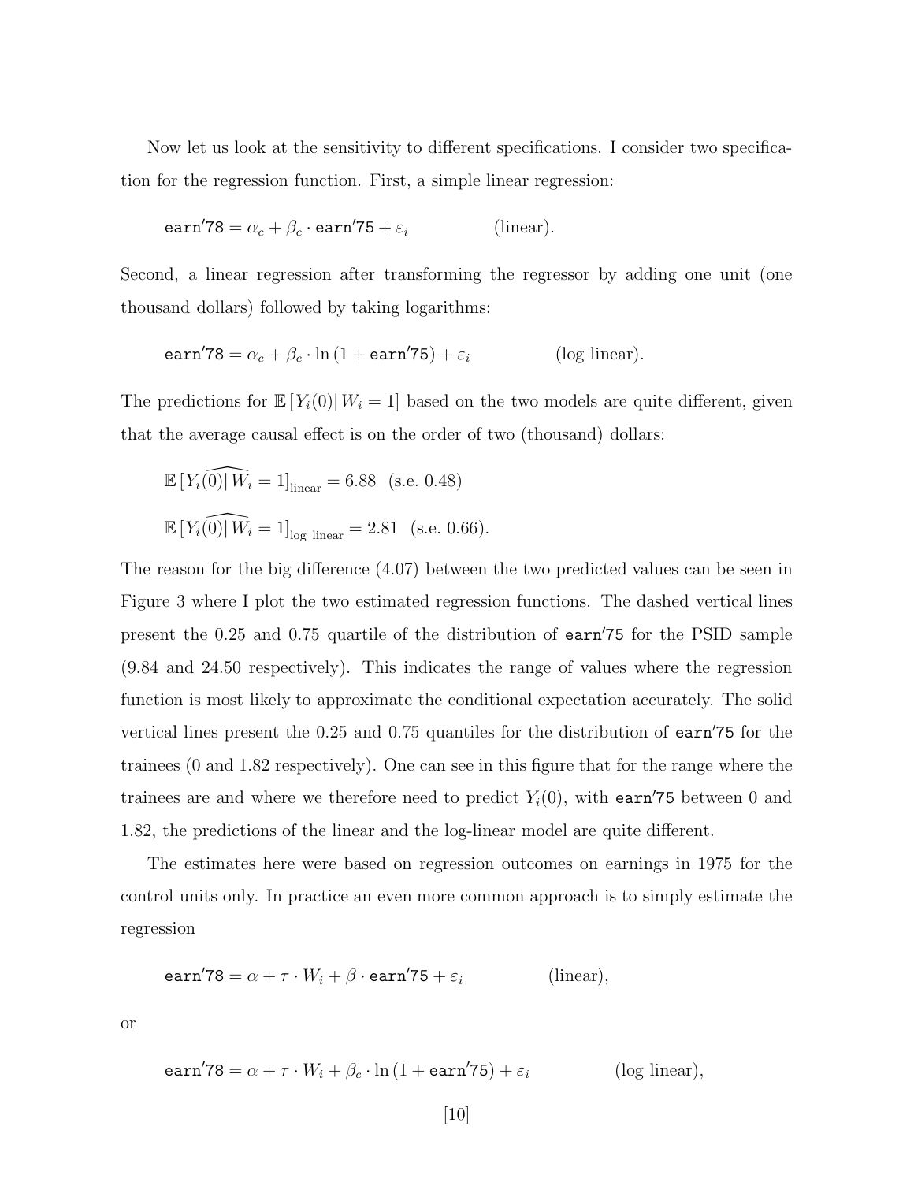Now let us look at the sensitivity to different specifications. I consider two specification for the regression function. First, a simple linear regression:

$$\texttt{earn'78} = \alpha_c + \beta_c \cdot \texttt{earn'75} + \varepsilon_i \qquad \text{(linear)}.$$

Second, a linear regression after transforming the regressor by adding one unit (one thousand dollars) followed by taking logarithms:

$$\texttt{earn'78} = \alpha_c + \beta_c \cdot \ln\left(1 + \texttt{earn'75}\right) + \varepsilon_i \qquad \text{(log linear)}.$$

The predictions for $\mathbb{E}\left[Y_i(0)|\, W_i = 1\right]$ based on the two models are quite different, given that the average causal effect is on the order of two (thousand) dollars:

$$\widehat{\mathbb{E}\left[Y_i(0)|\, W_i = 1\right]}_{\text{linear}} = 6.88 \quad \text{(s.e. } 0.48)$$

$$\widehat{\mathbb{E}\left[Y_i(0)|\, W_i = 1\right]}_{\text{log linear}} = 2.81 \quad \text{(s.e. } 0.66).$$

The reason for the big difference (4.07) between the two predicted values can be seen in Figure 3 where I plot the two estimated regression functions. The dashed vertical lines present the 0.25 and 0.75 quartile of the distribution of `earn'75` for the PSID sample (9.84 and 24.50 respectively). This indicates the range of values where the regression function is most likely to approximate the conditional expectation accurately. The solid vertical lines present the 0.25 and 0.75 quantiles for the distribution of `earn'75` for the trainees (0 and 1.82 respectively). One can see in this figure that for the range where the trainees are and where we therefore need to predict $Y_i(0)$, with `earn'75` between 0 and 1.82, the predictions of the linear and the log-linear model are quite different.

The estimates here were based on regression outcomes on earnings in 1975 for the control units only. In practice an even more common approach is to simply estimate the regression

$$\texttt{earn'78} = \alpha + \tau \cdot W_i + \beta \cdot \texttt{earn'75} + \varepsilon_i \qquad \text{(linear)},$$

or

$$\texttt{earn'78} = \alpha + \tau \cdot W_i + \beta_c \cdot \ln\left(1 + \texttt{earn'75}\right) + \varepsilon_i \qquad \text{(log linear)},$$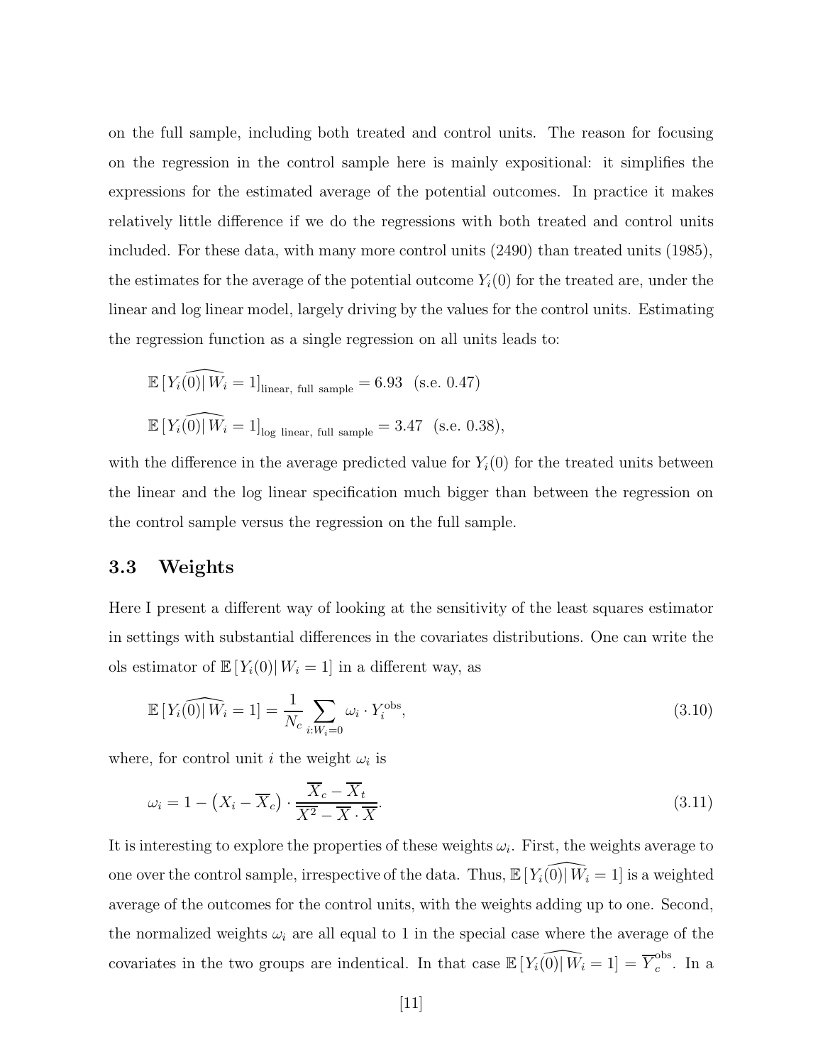on the full sample, including both treated and control units. The reason for focusing on the regression in the control sample here is mainly expositional: it simplifies the expressions for the estimated average of the potential outcomes. In practice it makes relatively little difference if we do the regressions with both treated and control units included. For these data, with many more control units (2490) than treated units (1985), the estimates for the average of the potential outcome $Y_i(0)$ for the treated are, under the linear and log linear model, largely driving by the values for the control units. Estimating the regression function as a single regression on all units leads to:

$$\mathbb{E}\,[\widehat{Y_i(0)|\,W_i} = 1]_{\text{linear, full sample}} = 6.93 \quad \text{(s.e. 0.47)}$$

$$\mathbb{E}\,[\widehat{Y_i(0)|\,W_i} = 1]_{\text{log linear, full sample}} = 3.47 \quad \text{(s.e. 0.38)},$$

with the difference in the average predicted value for $Y_i(0)$ for the treated units between the linear and the log linear specification much bigger than between the regression on the control sample versus the regression on the full sample.

### 3.3 Weights

Here I present a different way of looking at the sensitivity of the least squares estimator in settings with substantial differences in the covariates distributions. One can write the ols estimator of $\mathbb{E}\,[Y_i(0)|\,W_i = 1]$ in a different way, as

$$\mathbb{E}\,[\widehat{Y_i(0)|\,W_i} = 1] = \frac{1}{N_c}\sum_{i:W_i=0} \omega_i \cdot Y_i^{\text{obs}}, \tag{3.10}$$

where, for control unit $i$ the weight $\omega_i$ is

$$\omega_i = 1 - \left(X_i - \overline{X}_c\right) \cdot \frac{\overline{X}_c - \overline{X}_t}{\overline{X^2} - \overline{X} \cdot \overline{X}}. \tag{3.11}$$

It is interesting to explore the properties of these weights $\omega_i$. First, the weights average to one over the control sample, irrespective of the data. Thus, $\mathbb{E}\,[\widehat{Y_i(0)|\,W_i} = 1]$ is a weighted average of the outcomes for the control units, with the weights adding up to one. Second, the normalized weights $\omega_i$ are all equal to 1 in the special case where the average of the covariates in the two groups are indentical. In that case $\mathbb{E}\,[\widehat{Y_i(0)|\,W_i} = 1] = \overline{Y}_c^{\text{obs}}$. In a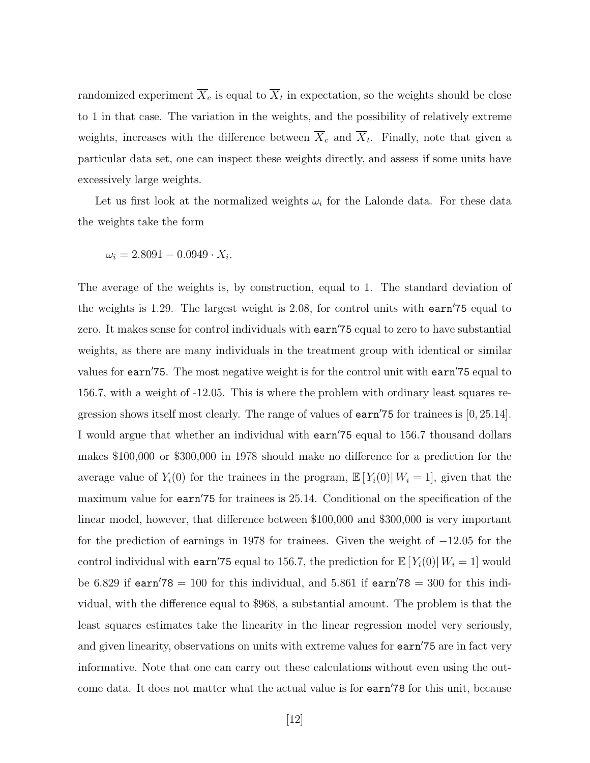randomized experiment $\overline{X}_c$ is equal to $\overline{X}_t$ in expectation, so the weights should be close to 1 in that case. The variation in the weights, and the possibility of relatively extreme weights, increases with the difference between $\overline{X}_c$ and $\overline{X}_t$. Finally, note that given a particular data set, one can inspect these weights directly, and assess if some units have excessively large weights.

Let us first look at the normalized weights $\omega_i$ for the Lalonde data. For these data the weights take the form

$$\omega_i = 2.8091 - 0.0949 \cdot X_i.$$

The average of the weights is, by construction, equal to 1. The standard deviation of the weights is 1.29. The largest weight is 2.08, for control units with `earn'75` equal to zero. It makes sense for control individuals with `earn'75` equal to zero to have substantial weights, as there are many individuals in the treatment group with identical or similar values for `earn'75`. The most negative weight is for the control unit with `earn'75` equal to 156.7, with a weight of -12.05. This is where the problem with ordinary least squares regression shows itself most clearly. The range of values of `earn'75` for trainees is $[0, 25.14]$. I would argue that whether an individual with `earn'75` equal to 156.7 thousand dollars makes \$100,000 or \$300,000 in 1978 should make no difference for a prediction for the average value of $Y_i(0)$ for the trainees in the program, $\mathbb{E}\left[Y_i(0)\right| W_i = 1]$, given that the maximum value for `earn'75` for trainees is 25.14. Conditional on the specification of the linear model, however, that difference between \$100,000 and \$300,000 is very important for the prediction of earnings in 1978 for trainees. Given the weight of $-12.05$ for the control individual with `earn'75` equal to 156.7, the prediction for $\mathbb{E}\left[Y_i(0)\right| W_i = 1]$ would be 6.829 if `earn'78` $= 100$ for this individual, and 5.861 if `earn'78` $= 300$ for this individual, with the difference equal to \$968, a substantial amount. The problem is that the least squares estimates take the linearity in the linear regression model very seriously, and given linearity, observations on units with extreme values for `earn'75` are in fact very informative. Note that one can carry out these calculations without even using the outcome data. It does not matter what the actual value is for `earn'78` for this unit, because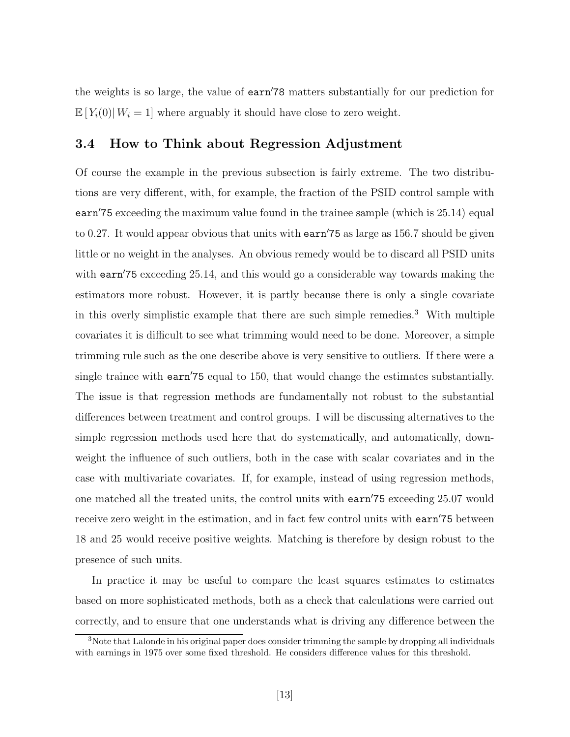the weights is so large, the value of earn′78 matters substantially for our prediction for $\mathbb{E}\left[Y_i(0)|\, W_i = 1\right]$ where arguably it should have close to zero weight.

### 3.4 How to Think about Regression Adjustment

Of course the example in the previous subsection is fairly extreme. The two distributions are very different, with, for example, the fraction of the PSID control sample with earn′75 exceeding the maximum value found in the trainee sample (which is 25.14) equal to 0.27. It would appear obvious that units with earn′75 as large as 156.7 should be given little or no weight in the analyses. An obvious remedy would be to discard all PSID units with earn′75 exceeding 25.14, and this would go a considerable way towards making the estimators more robust. However, it is partly because there is only a single covariate in this overly simplistic example that there are such simple remedies.[3] With multiple covariates it is difficult to see what trimming would need to be done. Moreover, a simple trimming rule such as the one describe above is very sensitive to outliers. If there were a single trainee with earn′75 equal to 150, that would change the estimates substantially. The issue is that regression methods are fundamentally not robust to the substantial differences between treatment and control groups. I will be discussing alternatives to the simple regression methods used here that do systematically, and automatically, downweight the influence of such outliers, both in the case with scalar covariates and in the case with multivariate covariates. If, for example, instead of using regression methods, one matched all the treated units, the control units with earn′75 exceeding 25.07 would receive zero weight in the estimation, and in fact few control units with earn′75 between 18 and 25 would receive positive weights. Matching is therefore by design robust to the presence of such units.

In practice it may be useful to compare the least squares estimates to estimates based on more sophisticated methods, both as a check that calculations were carried out correctly, and to ensure that one understands what is driving any difference between the

[3] Note that Lalonde in his original paper does consider trimming the sample by dropping all individuals with earnings in 1975 over some fixed threshold. He considers difference values for this threshold.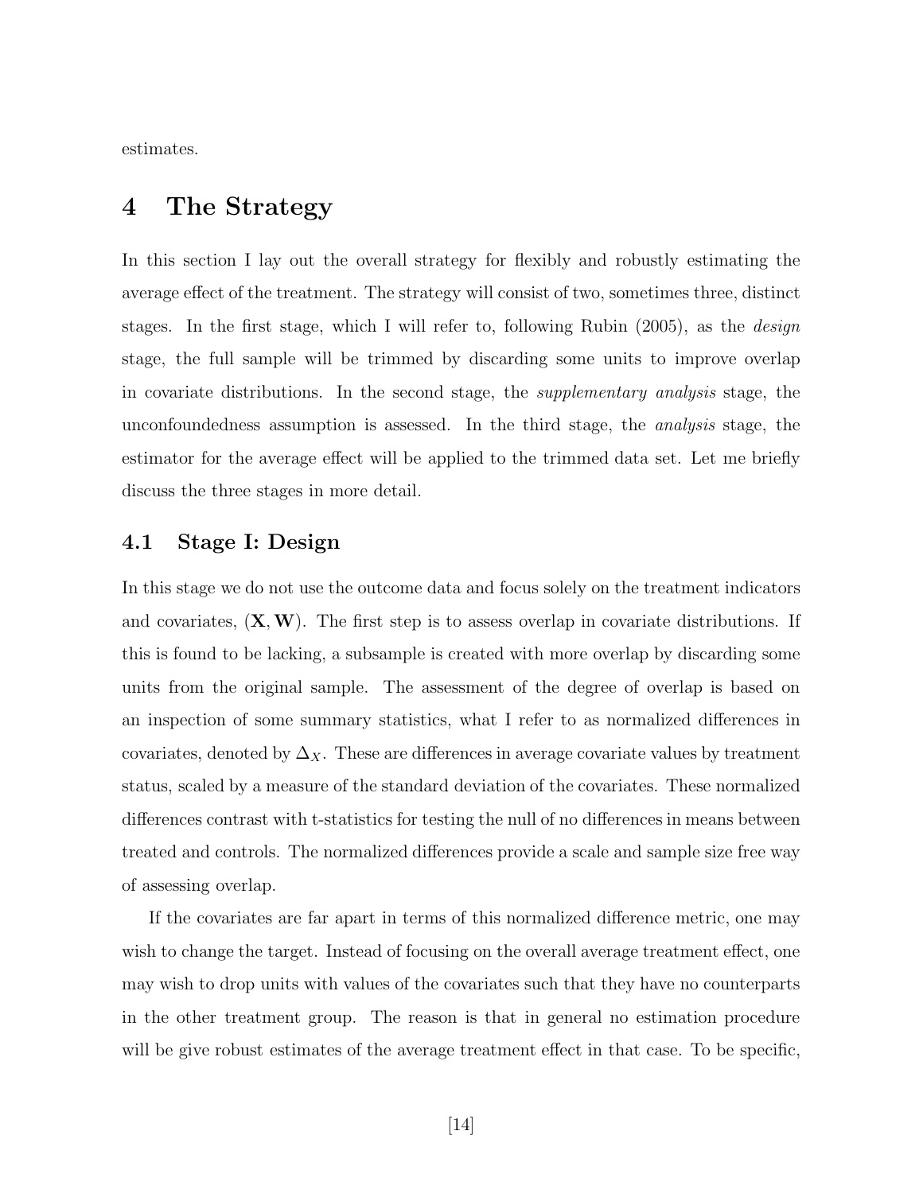estimates.

# 4 The Strategy

In this section I lay out the overall strategy for flexibly and robustly estimating the average effect of the treatment. The strategy will consist of two, sometimes three, distinct stages. In the first stage, which I will refer to, following Rubin (2005), as the *design* stage, the full sample will be trimmed by discarding some units to improve overlap in covariate distributions. In the second stage, the *supplementary analysis* stage, the unconfoundedness assumption is assessed. In the third stage, the *analysis* stage, the estimator for the average effect will be applied to the trimmed data set. Let me briefly discuss the three stages in more detail.

## 4.1 Stage I: Design

In this stage we do not use the outcome data and focus solely on the treatment indicators and covariates, $(\mathbf{X}, \mathbf{W})$. The first step is to assess overlap in covariate distributions. If this is found to be lacking, a subsample is created with more overlap by discarding some units from the original sample. The assessment of the degree of overlap is based on an inspection of some summary statistics, what I refer to as normalized differences in covariates, denoted by $\Delta_X$. These are differences in average covariate values by treatment status, scaled by a measure of the standard deviation of the covariates. These normalized differences contrast with t-statistics for testing the null of no differences in means between treated and controls. The normalized differences provide a scale and sample size free way of assessing overlap.

If the covariates are far apart in terms of this normalized difference metric, one may wish to change the target. Instead of focusing on the overall average treatment effect, one may wish to drop units with values of the covariates such that they have no counterparts in the other treatment group. The reason is that in general no estimation procedure will be give robust estimates of the average treatment effect in that case. To be specific,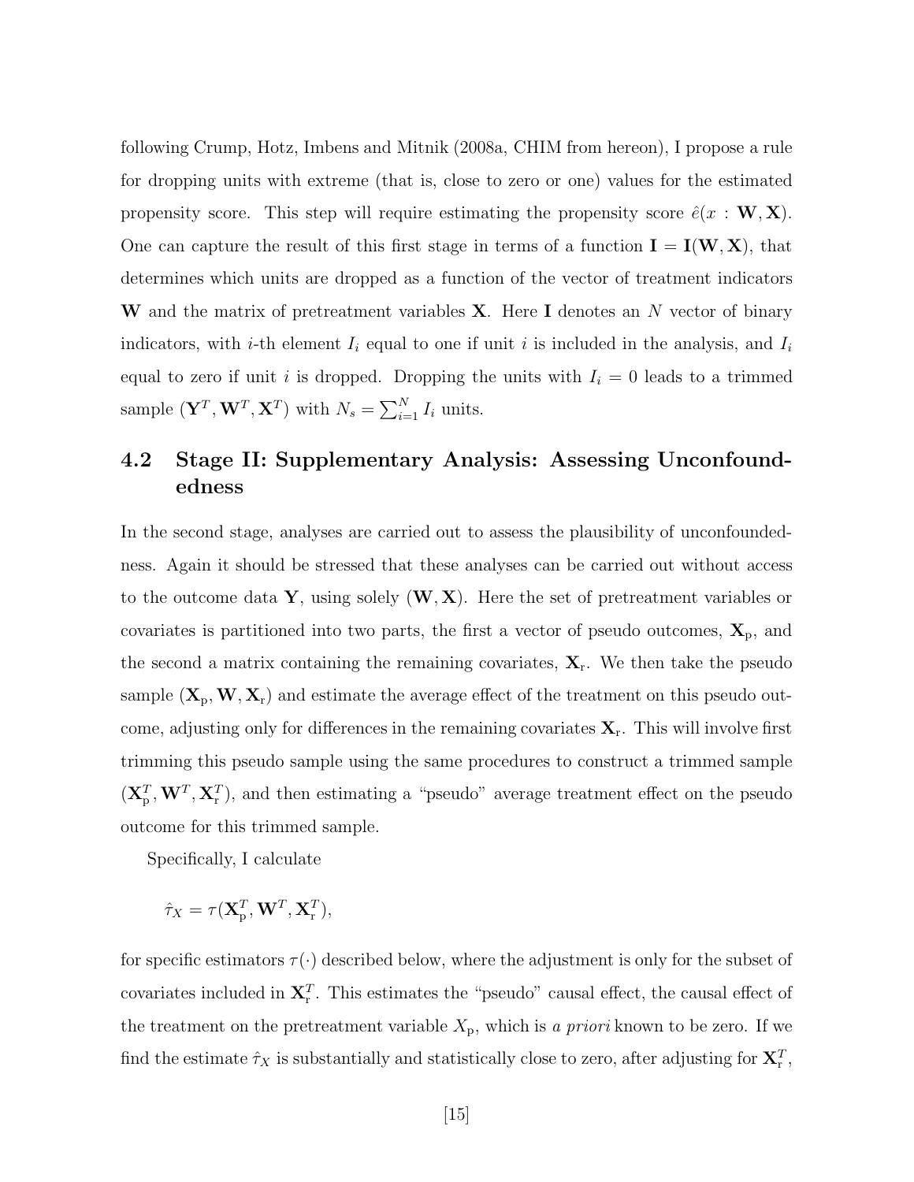following Crump, Hotz, Imbens and Mitnik (2008a, CHIM from hereon), I propose a rule for dropping units with extreme (that is, close to zero or one) values for the estimated propensity score. This step will require estimating the propensity score $\hat{e}(x : \mathbf{W}, \mathbf{X})$. One can capture the result of this first stage in terms of a function $\mathbf{I} = \mathbf{I}(\mathbf{W}, \mathbf{X})$, that determines which units are dropped as a function of the vector of treatment indicators $\mathbf{W}$ and the matrix of pretreatment variables $\mathbf{X}$. Here $\mathbf{I}$ denotes an $N$ vector of binary indicators, with $i$-th element $I_i$ equal to one if unit $i$ is included in the analysis, and $I_i$ equal to zero if unit $i$ is dropped. Dropping the units with $I_i = 0$ leads to a trimmed sample $(\mathbf{Y}^T, \mathbf{W}^T, \mathbf{X}^T)$ with $N_s = \sum_{i=1}^{N} I_i$ units.

## 4.2 Stage II: Supplementary Analysis: Assessing Unconfoundedness

In the second stage, analyses are carried out to assess the plausibility of unconfoundedness. Again it should be stressed that these analyses can be carried out without access to the outcome data $\mathbf{Y}$, using solely $(\mathbf{W}, \mathbf{X})$. Here the set of pretreatment variables or covariates is partitioned into two parts, the first a vector of pseudo outcomes, $\mathbf{X}_{\rm p}$, and the second a matrix containing the remaining covariates, $\mathbf{X}_{\rm r}$. We then take the pseudo sample $(\mathbf{X}_{\rm p}, \mathbf{W}, \mathbf{X}_{\rm r})$ and estimate the average effect of the treatment on this pseudo outcome, adjusting only for differences in the remaining covariates $\mathbf{X}_{\rm r}$. This will involve first trimming this pseudo sample using the same procedures to construct a trimmed sample $(\mathbf{X}_{\rm p}^T, \mathbf{W}^T, \mathbf{X}_{\rm r}^T)$, and then estimating a "pseudo" average treatment effect on the pseudo outcome for this trimmed sample.

Specifically, I calculate

$$\hat{\tau}_X = \tau(\mathbf{X}_{\rm p}^T, \mathbf{W}^T, \mathbf{X}_{\rm r}^T),$$

for specific estimators $\tau(\cdot)$ described below, where the adjustment is only for the subset of covariates included in $\mathbf{X}_{\rm r}^T$. This estimates the "pseudo" causal effect, the causal effect of the treatment on the pretreatment variable $X_{\rm p}$, which is *a priori* known to be zero. If we find the estimate $\hat{\tau}_X$ is substantially and statistically close to zero, after adjusting for $\mathbf{X}_{\rm r}^T$,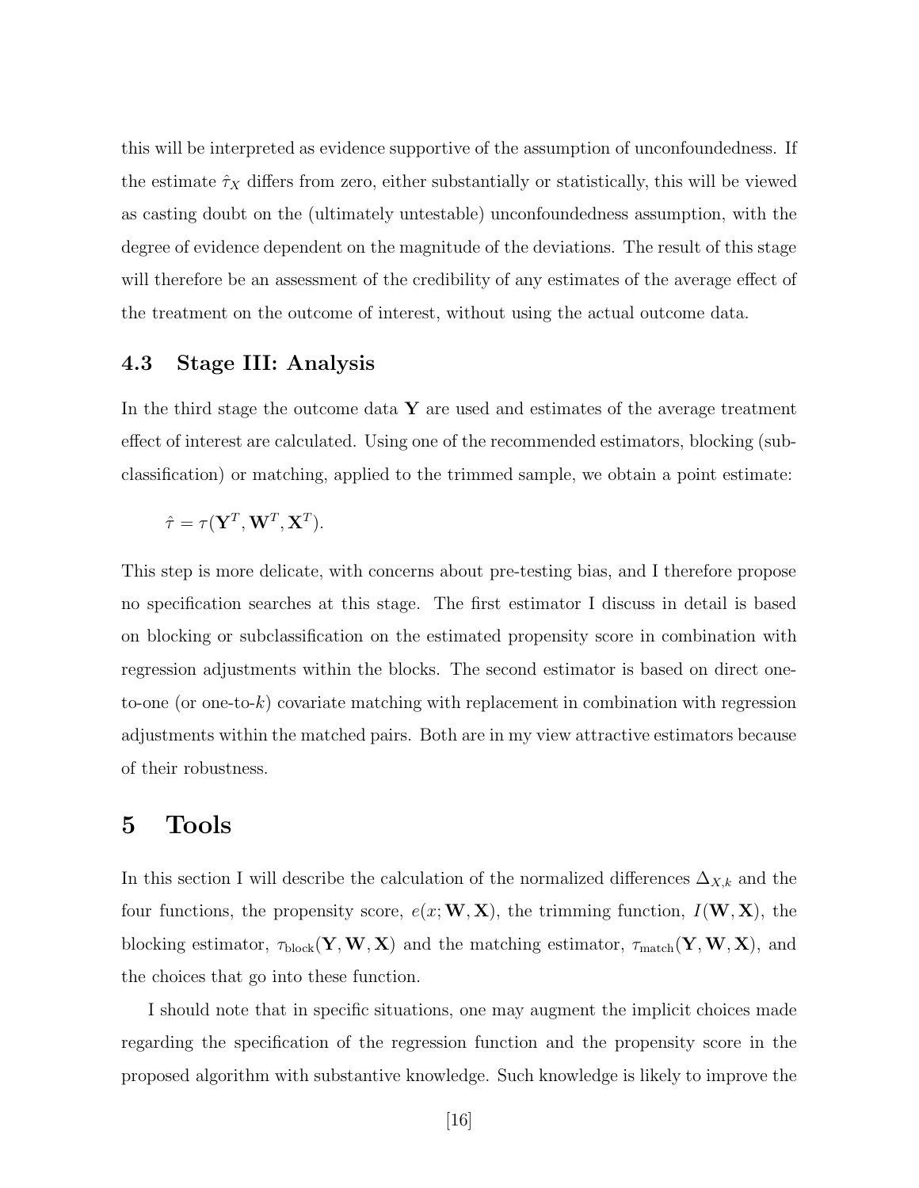this will be interpreted as evidence supportive of the assumption of unconfoundedness. If the estimate $\hat{\tau}_X$ differs from zero, either substantially or statistically, this will be viewed as casting doubt on the (ultimately untestable) unconfoundedness assumption, with the degree of evidence dependent on the magnitude of the deviations. The result of this stage will therefore be an assessment of the credibility of any estimates of the average effect of the treatment on the outcome of interest, without using the actual outcome data.

### 4.3 Stage III: Analysis

In the third stage the outcome data $\mathbf{Y}$ are used and estimates of the average treatment effect of interest are calculated. Using one of the recommended estimators, blocking (subclassification) or matching, applied to the trimmed sample, we obtain a point estimate:

$$\hat{\tau} = \tau(\mathbf{Y}^T, \mathbf{W}^T, \mathbf{X}^T).$$

This step is more delicate, with concerns about pre-testing bias, and I therefore propose no specification searches at this stage. The first estimator I discuss in detail is based on blocking or subclassification on the estimated propensity score in combination with regression adjustments within the blocks. The second estimator is based on direct one-to-one (or one-to-$k$) covariate matching with replacement in combination with regression adjustments within the matched pairs. Both are in my view attractive estimators because of their robustness.

## 5 Tools

In this section I will describe the calculation of the normalized differences $\Delta_{X,k}$ and the four functions, the propensity score, $e(x; \mathbf{W}, \mathbf{X})$, the trimming function, $I(\mathbf{W}, \mathbf{X})$, the blocking estimator, $\tau_{\text{block}}(\mathbf{Y}, \mathbf{W}, \mathbf{X})$ and the matching estimator, $\tau_{\text{match}}(\mathbf{Y}, \mathbf{W}, \mathbf{X})$, and the choices that go into these function.

I should note that in specific situations, one may augment the implicit choices made regarding the specification of the regression function and the propensity score in the proposed algorithm with substantive knowledge. Such knowledge is likely to improve the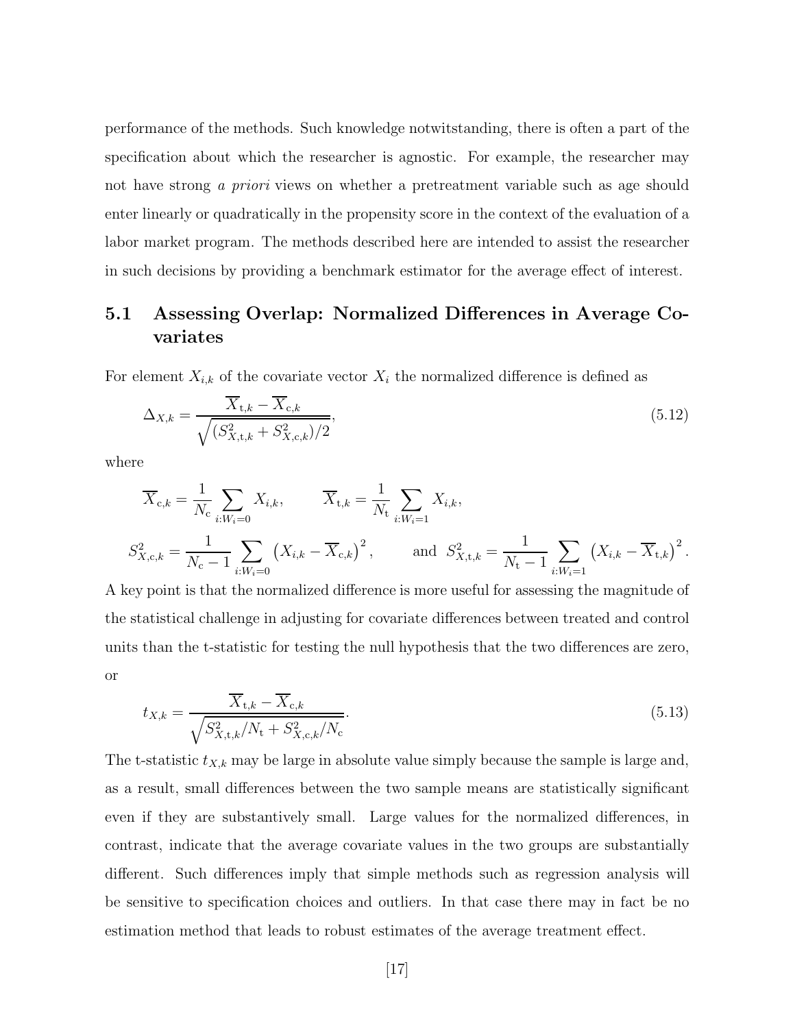performance of the methods. Such knowledge notwitstanding, there is often a part of the specification about which the researcher is agnostic. For example, the researcher may not have strong *a priori* views on whether a pretreatment variable such as age should enter linearly or quadratically in the propensity score in the context of the evaluation of a labor market program. The methods described here are intended to assist the researcher in such decisions by providing a benchmark estimator for the average effect of interest.

## 5.1 Assessing Overlap: Normalized Differences in Average Covariates

For element $X_{i,k}$ of the covariate vector $X_i$ the normalized difference is defined as

$$\Delta_{X,k} = \frac{\overline{X}_{\mathrm{t},k} - \overline{X}_{\mathrm{c},k}}{\sqrt{(S^2_{X,\mathrm{t},k} + S^2_{X,\mathrm{c},k})/2}}, \tag{5.12}$$

where

$$\overline{X}_{\mathrm{c},k} = \frac{1}{N_\mathrm{c}} \sum_{i:W_i=0} X_{i,k}, \qquad \overline{X}_{\mathrm{t},k} = \frac{1}{N_\mathrm{t}} \sum_{i:W_i=1} X_{i,k},$$

$$S^2_{X,\mathrm{c},k} = \frac{1}{N_\mathrm{c}-1} \sum_{i:W_i=0} \left(X_{i,k} - \overline{X}_{\mathrm{c},k}\right)^2, \qquad \text{and} \;\; S^2_{X,\mathrm{t},k} = \frac{1}{N_\mathrm{t}-1} \sum_{i:W_i=1} \left(X_{i,k} - \overline{X}_{\mathrm{t},k}\right)^2.$$

A key point is that the normalized difference is more useful for assessing the magnitude of the statistical challenge in adjusting for covariate differences between treated and control units than the t-statistic for testing the null hypothesis that the two differences are zero, or

$$t_{X,k} = \frac{\overline{X}_{\mathrm{t},k} - \overline{X}_{\mathrm{c},k}}{\sqrt{S^2_{X,\mathrm{t},k}/N_\mathrm{t} + S^2_{X,\mathrm{c},k}/N_\mathrm{c}}}. \tag{5.13}$$

The t-statistic $t_{X,k}$ may be large in absolute value simply because the sample is large and, as a result, small differences between the two sample means are statistically significant even if they are substantively small. Large values for the normalized differences, in contrast, indicate that the average covariate values in the two groups are substantially different. Such differences imply that simple methods such as regression analysis will be sensitive to specification choices and outliers. In that case there may in fact be no estimation method that leads to robust estimates of the average treatment effect.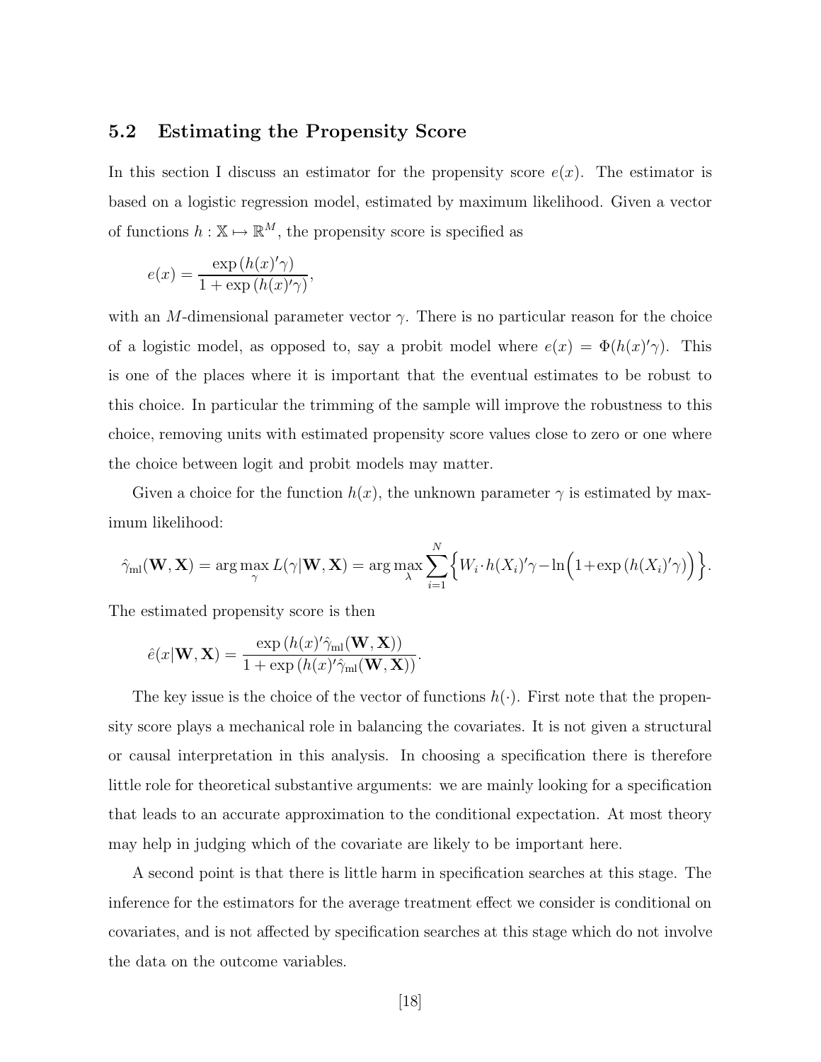## 5.2 Estimating the Propensity Score

In this section I discuss an estimator for the propensity score $e(x)$. The estimator is based on a logistic regression model, estimated by maximum likelihood. Given a vector of functions $h : \mathbb{X} \mapsto \mathbb{R}^M$, the propensity score is specified as

$$e(x) = \frac{\exp\left(h(x)'\gamma\right)}{1 + \exp\left(h(x)'\gamma\right)},$$

with an $M$-dimensional parameter vector $\gamma$. There is no particular reason for the choice of a logistic model, as opposed to, say a probit model where $e(x) = \Phi(h(x)'\gamma)$. This is one of the places where it is important that the eventual estimates to be robust to this choice. In particular the trimming of the sample will improve the robustness to this choice, removing units with estimated propensity score values close to zero or one where the choice between logit and probit models may matter.

Given a choice for the function $h(x)$, the unknown parameter $\gamma$ is estimated by maximum likelihood:

$$\hat{\gamma}_{\text{ml}}(\mathbf{W}, \mathbf{X}) = \arg\max_{\gamma} L(\gamma|\mathbf{W}, \mathbf{X}) = \arg\max_{\lambda} \sum_{i=1}^{N} \Big\{ W_i \cdot h(X_i)'\gamma - \ln\Big(1 + \exp\left(h(X_i)'\gamma\right)\Big)\Big\}.$$

The estimated propensity score is then

$$\hat{e}(x|\mathbf{W}, \mathbf{X}) = \frac{\exp\left(h(x)'\hat{\gamma}_{\text{ml}}(\mathbf{W}, \mathbf{X})\right)}{1 + \exp\left(h(x)'\hat{\gamma}_{\text{ml}}(\mathbf{W}, \mathbf{X})\right)}.$$

The key issue is the choice of the vector of functions $h(\cdot)$. First note that the propensity score plays a mechanical role in balancing the covariates. It is not given a structural or causal interpretation in this analysis. In choosing a specification there is therefore little role for theoretical substantive arguments: we are mainly looking for a specification that leads to an accurate approximation to the conditional expectation. At most theory may help in judging which of the covariate are likely to be important here.

A second point is that there is little harm in specification searches at this stage. The inference for the estimators for the average treatment effect we consider is conditional on covariates, and is not affected by specification searches at this stage which do not involve the data on the outcome variables.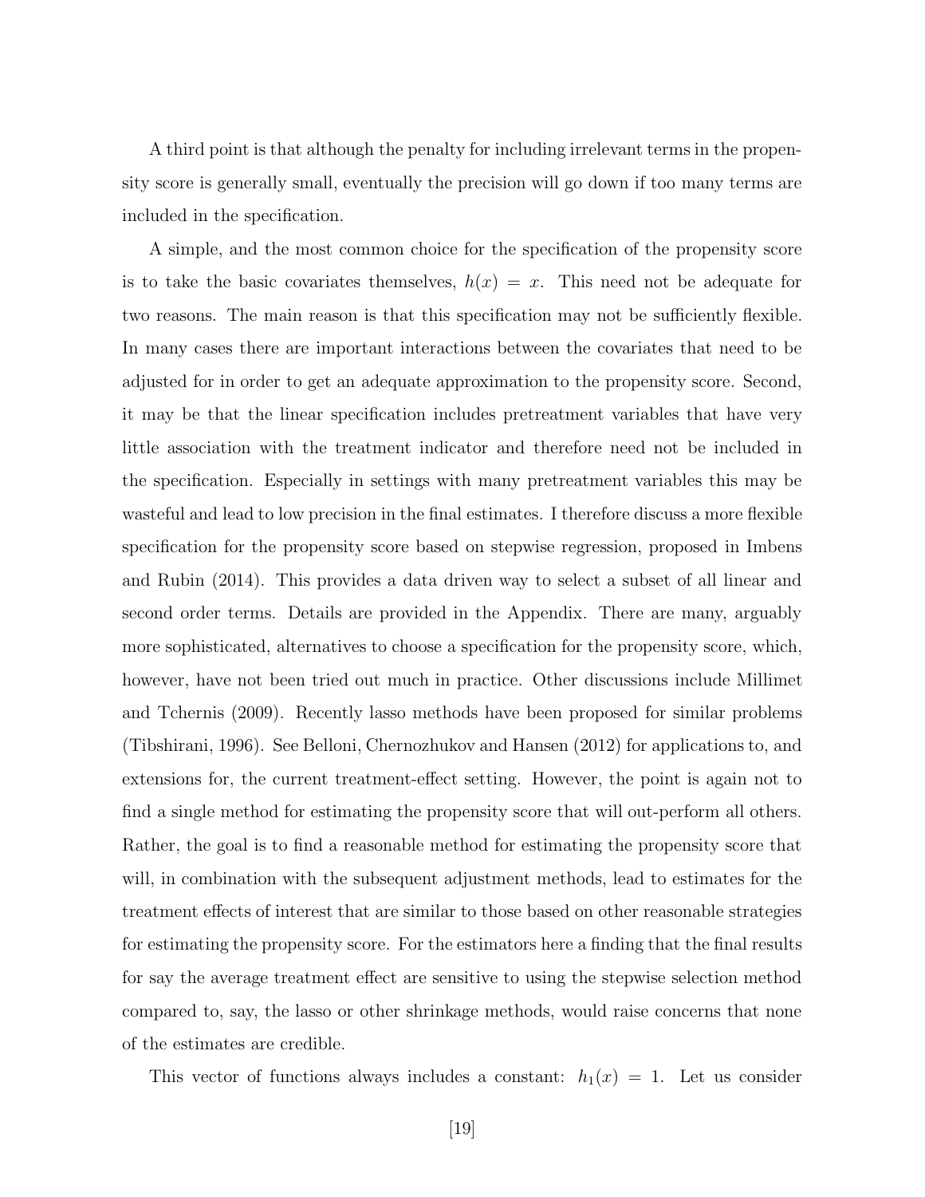A third point is that although the penalty for including irrelevant terms in the propensity score is generally small, eventually the precision will go down if too many terms are included in the specification.

A simple, and the most common choice for the specification of the propensity score is to take the basic covariates themselves, $h(x) = x$. This need not be adequate for two reasons. The main reason is that this specification may not be sufficiently flexible. In many cases there are important interactions between the covariates that need to be adjusted for in order to get an adequate approximation to the propensity score. Second, it may be that the linear specification includes pretreatment variables that have very little association with the treatment indicator and therefore need not be included in the specification. Especially in settings with many pretreatment variables this may be wasteful and lead to low precision in the final estimates. I therefore discuss a more flexible specification for the propensity score based on stepwise regression, proposed in Imbens and Rubin (2014). This provides a data driven way to select a subset of all linear and second order terms. Details are provided in the Appendix. There are many, arguably more sophisticated, alternatives to choose a specification for the propensity score, which, however, have not been tried out much in practice. Other discussions include Millimet and Tchernis (2009). Recently lasso methods have been proposed for similar problems (Tibshirani, 1996). See Belloni, Chernozhukov and Hansen (2012) for applications to, and extensions for, the current treatment-effect setting. However, the point is again not to find a single method for estimating the propensity score that will out-perform all others. Rather, the goal is to find a reasonable method for estimating the propensity score that will, in combination with the subsequent adjustment methods, lead to estimates for the treatment effects of interest that are similar to those based on other reasonable strategies for estimating the propensity score. For the estimators here a finding that the final results for say the average treatment effect are sensitive to using the stepwise selection method compared to, say, the lasso or other shrinkage methods, would raise concerns that none of the estimates are credible.

This vector of functions always includes a constant: $h_1(x) = 1$. Let us consider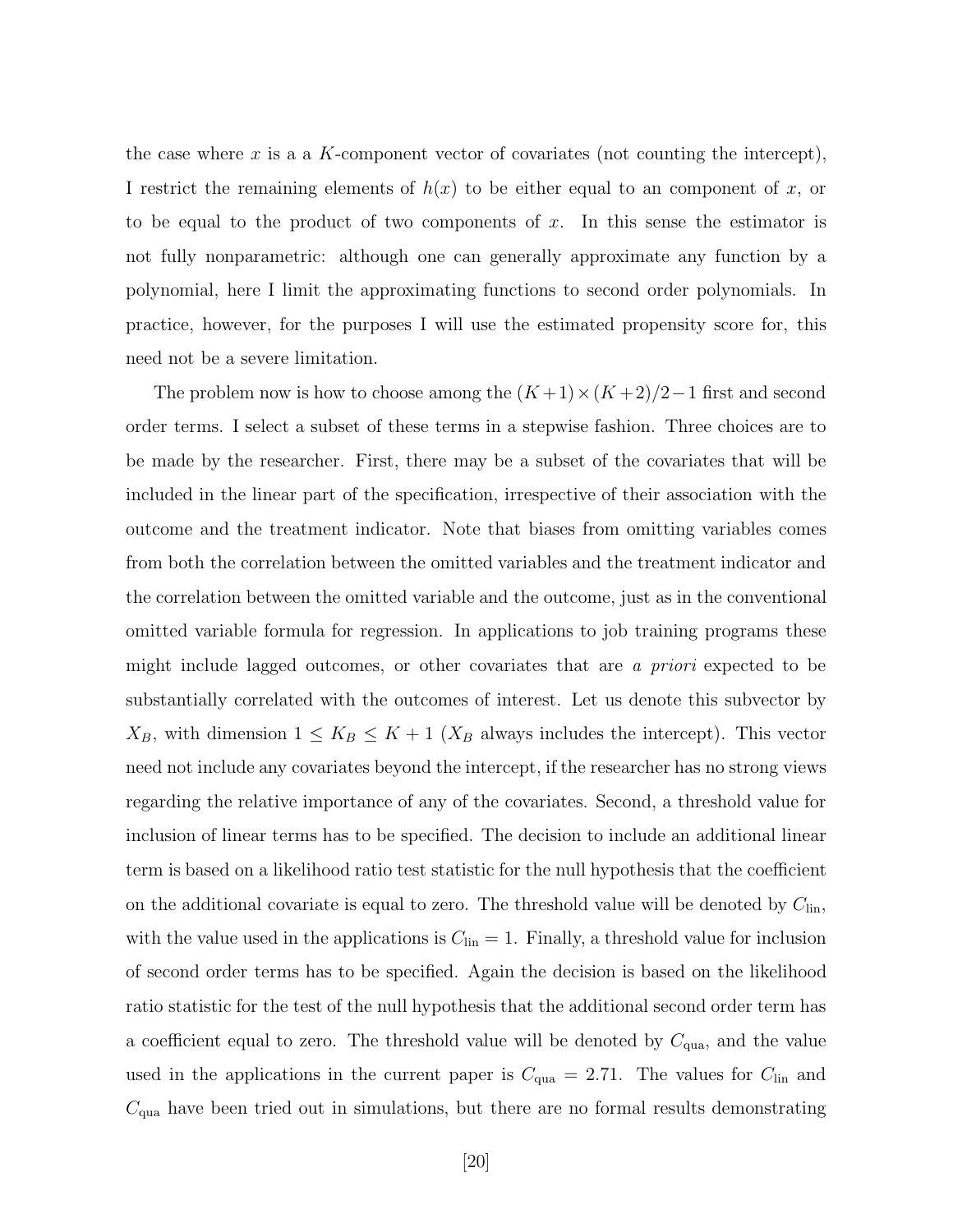the case where $x$ is a a $K$-component vector of covariates (not counting the intercept), I restrict the remaining elements of $h(x)$ to be either equal to an component of $x$, or to be equal to the product of two components of $x$. In this sense the estimator is not fully nonparametric: although one can generally approximate any function by a polynomial, here I limit the approximating functions to second order polynomials. In practice, however, for the purposes I will use the estimated propensity score for, this need not be a severe limitation.

The problem now is how to choose among the $(K+1)\times(K+2)/2-1$ first and second order terms. I select a subset of these terms in a stepwise fashion. Three choices are to be made by the researcher. First, there may be a subset of the covariates that will be included in the linear part of the specification, irrespective of their association with the outcome and the treatment indicator. Note that biases from omitting variables comes from both the correlation between the omitted variables and the treatment indicator and the correlation between the omitted variable and the outcome, just as in the conventional omitted variable formula for regression. In applications to job training programs these might include lagged outcomes, or other covariates that are *a priori* expected to be substantially correlated with the outcomes of interest. Let us denote this subvector by $X_B$, with dimension $1 \leq K_B \leq K+1$ ($X_B$ always includes the intercept). This vector need not include any covariates beyond the intercept, if the researcher has no strong views regarding the relative importance of any of the covariates. Second, a threshold value for inclusion of linear terms has to be specified. The decision to include an additional linear term is based on a likelihood ratio test statistic for the null hypothesis that the coefficient on the additional covariate is equal to zero. The threshold value will be denoted by $C_{\text{lin}}$, with the value used in the applications is $C_{\text{lin}} = 1$. Finally, a threshold value for inclusion of second order terms has to be specified. Again the decision is based on the likelihood ratio statistic for the test of the null hypothesis that the additional second order term has a coefficient equal to zero. The threshold value will be denoted by $C_{\text{qua}}$, and the value used in the applications in the current paper is $C_{\text{qua}} = 2.71$. The values for $C_{\text{lin}}$ and $C_{\text{qua}}$ have been tried out in simulations, but there are no formal results demonstrating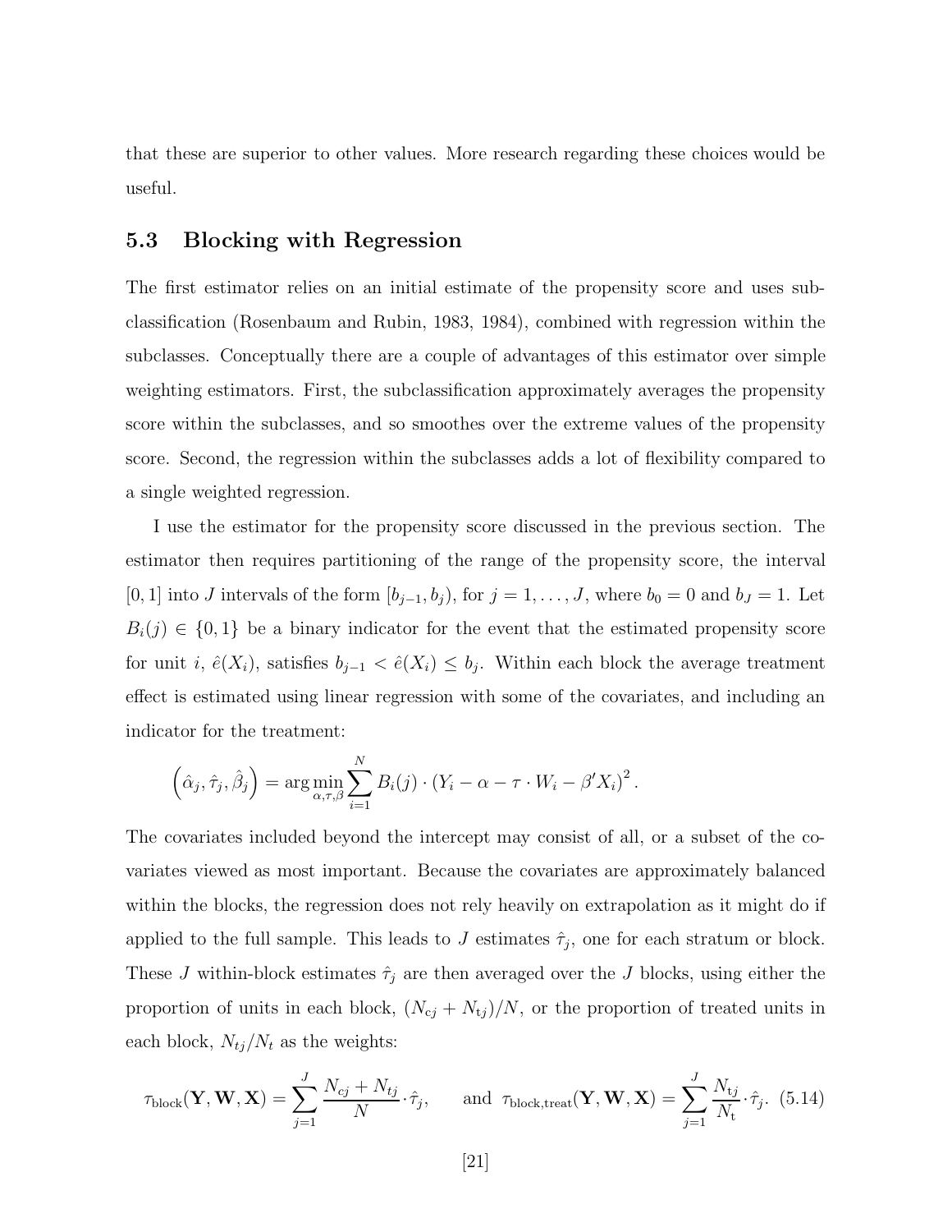that these are superior to other values. More research regarding these choices would be useful.

## 5.3 Blocking with Regression

The first estimator relies on an initial estimate of the propensity score and uses subclassification (Rosenbaum and Rubin, 1983, 1984), combined with regression within the subclasses. Conceptually there are a couple of advantages of this estimator over simple weighting estimators. First, the subclassification approximately averages the propensity score within the subclasses, and so smoothes over the extreme values of the propensity score. Second, the regression within the subclasses adds a lot of flexibility compared to a single weighted regression.

I use the estimator for the propensity score discussed in the previous section. The estimator then requires partitioning of the range of the propensity score, the interval $[0, 1]$ into $J$ intervals of the form $[b_{j-1}, b_j)$, for $j = 1, \ldots, J$, where $b_0 = 0$ and $b_J = 1$. Let $B_i(j) \in \{0, 1\}$ be a binary indicator for the event that the estimated propensity score for unit $i$, $\hat{e}(X_i)$, satisfies $b_{j-1} < \hat{e}(X_i) \leq b_j$. Within each block the average treatment effect is estimated using linear regression with some of the covariates, and including an indicator for the treatment:

$$\left(\hat{\alpha}_j, \hat{\tau}_j, \hat{\beta}_j\right) = \arg\min_{\alpha,\tau,\beta} \sum_{i=1}^{N} B_i(j) \cdot \left(Y_i - \alpha - \tau \cdot W_i - \beta' X_i\right)^2.$$

The covariates included beyond the intercept may consist of all, or a subset of the covariates viewed as most important. Because the covariates are approximately balanced within the blocks, the regression does not rely heavily on extrapolation as it might do if applied to the full sample. This leads to $J$ estimates $\hat{\tau}_j$, one for each stratum or block. These $J$ within-block estimates $\hat{\tau}_j$ are then averaged over the $J$ blocks, using either the proportion of units in each block, $(N_{cj} + N_{tj})/N$, or the proportion of treated units in each block, $N_{tj}/N_t$ as the weights:

$$\tau_{\text{block}}(\mathbf{Y}, \mathbf{W}, \mathbf{X}) = \sum_{j=1}^{J} \frac{N_{cj} + N_{tj}}{N} \cdot \hat{\tau}_j, \qquad \text{and} \;\; \tau_{\text{block,treat}}(\mathbf{Y}, \mathbf{W}, \mathbf{X}) = \sum_{j=1}^{J} \frac{N_{\text{t}j}}{N_{\text{t}}} \cdot \hat{\tau}_j. \quad (5.14)$$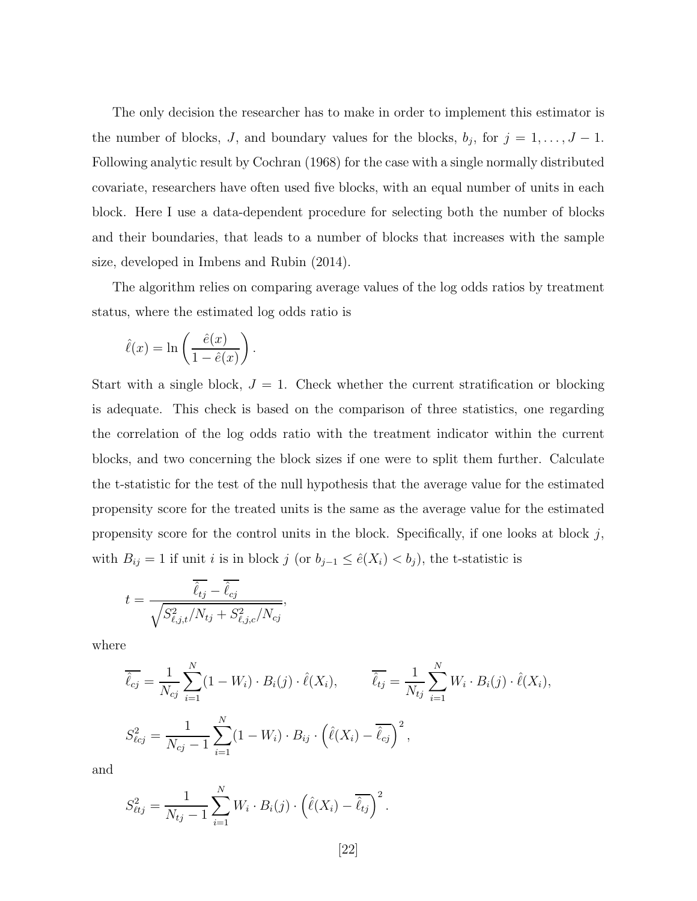The only decision the researcher has to make in order to implement this estimator is the number of blocks, $J$, and boundary values for the blocks, $b_j$, for $j = 1, \ldots, J-1$. Following analytic result by Cochran (1968) for the case with a single normally distributed covariate, researchers have often used five blocks, with an equal number of units in each block. Here I use a data-dependent procedure for selecting both the number of blocks and their boundaries, that leads to a number of blocks that increases with the sample size, developed in Imbens and Rubin (2014).

The algorithm relies on comparing average values of the log odds ratios by treatment status, where the estimated log odds ratio is

$$\hat{\ell}(x) = \ln\left(\frac{\hat{e}(x)}{1-\hat{e}(x)}\right).$$

Start with a single block, $J = 1$. Check whether the current stratification or blocking is adequate. This check is based on the comparison of three statistics, one regarding the correlation of the log odds ratio with the treatment indicator within the current blocks, and two concerning the block sizes if one were to split them further. Calculate the t-statistic for the test of the null hypothesis that the average value for the estimated propensity score for the treated units is the same as the average value for the estimated propensity score for the control units in the block. Specifically, if one looks at block $j$, with $B_{ij} = 1$ if unit $i$ is in block $j$ (or $b_{j-1} \leq \hat{e}(X_i) < b_j$), the t-statistic is

$$t = \frac{\overline{\hat{\ell}_{tj}} - \overline{\hat{\ell}_{cj}}}{\sqrt{S^2_{\ell,j,t}/N_{tj} + S^2_{\ell,j,c}/N_{cj}}},$$

where

$$\overline{\hat{\ell}_{cj}} = \frac{1}{N_{cj}}\sum_{i=1}^{N}(1-W_i)\cdot B_i(j)\cdot\hat{\ell}(X_i), \qquad \overline{\hat{\ell}_{tj}} = \frac{1}{N_{tj}}\sum_{i=1}^{N}W_i\cdot B_i(j)\cdot\hat{\ell}(X_i),$$

$$S^2_{\ell cj} = \frac{1}{N_{cj}-1}\sum_{i=1}^{N}(1-W_i)\cdot B_{ij}\cdot\left(\hat{\ell}(X_i) - \overline{\hat{\ell}_{cj}}\right)^2,$$

and

$$S^2_{\ell tj} = \frac{1}{N_{tj}-1}\sum_{i=1}^{N}W_i\cdot B_i(j)\cdot\left(\hat{\ell}(X_i) - \overline{\hat{\ell}_{tj}}\right)^2.$$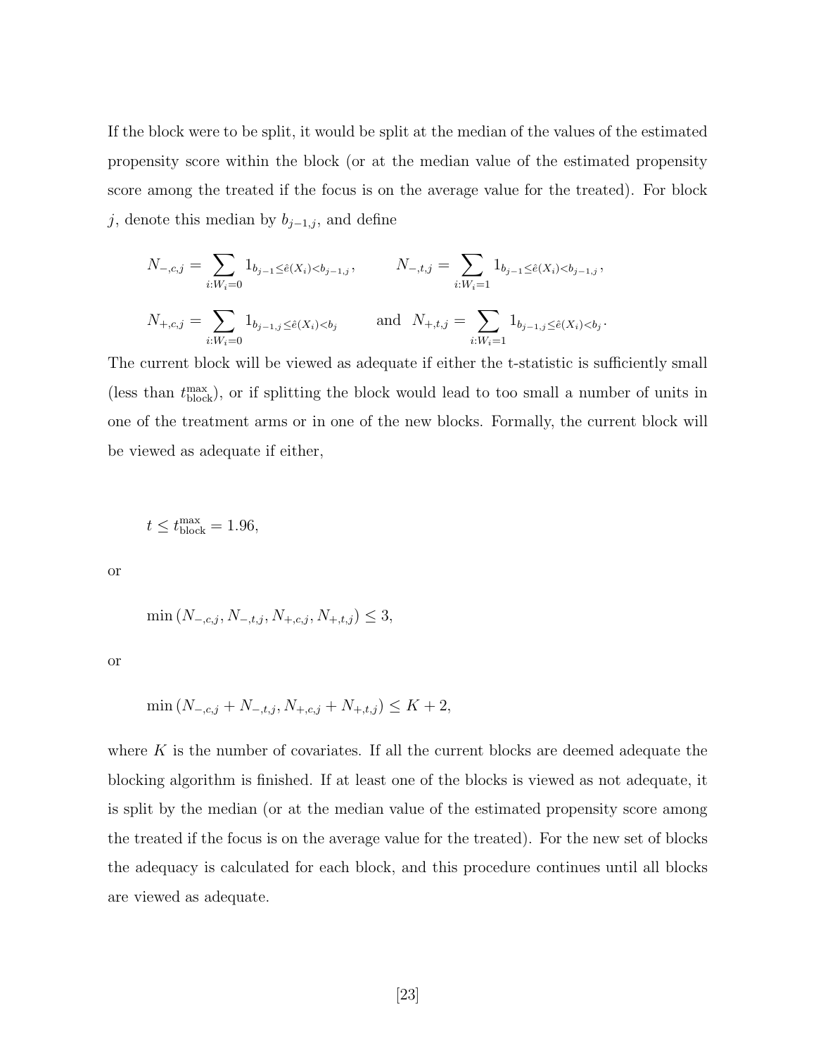If the block were to be split, it would be split at the median of the values of the estimated propensity score within the block (or at the median value of the estimated propensity score among the treated if the focus is on the average value for the treated). For block $j$, denote this median by $b_{j-1,j}$, and define

$$N_{-,c,j} = \sum_{i:W_i=0} 1_{b_{j-1} \leq \hat{e}(X_i) < b_{j-1,j}}, \qquad N_{-,t,j} = \sum_{i:W_i=1} 1_{b_{j-1} \leq \hat{e}(X_i) < b_{j-1,j}},$$

$$N_{+,c,j} = \sum_{i:W_i=0} 1_{b_{j-1,j} \leq \hat{e}(X_i) < b_j} \qquad \text{and} \quad N_{+,t,j} = \sum_{i:W_i=1} 1_{b_{j-1,j} \leq \hat{e}(X_i) < b_j}.$$

The current block will be viewed as adequate if either the t-statistic is sufficiently small (less than $t^{\max}_{\text{block}}$), or if splitting the block would lead to too small a number of units in one of the treatment arms or in one of the new blocks. Formally, the current block will be viewed as adequate if either,

$$t \leq t^{\max}_{\text{block}} = 1.96,$$

or

$$\min\left(N_{-,c,j}, N_{-,t,j}, N_{+,c,j}, N_{+,t,j}\right) \leq 3,$$

or

$$\min\left(N_{-,c,j} + N_{-,t,j}, N_{+,c,j} + N_{+,t,j}\right) \leq K + 2,$$

where $K$ is the number of covariates. If all the current blocks are deemed adequate the blocking algorithm is finished. If at least one of the blocks is viewed as not adequate, it is split by the median (or at the median value of the estimated propensity score among the treated if the focus is on the average value for the treated). For the new set of blocks the adequacy is calculated for each block, and this procedure continues until all blocks are viewed as adequate.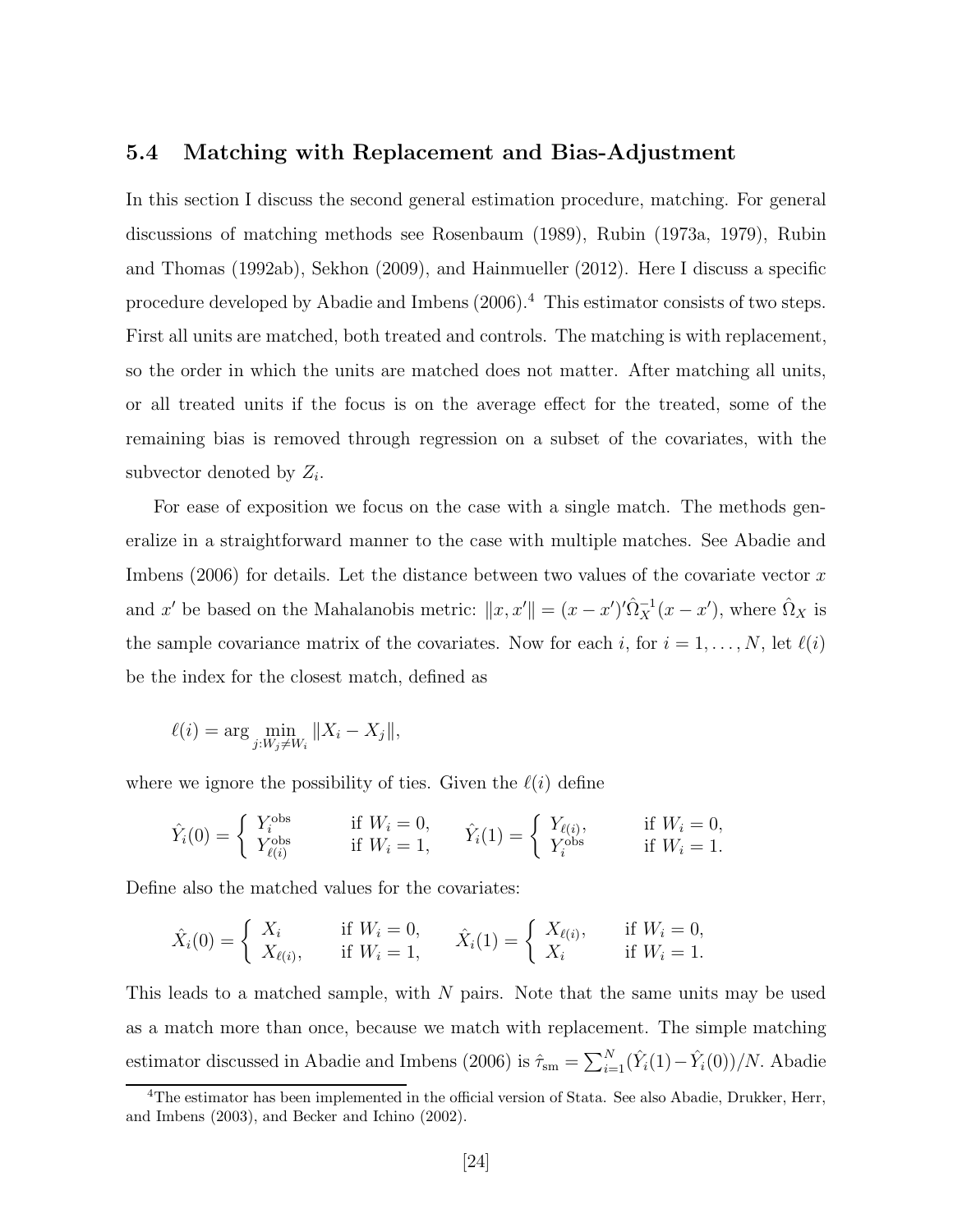## 5.4 Matching with Replacement and Bias-Adjustment

In this section I discuss the second general estimation procedure, matching. For general discussions of matching methods see Rosenbaum (1989), Rubin (1973a, 1979), Rubin and Thomas (1992ab), Sekhon (2009), and Hainmueller (2012). Here I discuss a specific procedure developed by Abadie and Imbens (2006).[4] This estimator consists of two steps. First all units are matched, both treated and controls. The matching is with replacement, so the order in which the units are matched does not matter. After matching all units, or all treated units if the focus is on the average effect for the treated, some of the remaining bias is removed through regression on a subset of the covariates, with the subvector denoted by $Z_i$.

For ease of exposition we focus on the case with a single match. The methods generalize in a straightforward manner to the case with multiple matches. See Abadie and Imbens (2006) for details. Let the distance between two values of the covariate vector $x$ and $x'$ be based on the Mahalanobis metric: $\|x, x'\| = (x - x')'\hat{\Omega}_X^{-1}(x - x')$, where $\hat{\Omega}_X$ is the sample covariance matrix of the covariates. Now for each $i$, for $i = 1, \ldots, N$, let $\ell(i)$ be the index for the closest match, defined as

$$\ell(i) = \arg \min_{j: W_j \neq W_i} \|X_i - X_j\|,$$

where we ignore the possibility of ties. Given the $\ell(i)$ define

$$\hat{Y}_i(0) = \begin{cases} Y_i^{\text{obs}} & \text{if } W_i = 0, \\ Y_{\ell(i)}^{\text{obs}} & \text{if } W_i = 1, \end{cases} \qquad \hat{Y}_i(1) = \begin{cases} Y_{\ell(i)}, & \text{if } W_i = 0, \\ Y_i^{\text{obs}} & \text{if } W_i = 1. \end{cases}$$

Define also the matched values for the covariates:

$$\hat{X}_i(0) = \begin{cases} X_i & \text{if } W_i = 0, \\ X_{\ell(i)}, & \text{if } W_i = 1, \end{cases} \qquad \hat{X}_i(1) = \begin{cases} X_{\ell(i)}, & \text{if } W_i = 0, \\ X_i & \text{if } W_i = 1. \end{cases}$$

This leads to a matched sample, with $N$ pairs. Note that the same units may be used as a match more than once, because we match with replacement. The simple matching estimator discussed in Abadie and Imbens (2006) is $\hat{\tau}_{\text{sm}} = \sum_{i=1}^{N}(\hat{Y}_i(1) - \hat{Y}_i(0))/N$. Abadie

[4] The estimator has been implemented in the official version of Stata. See also Abadie, Drukker, Herr, and Imbens (2003), and Becker and Ichino (2002).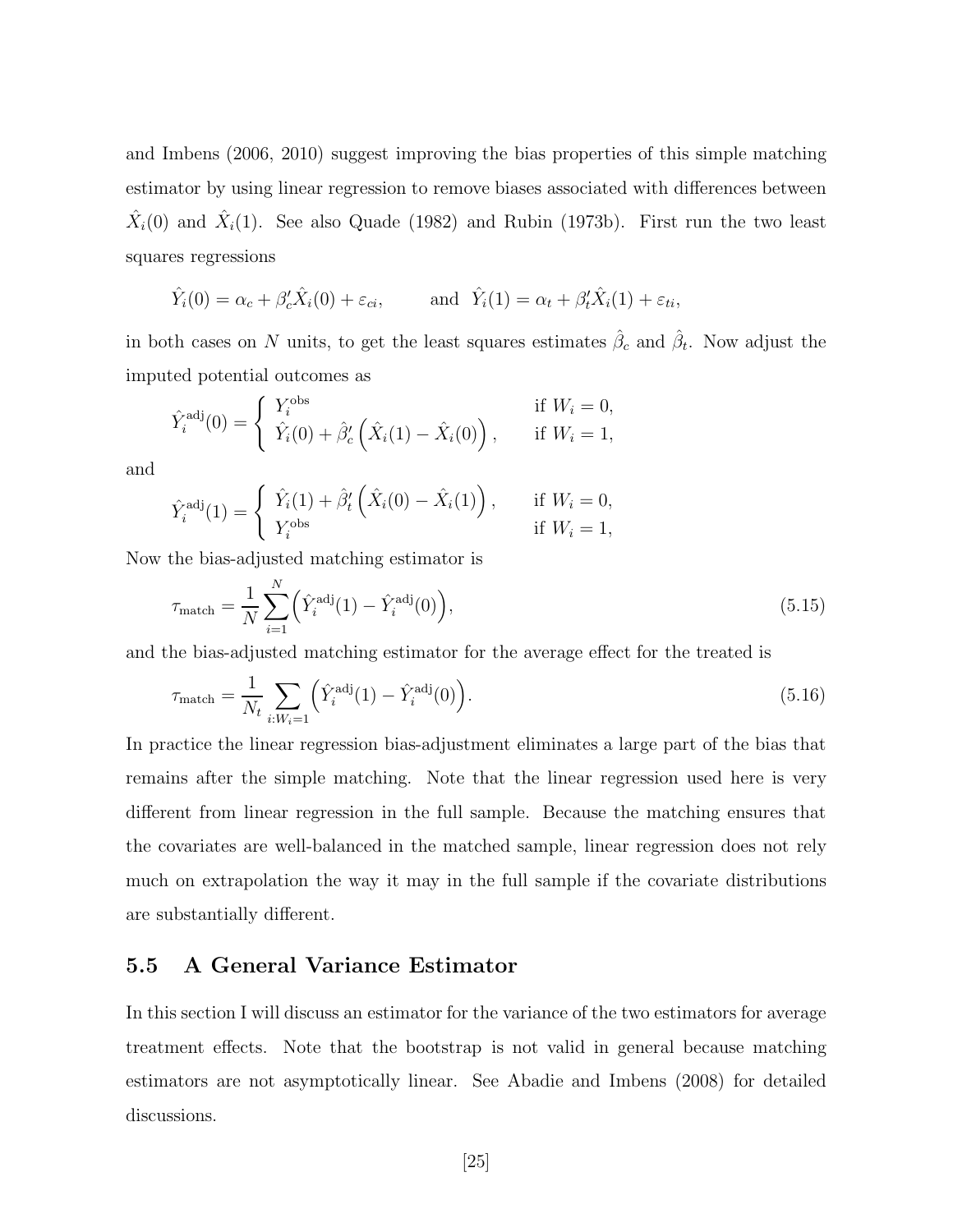and Imbens (2006, 2010) suggest improving the bias properties of this simple matching estimator by using linear regression to remove biases associated with differences between $\hat{X}_i(0)$ and $\hat{X}_i(1)$. See also Quade (1982) and Rubin (1973b). First run the two least squares regressions

$$\hat{Y}_i(0) = \alpha_c + \beta_c' \hat{X}_i(0) + \varepsilon_{ci}, \qquad \text{and } \hat{Y}_i(1) = \alpha_t + \beta_t' \hat{X}_i(1) + \varepsilon_{ti},$$

in both cases on $N$ units, to get the least squares estimates $\hat{\beta}_c$ and $\hat{\beta}_t$. Now adjust the imputed potential outcomes as

$$\hat{Y}_i^{\text{adj}}(0) = \begin{cases} Y_i^{\text{obs}} & \text{if } W_i = 0, \\ \hat{Y}_i(0) + \hat{\beta}_c' \left( \hat{X}_i(1) - \hat{X}_i(0) \right), & \text{if } W_i = 1, \end{cases}$$

and

$$\hat{Y}_i^{\text{adj}}(1) = \begin{cases} \hat{Y}_i(1) + \hat{\beta}_t' \left( \hat{X}_i(0) - \hat{X}_i(1) \right), & \text{if } W_i = 0, \\ Y_i^{\text{obs}} & \text{if } W_i = 1, \end{cases}$$

Now the bias-adjusted matching estimator is

$$\tau_{\text{match}} = \frac{1}{N} \sum_{i=1}^{N} \left( \hat{Y}_i^{\text{adj}}(1) - \hat{Y}_i^{\text{adj}}(0) \right), \tag{5.15}$$

and the bias-adjusted matching estimator for the average effect for the treated is

$$\tau_{\text{match}} = \frac{1}{N_t} \sum_{i:W_i=1} \left( \hat{Y}_i^{\text{adj}}(1) - \hat{Y}_i^{\text{adj}}(0) \right). \tag{5.16}$$

In practice the linear regression bias-adjustment eliminates a large part of the bias that remains after the simple matching. Note that the linear regression used here is very different from linear regression in the full sample. Because the matching ensures that the covariates are well-balanced in the matched sample, linear regression does not rely much on extrapolation the way it may in the full sample if the covariate distributions are substantially different.

## 5.5 A General Variance Estimator

In this section I will discuss an estimator for the variance of the two estimators for average treatment effects. Note that the bootstrap is not valid in general because matching estimators are not asymptotically linear. See Abadie and Imbens (2008) for detailed discussions.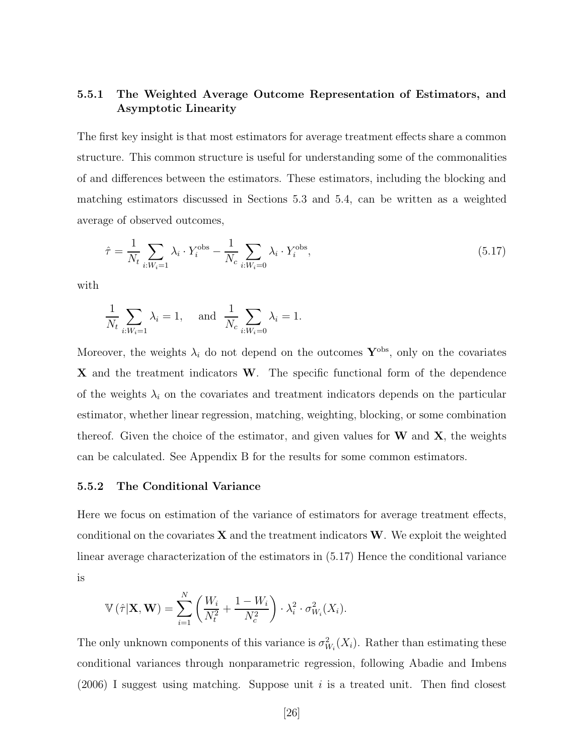### 5.5.1 The Weighted Average Outcome Representation of Estimators, and Asymptotic Linearity

The first key insight is that most estimators for average treatment effects share a common structure. This common structure is useful for understanding some of the commonalities of and differences between the estimators. These estimators, including the blocking and matching estimators discussed in Sections 5.3 and 5.4, can be written as a weighted average of observed outcomes,

$$\hat{\tau} = \frac{1}{N_t} \sum_{i:W_i=1} \lambda_i \cdot Y_i^{\text{obs}} - \frac{1}{N_c} \sum_{i:W_i=0} \lambda_i \cdot Y_i^{\text{obs}}, \tag{5.17}$$

with

$$\frac{1}{N_t} \sum_{i:W_i=1} \lambda_i = 1, \quad \text{and} \quad \frac{1}{N_c} \sum_{i:W_i=0} \lambda_i = 1.$$

Moreover, the weights $\lambda_i$ do not depend on the outcomes $\mathbf{Y}^{\text{obs}}$, only on the covariates $\mathbf{X}$ and the treatment indicators $\mathbf{W}$. The specific functional form of the dependence of the weights $\lambda_i$ on the covariates and treatment indicators depends on the particular estimator, whether linear regression, matching, weighting, blocking, or some combination thereof. Given the choice of the estimator, and given values for $\mathbf{W}$ and $\mathbf{X}$, the weights can be calculated. See Appendix B for the results for some common estimators.

### 5.5.2 The Conditional Variance

Here we focus on estimation of the variance of estimators for average treatment effects, conditional on the covariates $\mathbf{X}$ and the treatment indicators $\mathbf{W}$. We exploit the weighted linear average characterization of the estimators in (5.17) Hence the conditional variance is

$$\mathbb{V}\left(\hat{\tau}|\mathbf{X}, \mathbf{W}\right) = \sum_{i=1}^{N} \left( \frac{W_i}{N_t^2} + \frac{1 - W_i}{N_c^2} \right) \cdot \lambda_i^2 \cdot \sigma_{W_i}^2(X_i).$$

The only unknown components of this variance is $\sigma_{W_i}^2(X_i)$. Rather than estimating these conditional variances through nonparametric regression, following Abadie and Imbens (2006) I suggest using matching. Suppose unit $i$ is a treated unit. Then find closest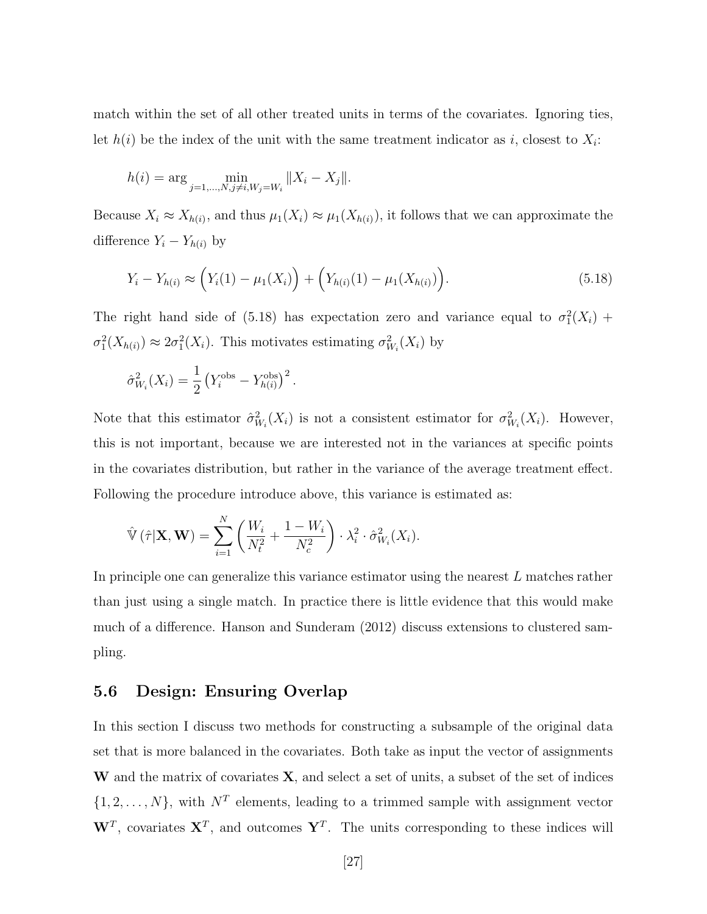match within the set of all other treated units in terms of the covariates. Ignoring ties, let $h(i)$ be the index of the unit with the same treatment indicator as $i$, closest to $X_i$:

$$h(i) = \arg \min_{j=1,\ldots,N, j \neq i, W_j = W_i} \|X_i - X_j\|.$$

Because $X_i \approx X_{h(i)}$, and thus $\mu_1(X_i) \approx \mu_1(X_{h(i)})$, it follows that we can approximate the difference $Y_i - Y_{h(i)}$ by

$$Y_i - Y_{h(i)} \approx \Big(Y_i(1) - \mu_1(X_i)\Big) + \Big(Y_{h(i)}(1) - \mu_1(X_{h(i)})\Big). \tag{5.18}$$

The right hand side of (5.18) has expectation zero and variance equal to $\sigma_1^2(X_i) + \sigma_1^2(X_{h(i)}) \approx 2\sigma_1^2(X_i)$. This motivates estimating $\sigma_{W_i}^2(X_i)$ by

$$\hat{\sigma}_{W_i}^2(X_i) = \frac{1}{2}\left(Y_i^{\text{obs}} - Y_{h(i)}^{\text{obs}}\right)^2.$$

Note that this estimator $\hat{\sigma}_{W_i}^2(X_i)$ is not a consistent estimator for $\sigma_{W_i}^2(X_i)$. However, this is not important, because we are interested not in the variances at specific points in the covariates distribution, but rather in the variance of the average treatment effect. Following the procedure introduce above, this variance is estimated as:

$$\hat{\mathbb{V}}\left(\hat{\tau}|\mathbf{X},\mathbf{W}\right) = \sum_{i=1}^{N} \left(\frac{W_i}{N_t^2} + \frac{1-W_i}{N_c^2}\right) \cdot \lambda_i^2 \cdot \hat{\sigma}_{W_i}^2(X_i).$$

In principle one can generalize this variance estimator using the nearest $L$ matches rather than just using a single match. In practice there is little evidence that this would make much of a difference. Hanson and Sunderam (2012) discuss extensions to clustered sampling.

## 5.6 Design: Ensuring Overlap

In this section I discuss two methods for constructing a subsample of the original data set that is more balanced in the covariates. Both take as input the vector of assignments $\mathbf{W}$ and the matrix of covariates $\mathbf{X}$, and select a set of units, a subset of the set of indices $\{1, 2, \ldots, N\}$, with $N^T$ elements, leading to a trimmed sample with assignment vector $\mathbf{W}^T$, covariates $\mathbf{X}^T$, and outcomes $\mathbf{Y}^T$. The units corresponding to these indices will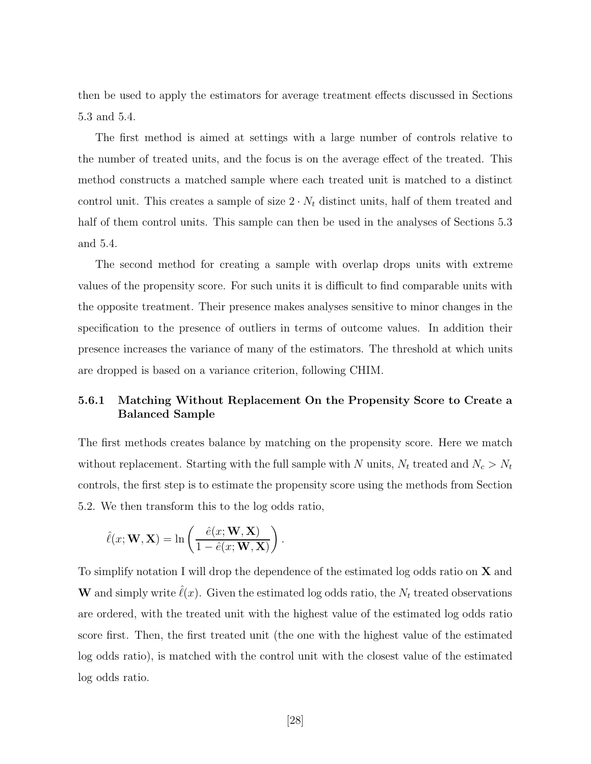then be used to apply the estimators for average treatment effects discussed in Sections 5.3 and 5.4.

The first method is aimed at settings with a large number of controls relative to the number of treated units, and the focus is on the average effect of the treated. This method constructs a matched sample where each treated unit is matched to a distinct control unit. This creates a sample of size $2 \cdot N_t$ distinct units, half of them treated and half of them control units. This sample can then be used in the analyses of Sections 5.3 and 5.4.

The second method for creating a sample with overlap drops units with extreme values of the propensity score. For such units it is difficult to find comparable units with the opposite treatment. Their presence makes analyses sensitive to minor changes in the specification to the presence of outliers in terms of outcome values. In addition their presence increases the variance of many of the estimators. The threshold at which units are dropped is based on a variance criterion, following CHIM.

### 5.6.1 Matching Without Replacement On the Propensity Score to Create a Balanced Sample

The first methods creates balance by matching on the propensity score. Here we match without replacement. Starting with the full sample with $N$ units, $N_t$ treated and $N_c > N_t$ controls, the first step is to estimate the propensity score using the methods from Section 5.2. We then transform this to the log odds ratio,

$$\hat{\ell}(x; \mathbf{W}, \mathbf{X}) = \ln \left( \frac{\hat{e}(x; \mathbf{W}, \mathbf{X})}{1 - \hat{e}(x; \mathbf{W}, \mathbf{X})} \right).$$

To simplify notation I will drop the dependence of the estimated log odds ratio on $\mathbf{X}$ and $\mathbf{W}$ and simply write $\hat{\ell}(x)$. Given the estimated log odds ratio, the $N_t$ treated observations are ordered, with the treated unit with the highest value of the estimated log odds ratio score first. Then, the first treated unit (the one with the highest value of the estimated log odds ratio), is matched with the control unit with the closest value of the estimated log odds ratio.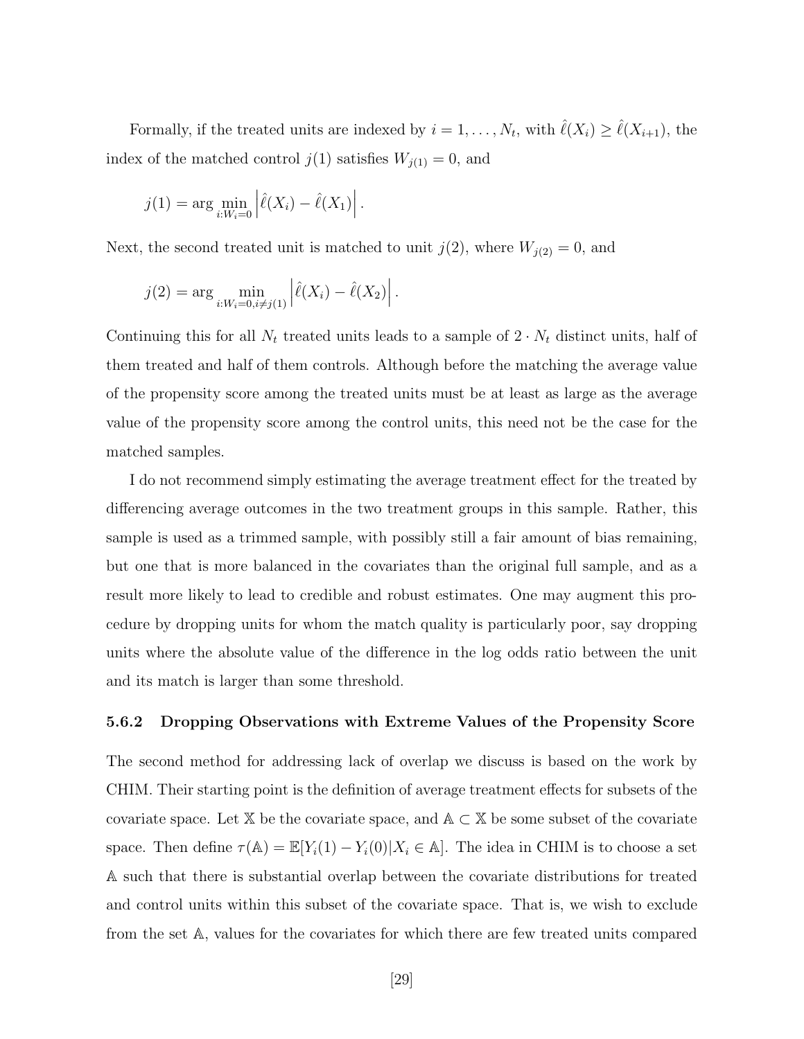Formally, if the treated units are indexed by $i = 1, \ldots, N_t$, with $\hat{\ell}(X_i) \geq \hat{\ell}(X_{i+1})$, the index of the matched control $j(1)$ satisfies $W_{j(1)} = 0$, and

$$j(1) = \arg \min_{i:W_i=0} \left| \hat{\ell}(X_i) - \hat{\ell}(X_1) \right|.$$

Next, the second treated unit is matched to unit $j(2)$, where $W_{j(2)} = 0$, and

$$j(2) = \arg \min_{i:W_i=0, i \neq j(1)} \left| \hat{\ell}(X_i) - \hat{\ell}(X_2) \right|.$$

Continuing this for all $N_t$ treated units leads to a sample of $2 \cdot N_t$ distinct units, half of them treated and half of them controls. Although before the matching the average value of the propensity score among the treated units must be at least as large as the average value of the propensity score among the control units, this need not be the case for the matched samples.

I do not recommend simply estimating the average treatment effect for the treated by differencing average outcomes in the two treatment groups in this sample. Rather, this sample is used as a trimmed sample, with possibly still a fair amount of bias remaining, but one that is more balanced in the covariates than the original full sample, and as a result more likely to lead to credible and robust estimates. One may augment this procedure by dropping units for whom the match quality is particularly poor, say dropping units where the absolute value of the difference in the log odds ratio between the unit and its match is larger than some threshold.

### 5.6.2 Dropping Observations with Extreme Values of the Propensity Score

The second method for addressing lack of overlap we discuss is based on the work by CHIM. Their starting point is the definition of average treatment effects for subsets of the covariate space. Let $\mathbb{X}$ be the covariate space, and $\mathbb{A} \subset \mathbb{X}$ be some subset of the covariate space. Then define $\tau(\mathbb{A}) = \mathbb{E}[Y_i(1) - Y_i(0)|X_i \in \mathbb{A}]$. The idea in CHIM is to choose a set $\mathbb{A}$ such that there is substantial overlap between the covariate distributions for treated and control units within this subset of the covariate space. That is, we wish to exclude from the set $\mathbb{A}$, values for the covariates for which there are few treated units compared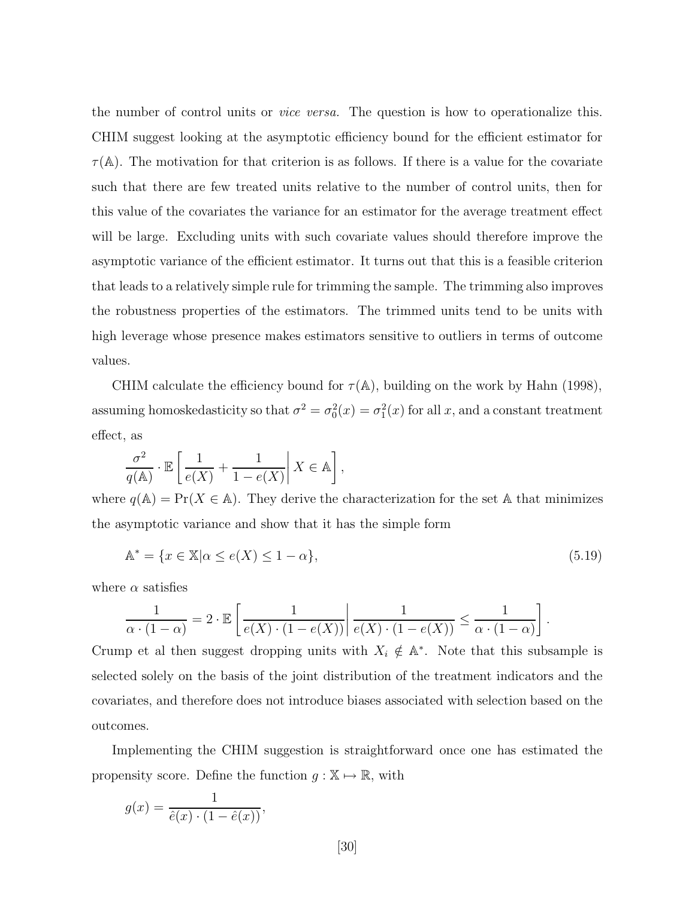the number of control units or *vice versa.* The question is how to operationalize this. CHIM suggest looking at the asymptotic efficiency bound for the efficient estimator for $\tau(\mathbb{A})$. The motivation for that criterion is as follows. If there is a value for the covariate such that there are few treated units relative to the number of control units, then for this value of the covariates the variance for an estimator for the average treatment effect will be large. Excluding units with such covariate values should therefore improve the asymptotic variance of the efficient estimator. It turns out that this is a feasible criterion that leads to a relatively simple rule for trimming the sample. The trimming also improves the robustness properties of the estimators. The trimmed units tend to be units with high leverage whose presence makes estimators sensitive to outliers in terms of outcome values.

CHIM calculate the efficiency bound for $\tau(\mathbb{A})$, building on the work by Hahn (1998), assuming homoskedasticity so that $\sigma^2 = \sigma_0^2(x) = \sigma_1^2(x)$ for all $x$, and a constant treatment effect, as

$$\frac{\sigma^2}{q(\mathbb{A})} \cdot \mathbb{E}\left[ \frac{1}{e(X)} + \frac{1}{1-e(X)} \right| X \in \mathbb{A} \bigg],$$

where $q(\mathbb{A}) = \Pr(X \in \mathbb{A})$. They derive the characterization for the set $\mathbb{A}$ that minimizes the asymptotic variance and show that it has the simple form

$$\mathbb{A}^* = \{x \in \mathbb{X} | \alpha \leq e(X) \leq 1-\alpha\}, \tag{5.19}$$

where $\alpha$ satisfies

$$\frac{1}{\alpha \cdot (1-\alpha)} = 2 \cdot \mathbb{E}\left[ \frac{1}{e(X) \cdot (1-e(X))} \right| \frac{1}{e(X) \cdot (1-e(X))} \leq \frac{1}{\alpha \cdot (1-\alpha)} \bigg].$$

Crump et al then suggest dropping units with $X_i \notin \mathbb{A}^*$. Note that this subsample is selected solely on the basis of the joint distribution of the treatment indicators and the covariates, and therefore does not introduce biases associated with selection based on the outcomes.

Implementing the CHIM suggestion is straightforward once one has estimated the propensity score. Define the function $g : \mathbb{X} \mapsto \mathbb{R}$, with

$$g(x) = \frac{1}{\hat{e}(x) \cdot (1-\hat{e}(x))},$$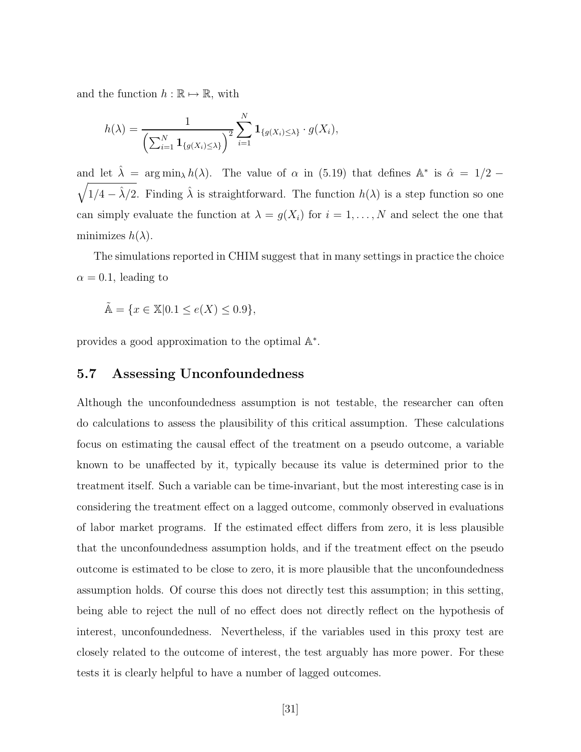and the function $h : \mathbb{R} \mapsto \mathbb{R}$, with

$$h(\lambda) = \frac{1}{\left(\sum_{i=1}^{N} \mathbf{1}_{\{g(X_i) \leq \lambda\}}\right)^2} \sum_{i=1}^{N} \mathbf{1}_{\{g(X_i) \leq \lambda\}} \cdot g(X_i),$$

and let $\hat{\lambda} = \arg\min_{\lambda} h(\lambda)$. The value of $\alpha$ in (5.19) that defines $\mathbb{A}^*$ is $\hat{\alpha} = 1/2 - \sqrt{1/4 - \hat{\lambda}/2}$. Finding $\hat{\lambda}$ is straightforward. The function $h(\lambda)$ is a step function so one can simply evaluate the function at $\lambda = g(X_i)$ for $i = 1, \ldots, N$ and select the one that minimizes $h(\lambda)$.

The simulations reported in CHIM suggest that in many settings in practice the choice $\alpha = 0.1$, leading to

$$\tilde{\mathbb{A}} = \{x \in \mathbb{X} | 0.1 \leq e(X) \leq 0.9\},$$

provides a good approximation to the optimal $\mathbb{A}^*$.

## 5.7 Assessing Unconfoundedness

Although the unconfoundedness assumption is not testable, the researcher can often do calculations to assess the plausibility of this critical assumption. These calculations focus on estimating the causal effect of the treatment on a pseudo outcome, a variable known to be unaffected by it, typically because its value is determined prior to the treatment itself. Such a variable can be time-invariant, but the most interesting case is in considering the treatment effect on a lagged outcome, commonly observed in evaluations of labor market programs. If the estimated effect differs from zero, it is less plausible that the unconfoundedness assumption holds, and if the treatment effect on the pseudo outcome is estimated to be close to zero, it is more plausible that the unconfoundedness assumption holds. Of course this does not directly test this assumption; in this setting, being able to reject the null of no effect does not directly reflect on the hypothesis of interest, unconfoundedness. Nevertheless, if the variables used in this proxy test are closely related to the outcome of interest, the test arguably has more power. For these tests it is clearly helpful to have a number of lagged outcomes.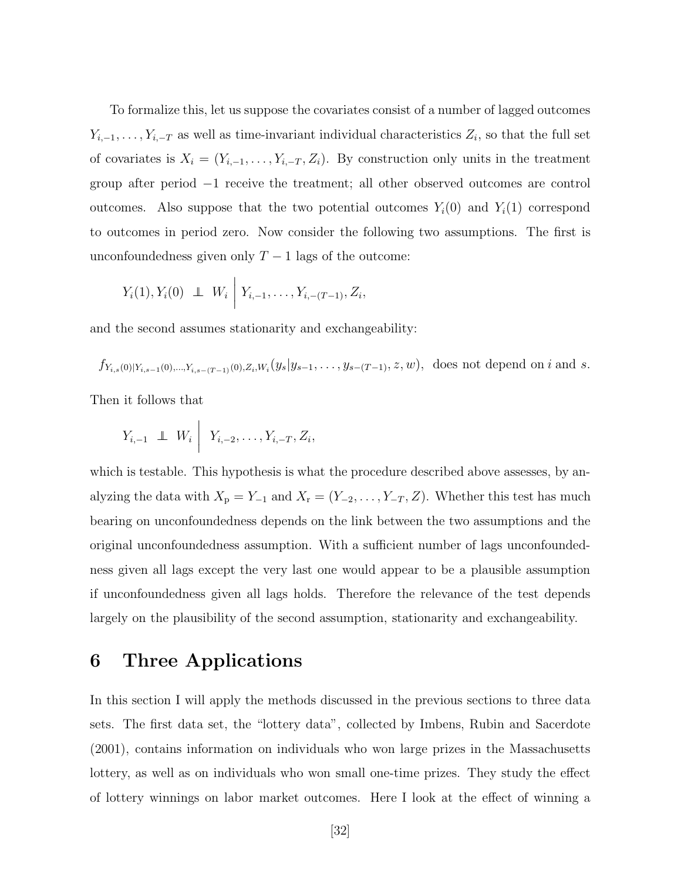To formalize this, let us suppose the covariates consist of a number of lagged outcomes $Y_{i,-1}, \ldots, Y_{i,-T}$ as well as time-invariant individual characteristics $Z_i$, so that the full set of covariates is $X_i = (Y_{i,-1}, \ldots, Y_{i,-T}, Z_i)$. By construction only units in the treatment group after period $-1$ receive the treatment; all other observed outcomes are control outcomes. Also suppose that the two potential outcomes $Y_i(0)$ and $Y_i(1)$ correspond to outcomes in period zero. Now consider the following two assumptions. The first is unconfoundedness given only $T-1$ lags of the outcome:

$$Y_i(1), Y_i(0) \perp\!\!\!\perp W_i \;\Big|\; Y_{i,-1}, \ldots, Y_{i,-(T-1)}, Z_i,$$

and the second assumes stationarity and exchangeability:

$$f_{Y_{i,s}(0)|Y_{i,s-1}(0),\ldots,Y_{i,s-(T-1)}(0),Z_i,W_i}(y_s|y_{s-1}, \ldots, y_{s-(T-1)}, z, w), \text{ does not depend on } i \text{ and } s.$$

Then it follows that

$$Y_{i,-1} \perp\!\!\!\perp W_i \;\Big|\; Y_{i,-2}, \ldots, Y_{i,-T}, Z_i,$$

which is testable. This hypothesis is what the procedure described above assesses, by analyzing the data with $X_{\rm p} = Y_{-1}$ and $X_{\rm r} = (Y_{-2}, \ldots, Y_{-T}, Z)$. Whether this test has much bearing on unconfoundedness depends on the link between the two assumptions and the original unconfoundedness assumption. With a sufficient number of lags unconfoundedness given all lags except the very last one would appear to be a plausible assumption if unconfoundedness given all lags holds. Therefore the relevance of the test depends largely on the plausibility of the second assumption, stationarity and exchangeability.

## 6 Three Applications

In this section I will apply the methods discussed in the previous sections to three data sets. The first data set, the "lottery data", collected by Imbens, Rubin and Sacerdote (2001), contains information on individuals who won large prizes in the Massachusetts lottery, as well as on individuals who won small one-time prizes. They study the effect of lottery winnings on labor market outcomes. Here I look at the effect of winning a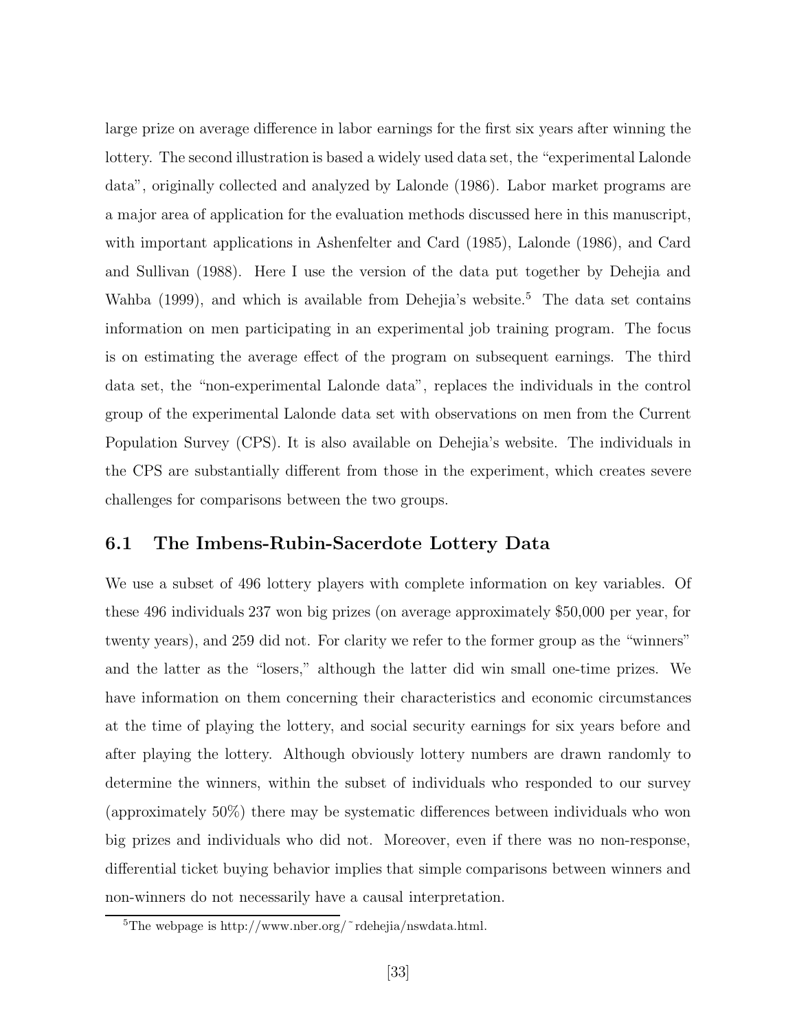large prize on average difference in labor earnings for the first six years after winning the lottery. The second illustration is based a widely used data set, the "experimental Lalonde data", originally collected and analyzed by Lalonde (1986). Labor market programs are a major area of application for the evaluation methods discussed here in this manuscript, with important applications in Ashenfelter and Card (1985), Lalonde (1986), and Card and Sullivan (1988). Here I use the version of the data put together by Dehejia and Wahba (1999), and which is available from Dehejia's website.[5] The data set contains information on men participating in an experimental job training program. The focus is on estimating the average effect of the program on subsequent earnings. The third data set, the "non-experimental Lalonde data", replaces the individuals in the control group of the experimental Lalonde data set with observations on men from the Current Population Survey (CPS). It is also available on Dehejia's website. The individuals in the CPS are substantially different from those in the experiment, which creates severe challenges for comparisons between the two groups.

## 6.1 The Imbens-Rubin-Sacerdote Lottery Data

We use a subset of 496 lottery players with complete information on key variables. Of these 496 individuals 237 won big prizes (on average approximately $50,000 per year, for twenty years), and 259 did not. For clarity we refer to the former group as the "winners" and the latter as the "losers," although the latter did win small one-time prizes. We have information on them concerning their characteristics and economic circumstances at the time of playing the lottery, and social security earnings for six years before and after playing the lottery. Although obviously lottery numbers are drawn randomly to determine the winners, within the subset of individuals who responded to our survey (approximately 50%) there may be systematic differences between individuals who won big prizes and individuals who did not. Moreover, even if there was no non-response, differential ticket buying behavior implies that simple comparisons between winners and non-winners do not necessarily have a causal interpretation.

[5] The webpage is http://www.nber.org/~rdehejia/nswdata.html.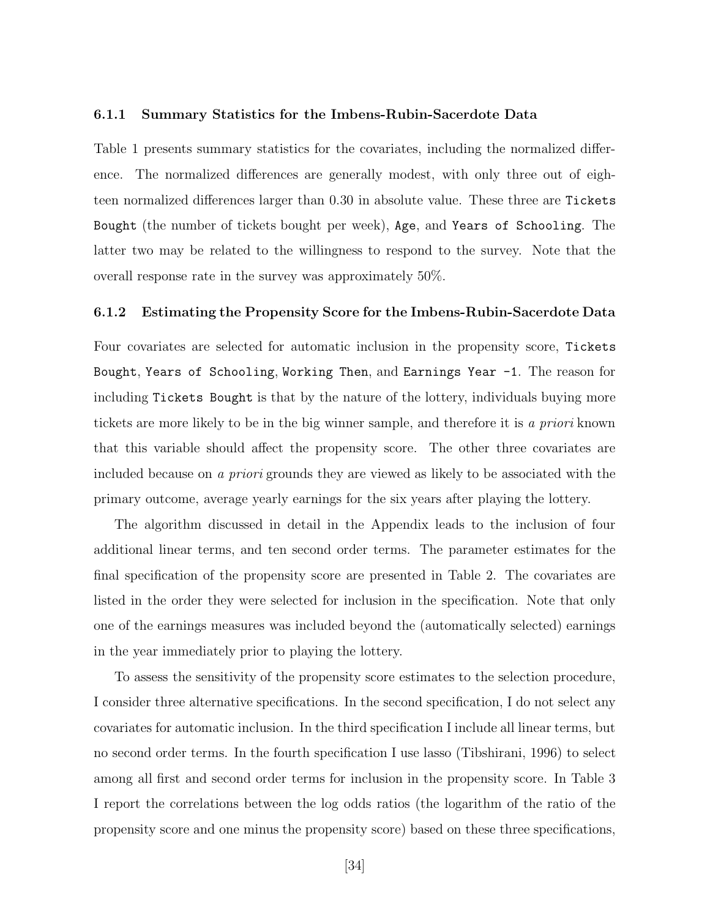#### 6.1.1 Summary Statistics for the Imbens-Rubin-Sacerdote Data

Table 1 presents summary statistics for the covariates, including the normalized difference. The normalized differences are generally modest, with only three out of eighteen normalized differences larger than 0.30 in absolute value. These three are `Tickets Bought` (the number of tickets bought per week), `Age`, and `Years of Schooling`. The latter two may be related to the willingness to respond to the survey. Note that the overall response rate in the survey was approximately 50%.

#### 6.1.2 Estimating the Propensity Score for the Imbens-Rubin-Sacerdote Data

Four covariates are selected for automatic inclusion in the propensity score, `Tickets Bought`, `Years of Schooling`, `Working Then`, and `Earnings Year -1`. The reason for including `Tickets Bought` is that by the nature of the lottery, individuals buying more tickets are more likely to be in the big winner sample, and therefore it is *a priori* known that this variable should affect the propensity score. The other three covariates are included because on *a priori* grounds they are viewed as likely to be associated with the primary outcome, average yearly earnings for the six years after playing the lottery.

The algorithm discussed in detail in the Appendix leads to the inclusion of four additional linear terms, and ten second order terms. The parameter estimates for the final specification of the propensity score are presented in Table 2. The covariates are listed in the order they were selected for inclusion in the specification. Note that only one of the earnings measures was included beyond the (automatically selected) earnings in the year immediately prior to playing the lottery.

To assess the sensitivity of the propensity score estimates to the selection procedure, I consider three alternative specifications. In the second specification, I do not select any covariates for automatic inclusion. In the third specification I include all linear terms, but no second order terms. In the fourth specification I use lasso (Tibshirani, 1996) to select among all first and second order terms for inclusion in the propensity score. In Table 3 I report the correlations between the log odds ratios (the logarithm of the ratio of the propensity score and one minus the propensity score) based on these three specifications,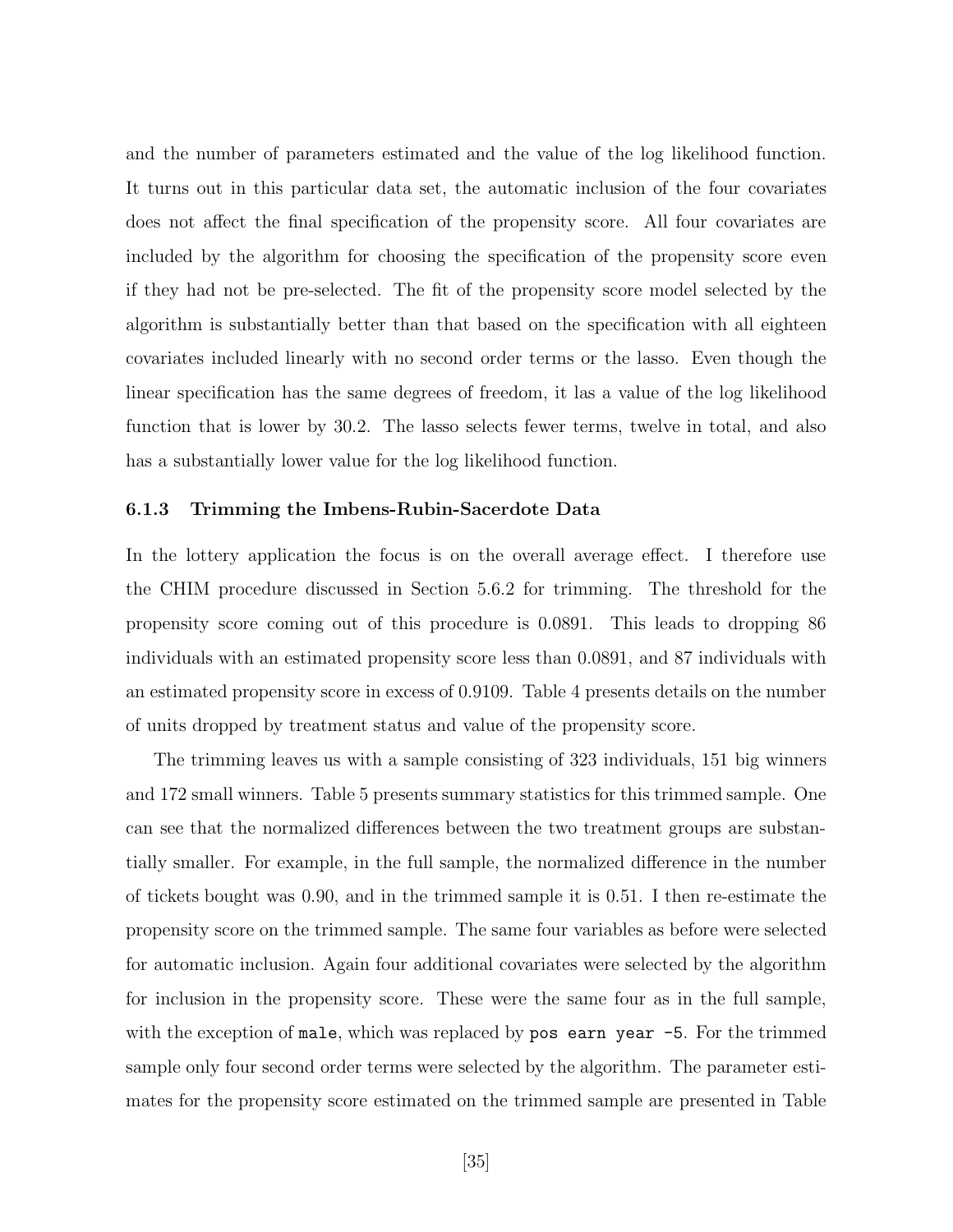and the number of parameters estimated and the value of the log likelihood function. It turns out in this particular data set, the automatic inclusion of the four covariates does not affect the final specification of the propensity score. All four covariates are included by the algorithm for choosing the specification of the propensity score even if they had not be pre-selected. The fit of the propensity score model selected by the algorithm is substantially better than that based on the specification with all eighteen covariates included linearly with no second order terms or the lasso. Even though the linear specification has the same degrees of freedom, it las a value of the log likelihood function that is lower by 30.2. The lasso selects fewer terms, twelve in total, and also has a substantially lower value for the log likelihood function.

### 6.1.3 Trimming the Imbens-Rubin-Sacerdote Data

In the lottery application the focus is on the overall average effect. I therefore use the CHIM procedure discussed in Section 5.6.2 for trimming. The threshold for the propensity score coming out of this procedure is 0.0891. This leads to dropping 86 individuals with an estimated propensity score less than 0.0891, and 87 individuals with an estimated propensity score in excess of 0.9109. Table 4 presents details on the number of units dropped by treatment status and value of the propensity score.

The trimming leaves us with a sample consisting of 323 individuals, 151 big winners and 172 small winners. Table 5 presents summary statistics for this trimmed sample. One can see that the normalized differences between the two treatment groups are substantially smaller. For example, in the full sample, the normalized difference in the number of tickets bought was 0.90, and in the trimmed sample it is 0.51. I then re-estimate the propensity score on the trimmed sample. The same four variables as before were selected for automatic inclusion. Again four additional covariates were selected by the algorithm for inclusion in the propensity score. These were the same four as in the full sample, with the exception of `male`, which was replaced by `pos earn year -5`. For the trimmed sample only four second order terms were selected by the algorithm. The parameter estimates for the propensity score estimated on the trimmed sample are presented in Table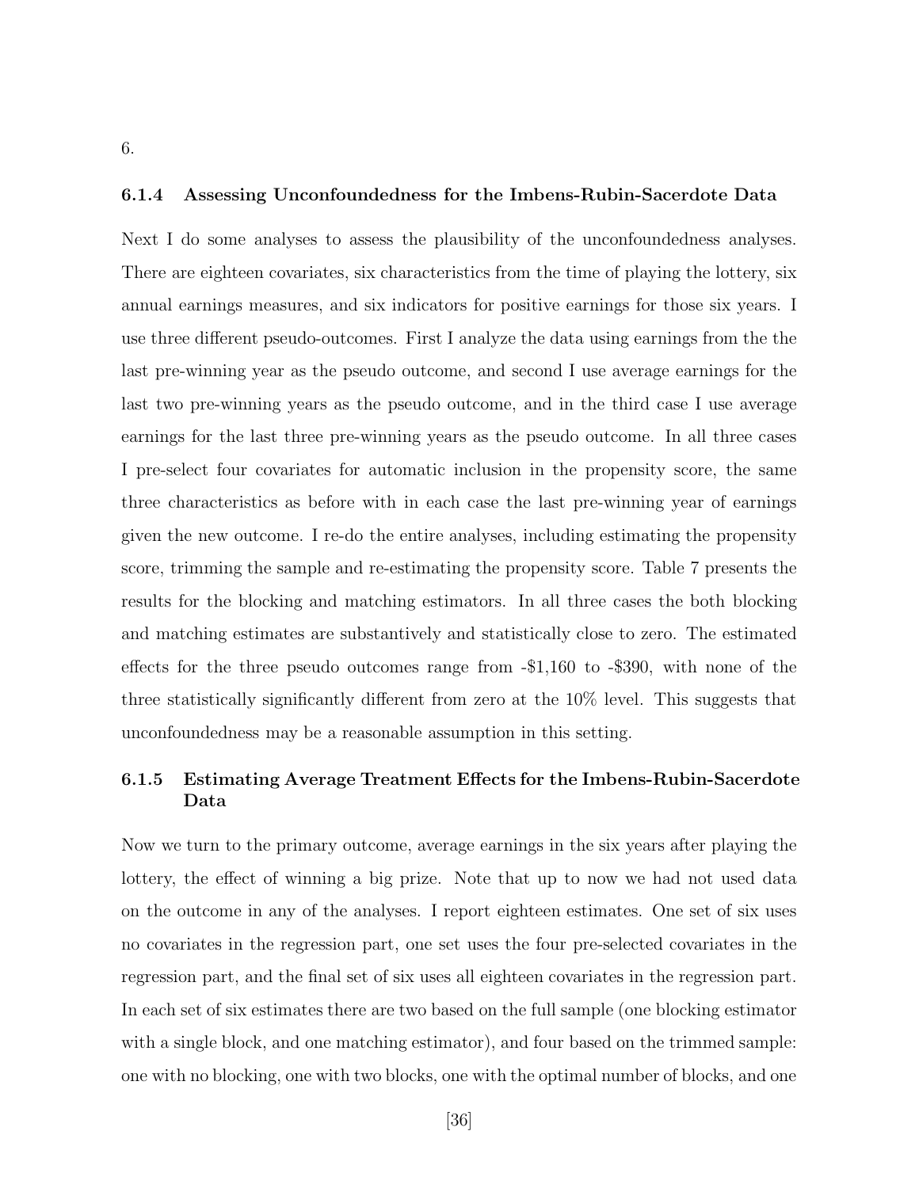6.

### 6.1.4 Assessing Unconfoundedness for the Imbens-Rubin-Sacerdote Data

Next I do some analyses to assess the plausibility of the unconfoundedness analyses. There are eighteen covariates, six characteristics from the time of playing the lottery, six annual earnings measures, and six indicators for positive earnings for those six years. I use three different pseudo-outcomes. First I analyze the data using earnings from the the last pre-winning year as the pseudo outcome, and second I use average earnings for the last two pre-winning years as the pseudo outcome, and in the third case I use average earnings for the last three pre-winning years as the pseudo outcome. In all three cases I pre-select four covariates for automatic inclusion in the propensity score, the same three characteristics as before with in each case the last pre-winning year of earnings given the new outcome. I re-do the entire analyses, including estimating the propensity score, trimming the sample and re-estimating the propensity score. Table 7 presents the results for the blocking and matching estimators. In all three cases the both blocking and matching estimates are substantively and statistically close to zero. The estimated effects for the three pseudo outcomes range from -$1,160 to -$390, with none of the three statistically significantly different from zero at the 10% level. This suggests that unconfoundedness may be a reasonable assumption in this setting.

### 6.1.5 Estimating Average Treatment Effects for the Imbens-Rubin-Sacerdote Data

Now we turn to the primary outcome, average earnings in the six years after playing the lottery, the effect of winning a big prize. Note that up to now we had not used data on the outcome in any of the analyses. I report eighteen estimates. One set of six uses no covariates in the regression part, one set uses the four pre-selected covariates in the regression part, and the final set of six uses all eighteen covariates in the regression part. In each set of six estimates there are two based on the full sample (one blocking estimator with a single block, and one matching estimator), and four based on the trimmed sample: one with no blocking, one with two blocks, one with the optimal number of blocks, and one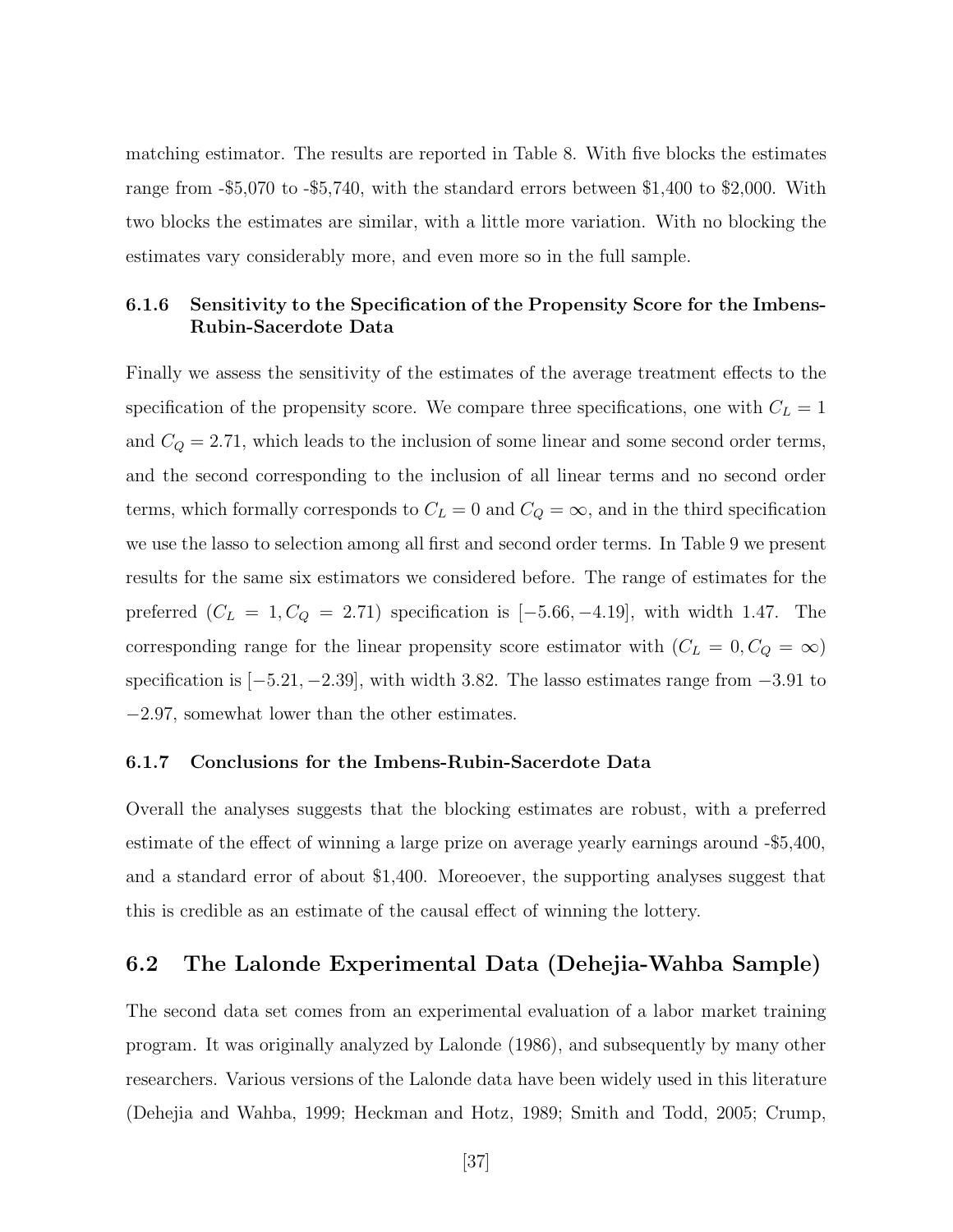matching estimator. The results are reported in Table 8. With five blocks the estimates range from -$5,070 to -$5,740, with the standard errors between $1,400 to $2,000. With two blocks the estimates are similar, with a little more variation. With no blocking the estimates vary considerably more, and even more so in the full sample.

#### 6.1.6 Sensitivity to the Specification of the Propensity Score for the Imbens-Rubin-Sacerdote Data

Finally we assess the sensitivity of the estimates of the average treatment effects to the specification of the propensity score. We compare three specifications, one with $C_L = 1$ and $C_Q = 2.71$, which leads to the inclusion of some linear and some second order terms, and the second corresponding to the inclusion of all linear terms and no second order terms, which formally corresponds to $C_L = 0$ and $C_Q = \infty$, and in the third specification we use the lasso to selection among all first and second order terms. In Table 9 we present results for the same six estimators we considered before. The range of estimates for the preferred $(C_L = 1, C_Q = 2.71)$ specification is $[-5.66, -4.19]$, with width 1.47. The corresponding range for the linear propensity score estimator with $(C_L = 0, C_Q = \infty)$ specification is $[-5.21, -2.39]$, with width 3.82. The lasso estimates range from $-3.91$ to $-2.97$, somewhat lower than the other estimates.

#### 6.1.7 Conclusions for the Imbens-Rubin-Sacerdote Data

Overall the analyses suggests that the blocking estimates are robust, with a preferred estimate of the effect of winning a large prize on average yearly earnings around -$5,400, and a standard error of about $1,400. Moreoever, the supporting analyses suggest that this is credible as an estimate of the causal effect of winning the lottery.

### 6.2 The Lalonde Experimental Data (Dehejia-Wahba Sample)

The second data set comes from an experimental evaluation of a labor market training program. It was originally analyzed by Lalonde (1986), and subsequently by many other researchers. Various versions of the Lalonde data have been widely used in this literature (Dehejia and Wahba, 1999; Heckman and Hotz, 1989; Smith and Todd, 2005; Crump,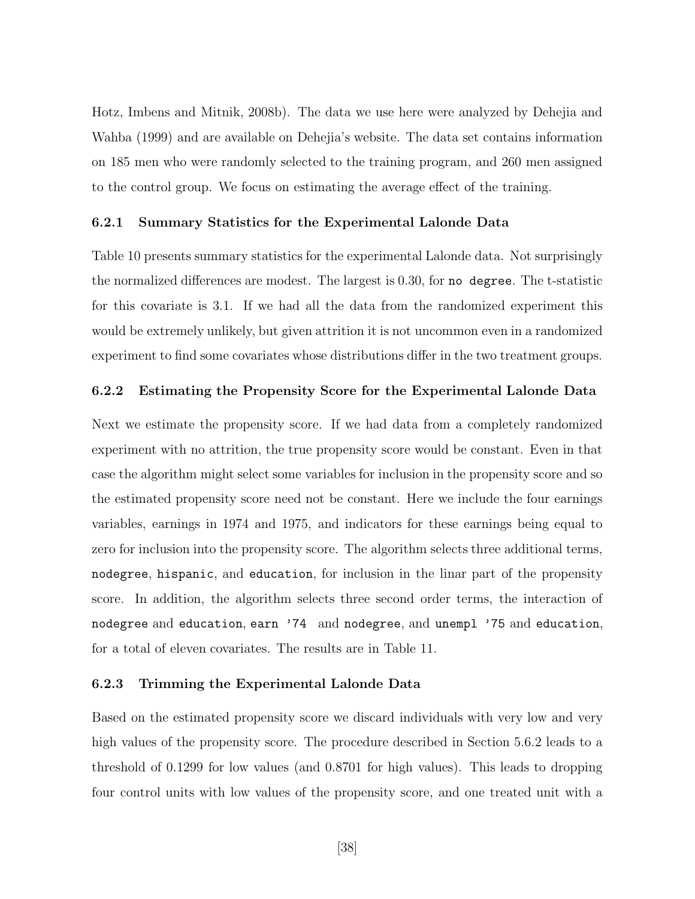Hotz, Imbens and Mitnik, 2008b). The data we use here were analyzed by Dehejia and Wahba (1999) and are available on Dehejia's website. The data set contains information on 185 men who were randomly selected to the training program, and 260 men assigned to the control group. We focus on estimating the average effect of the training.

### 6.2.1 Summary Statistics for the Experimental Lalonde Data

Table 10 presents summary statistics for the experimental Lalonde data. Not surprisingly the normalized differences are modest. The largest is 0.30, for `no degree`. The t-statistic for this covariate is 3.1. If we had all the data from the randomized experiment this would be extremely unlikely, but given attrition it is not uncommon even in a randomized experiment to find some covariates whose distributions differ in the two treatment groups.

### 6.2.2 Estimating the Propensity Score for the Experimental Lalonde Data

Next we estimate the propensity score. If we had data from a completely randomized experiment with no attrition, the true propensity score would be constant. Even in that case the algorithm might select some variables for inclusion in the propensity score and so the estimated propensity score need not be constant. Here we include the four earnings variables, earnings in 1974 and 1975, and indicators for these earnings being equal to zero for inclusion into the propensity score. The algorithm selects three additional terms, `nodegree`, `hispanic`, and `education`, for inclusion in the linar part of the propensity score. In addition, the algorithm selects three second order terms, the interaction of `nodegree` and `education`, `earn '74` and `nodegree`, and `unempl '75` and `education`, for a total of eleven covariates. The results are in Table 11.

### 6.2.3 Trimming the Experimental Lalonde Data

Based on the estimated propensity score we discard individuals with very low and very high values of the propensity score. The procedure described in Section 5.6.2 leads to a threshold of 0.1299 for low values (and 0.8701 for high values). This leads to dropping four control units with low values of the propensity score, and one treated unit with a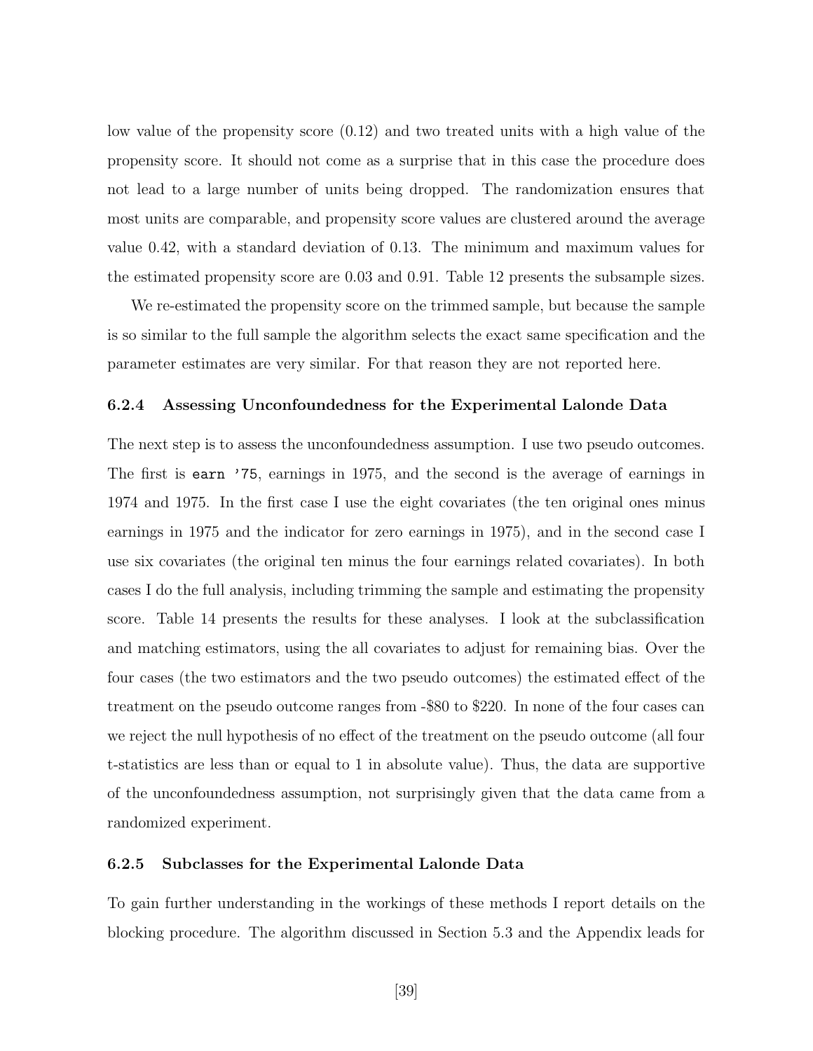low value of the propensity score (0.12) and two treated units with a high value of the propensity score. It should not come as a surprise that in this case the procedure does not lead to a large number of units being dropped. The randomization ensures that most units are comparable, and propensity score values are clustered around the average value 0.42, with a standard deviation of 0.13. The minimum and maximum values for the estimated propensity score are 0.03 and 0.91. Table 12 presents the subsample sizes.

We re-estimated the propensity score on the trimmed sample, but because the sample is so similar to the full sample the algorithm selects the exact same specification and the parameter estimates are very similar. For that reason they are not reported here.

### 6.2.4 Assessing Unconfoundedness for the Experimental Lalonde Data

The next step is to assess the unconfoundedness assumption. I use two pseudo outcomes. The first is `earn '75`, earnings in 1975, and the second is the average of earnings in 1974 and 1975. In the first case I use the eight covariates (the ten original ones minus earnings in 1975 and the indicator for zero earnings in 1975), and in the second case I use six covariates (the original ten minus the four earnings related covariates). In both cases I do the full analysis, including trimming the sample and estimating the propensity score. Table 14 presents the results for these analyses. I look at the subclassification and matching estimators, using the all covariates to adjust for remaining bias. Over the four cases (the two estimators and the two pseudo outcomes) the estimated effect of the treatment on the pseudo outcome ranges from -\$80 to \$220. In none of the four cases can we reject the null hypothesis of no effect of the treatment on the pseudo outcome (all four t-statistics are less than or equal to 1 in absolute value). Thus, the data are supportive of the unconfoundedness assumption, not surprisingly given that the data came from a randomized experiment.

### 6.2.5 Subclasses for the Experimental Lalonde Data

To gain further understanding in the workings of these methods I report details on the blocking procedure. The algorithm discussed in Section 5.3 and the Appendix leads for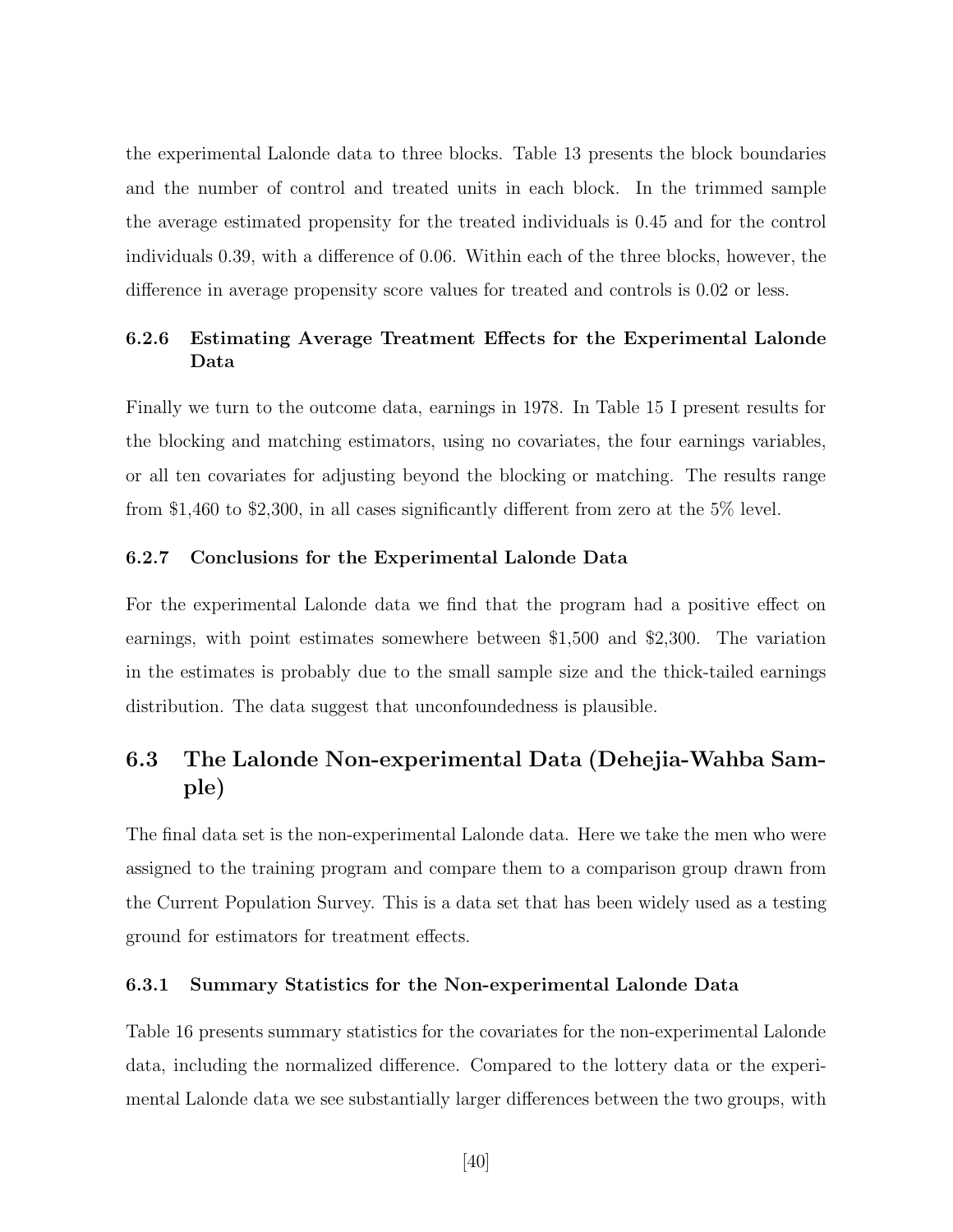the experimental Lalonde data to three blocks. Table 13 presents the block boundaries and the number of control and treated units in each block. In the trimmed sample the average estimated propensity for the treated individuals is 0.45 and for the control individuals 0.39, with a difference of 0.06. Within each of the three blocks, however, the difference in average propensity score values for treated and controls is 0.02 or less.

#### 6.2.6 Estimating Average Treatment Effects for the Experimental Lalonde Data

Finally we turn to the outcome data, earnings in 1978. In Table 15 I present results for the blocking and matching estimators, using no covariates, the four earnings variables, or all ten covariates for adjusting beyond the blocking or matching. The results range from $1,460 to $2,300, in all cases significantly different from zero at the 5% level.

#### 6.2.7 Conclusions for the Experimental Lalonde Data

For the experimental Lalonde data we find that the program had a positive effect on earnings, with point estimates somewhere between $1,500 and $2,300. The variation in the estimates is probably due to the small sample size and the thick-tailed earnings distribution. The data suggest that unconfoundedness is plausible.

### 6.3 The Lalonde Non-experimental Data (Dehejia-Wahba Sample)

The final data set is the non-experimental Lalonde data. Here we take the men who were assigned to the training program and compare them to a comparison group drawn from the Current Population Survey. This is a data set that has been widely used as a testing ground for estimators for treatment effects.

#### 6.3.1 Summary Statistics for the Non-experimental Lalonde Data

Table 16 presents summary statistics for the covariates for the non-experimental Lalonde data, including the normalized difference. Compared to the lottery data or the experimental Lalonde data we see substantially larger differences between the two groups, with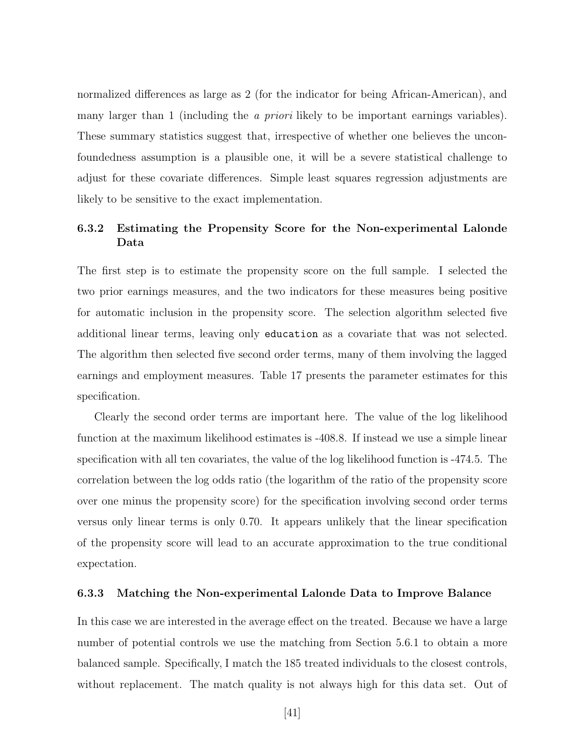normalized differences as large as 2 (for the indicator for being African-American), and many larger than 1 (including the *a priori* likely to be important earnings variables). These summary statistics suggest that, irrespective of whether one believes the unconfoundedness assumption is a plausible one, it will be a severe statistical challenge to adjust for these covariate differences. Simple least squares regression adjustments are likely to be sensitive to the exact implementation.

### 6.3.2 Estimating the Propensity Score for the Non-experimental Lalonde Data

The first step is to estimate the propensity score on the full sample. I selected the two prior earnings measures, and the two indicators for these measures being positive for automatic inclusion in the propensity score. The selection algorithm selected five additional linear terms, leaving only `education` as a covariate that was not selected. The algorithm then selected five second order terms, many of them involving the lagged earnings and employment measures. Table 17 presents the parameter estimates for this specification.

Clearly the second order terms are important here. The value of the log likelihood function at the maximum likelihood estimates is -408.8. If instead we use a simple linear specification with all ten covariates, the value of the log likelihood function is -474.5. The correlation between the log odds ratio (the logarithm of the ratio of the propensity score over one minus the propensity score) for the specification involving second order terms versus only linear terms is only 0.70. It appears unlikely that the linear specification of the propensity score will lead to an accurate approximation to the true conditional expectation.

### 6.3.3 Matching the Non-experimental Lalonde Data to Improve Balance

In this case we are interested in the average effect on the treated. Because we have a large number of potential controls we use the matching from Section 5.6.1 to obtain a more balanced sample. Specifically, I match the 185 treated individuals to the closest controls, without replacement. The match quality is not always high for this data set. Out of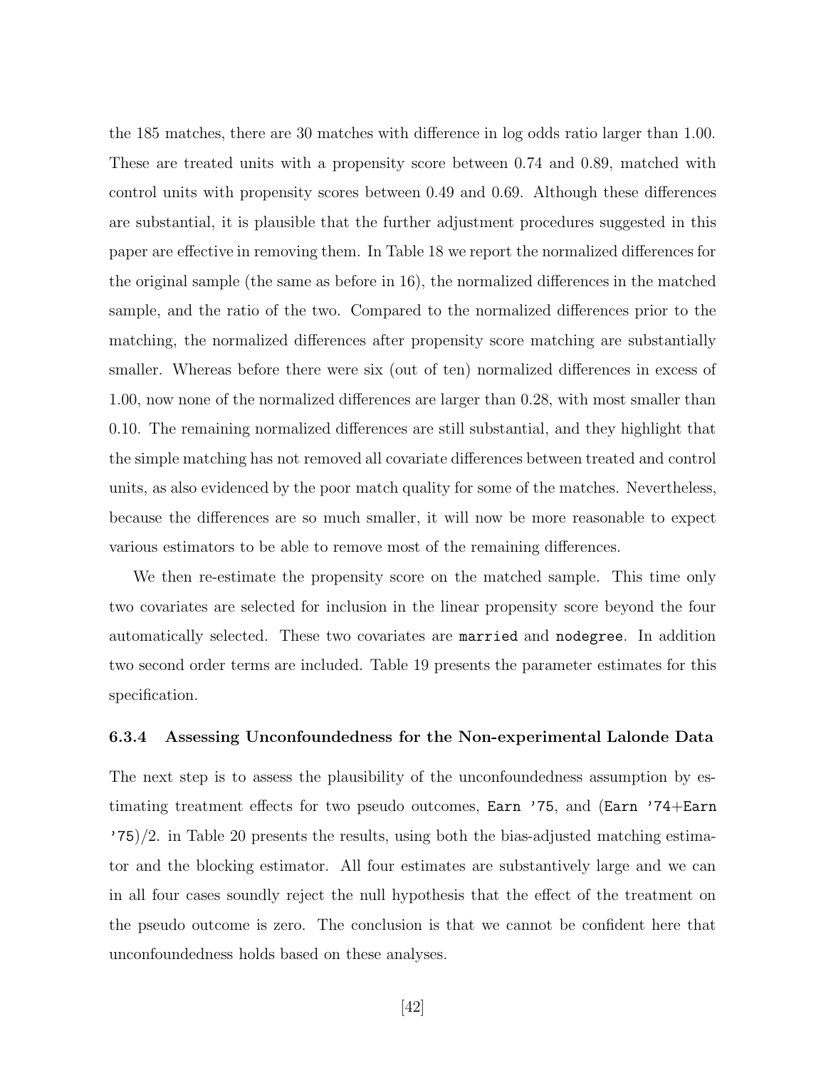the 185 matches, there are 30 matches with difference in log odds ratio larger than 1.00. These are treated units with a propensity score between 0.74 and 0.89, matched with control units with propensity scores between 0.49 and 0.69. Although these differences are substantial, it is plausible that the further adjustment procedures suggested in this paper are effective in removing them. In Table 18 we report the normalized differences for the original sample (the same as before in 16), the normalized differences in the matched sample, and the ratio of the two. Compared to the normalized differences prior to the matching, the normalized differences after propensity score matching are substantially smaller. Whereas before there were six (out of ten) normalized differences in excess of 1.00, now none of the normalized differences are larger than 0.28, with most smaller than 0.10. The remaining normalized differences are still substantial, and they highlight that the simple matching has not removed all covariate differences between treated and control units, as also evidenced by the poor match quality for some of the matches. Nevertheless, because the differences are so much smaller, it will now be more reasonable to expect various estimators to be able to remove most of the remaining differences.

We then re-estimate the propensity score on the matched sample. This time only two covariates are selected for inclusion in the linear propensity score beyond the four automatically selected. These two covariates are `married` and `nodegree`. In addition two second order terms are included. Table 19 presents the parameter estimates for this specification.

### 6.3.4 Assessing Unconfoundedness for the Non-experimental Lalonde Data

The next step is to assess the plausibility of the unconfoundedness assumption by estimating treatment effects for two pseudo outcomes, `Earn '75`, and (`Earn '74`+`Earn '75`)/2. in Table 20 presents the results, using both the bias-adjusted matching estimator and the blocking estimator. All four estimates are substantively large and we can in all four cases soundly reject the null hypothesis that the effect of the treatment on the pseudo outcome is zero. The conclusion is that we cannot be confident here that unconfoundedness holds based on these analyses.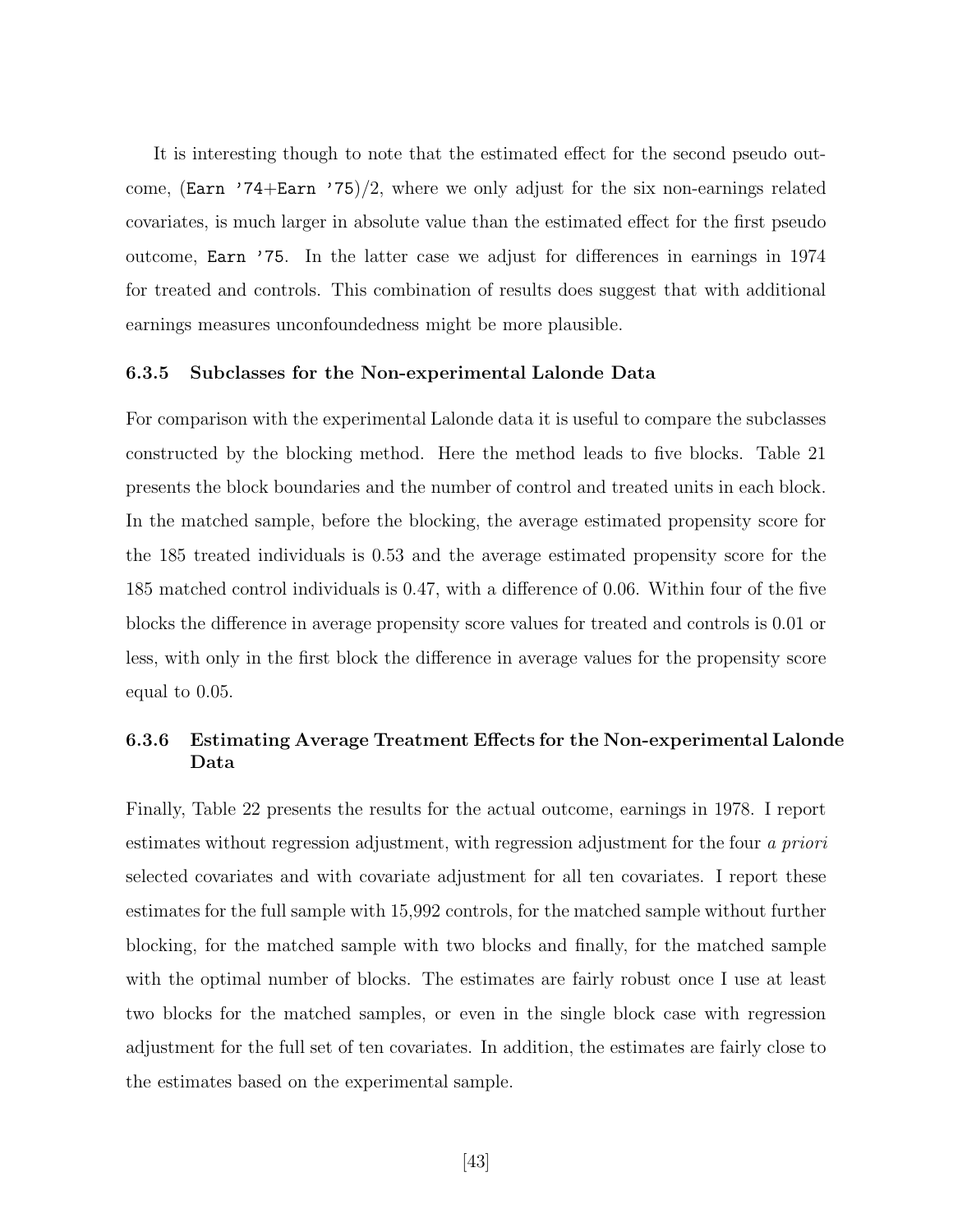It is interesting though to note that the estimated effect for the second pseudo outcome, (`Earn '74`+`Earn '75`)/2, where we only adjust for the six non-earnings related covariates, is much larger in absolute value than the estimated effect for the first pseudo outcome, `Earn '75`. In the latter case we adjust for differences in earnings in 1974 for treated and controls. This combination of results does suggest that with additional earnings measures unconfoundedness might be more plausible.

### 6.3.5 Subclasses for the Non-experimental Lalonde Data

For comparison with the experimental Lalonde data it is useful to compare the subclasses constructed by the blocking method. Here the method leads to five blocks. Table 21 presents the block boundaries and the number of control and treated units in each block. In the matched sample, before the blocking, the average estimated propensity score for the 185 treated individuals is 0.53 and the average estimated propensity score for the 185 matched control individuals is 0.47, with a difference of 0.06. Within four of the five blocks the difference in average propensity score values for treated and controls is 0.01 or less, with only in the first block the difference in average values for the propensity score equal to 0.05.

### 6.3.6 Estimating Average Treatment Effects for the Non-experimental Lalonde Data

Finally, Table 22 presents the results for the actual outcome, earnings in 1978. I report estimates without regression adjustment, with regression adjustment for the four *a priori* selected covariates and with covariate adjustment for all ten covariates. I report these estimates for the full sample with 15,992 controls, for the matched sample without further blocking, for the matched sample with two blocks and finally, for the matched sample with the optimal number of blocks. The estimates are fairly robust once I use at least two blocks for the matched samples, or even in the single block case with regression adjustment for the full set of ten covariates. In addition, the estimates are fairly close to the estimates based on the experimental sample.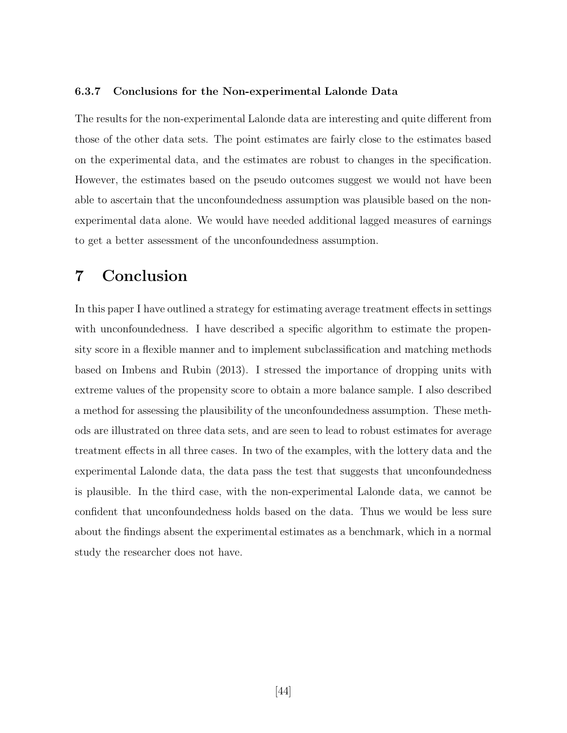### 6.3.7 Conclusions for the Non-experimental Lalonde Data

The results for the non-experimental Lalonde data are interesting and quite different from those of the other data sets. The point estimates are fairly close to the estimates based on the experimental data, and the estimates are robust to changes in the specification. However, the estimates based on the pseudo outcomes suggest we would not have been able to ascertain that the unconfoundedness assumption was plausible based on the non-experimental data alone. We would have needed additional lagged measures of earnings to get a better assessment of the unconfoundedness assumption.

# 7 Conclusion

In this paper I have outlined a strategy for estimating average treatment effects in settings with unconfoundedness. I have described a specific algorithm to estimate the propensity score in a flexible manner and to implement subclassification and matching methods based on Imbens and Rubin (2013). I stressed the importance of dropping units with extreme values of the propensity score to obtain a more balance sample. I also described a method for assessing the plausibility of the unconfoundedness assumption. These methods are illustrated on three data sets, and are seen to lead to robust estimates for average treatment effects in all three cases. In two of the examples, with the lottery data and the experimental Lalonde data, the data pass the test that suggests that unconfoundedness is plausible. In the third case, with the non-experimental Lalonde data, we cannot be confident that unconfoundedness holds based on the data. Thus we would be less sure about the findings absent the experimental estimates as a benchmark, which in a normal study the researcher does not have.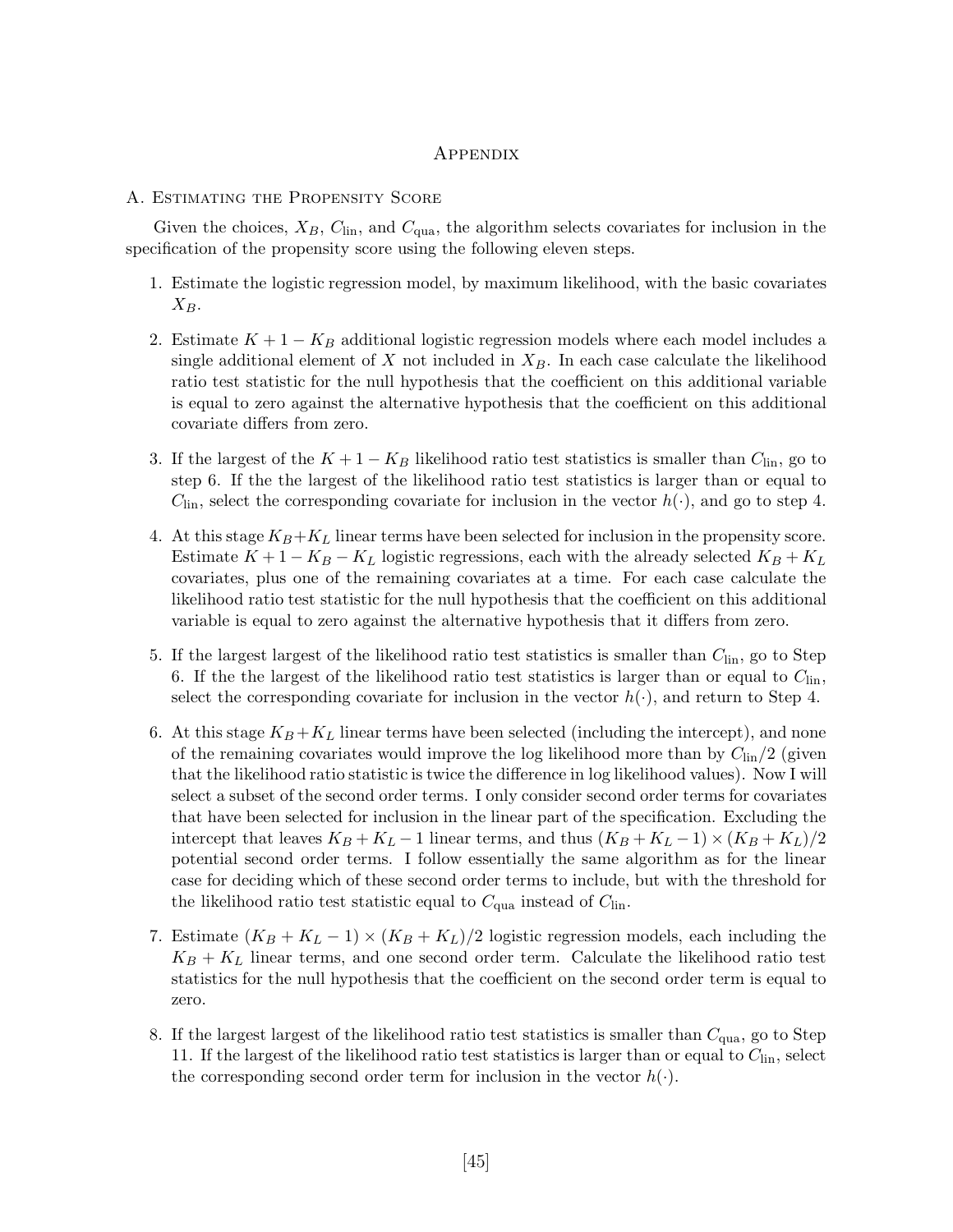# Appendix

## A. Estimating the Propensity Score

Given the choices, $X_B$, $C_{\text{lin}}$, and $C_{\text{qua}}$, the algorithm selects covariates for inclusion in the specification of the propensity score using the following eleven steps.

1. Estimate the logistic regression model, by maximum likelihood, with the basic covariates $X_B$.

2. Estimate $K + 1 - K_B$ additional logistic regression models where each model includes a single additional element of $X$ not included in $X_B$. In each case calculate the likelihood ratio test statistic for the null hypothesis that the coefficient on this additional variable is equal to zero against the alternative hypothesis that the coefficient on this additional covariate differs from zero.

3. If the largest of the $K + 1 - K_B$ likelihood ratio test statistics is smaller than $C_{\text{lin}}$, go to step 6. If the the largest of the likelihood ratio test statistics is larger than or equal to $C_{\text{lin}}$, select the corresponding covariate for inclusion in the vector $h(\cdot)$, and go to step 4.

4. At this stage $K_B + K_L$ linear terms have been selected for inclusion in the propensity score. Estimate $K + 1 - K_B - K_L$ logistic regressions, each with the already selected $K_B + K_L$ covariates, plus one of the remaining covariates at a time. For each case calculate the likelihood ratio test statistic for the null hypothesis that the coefficient on this additional variable is equal to zero against the alternative hypothesis that it differs from zero.

5. If the largest largest of the likelihood ratio test statistics is smaller than $C_{\text{lin}}$, go to Step 6. If the the largest of the likelihood ratio test statistics is larger than or equal to $C_{\text{lin}}$, select the corresponding covariate for inclusion in the vector $h(\cdot)$, and return to Step 4.

6. At this stage $K_B + K_L$ linear terms have been selected (including the intercept), and none of the remaining covariates would improve the log likelihood more than by $C_{\text{lin}}/2$ (given that the likelihood ratio statistic is twice the difference in log likelihood values). Now I will select a subset of the second order terms. I only consider second order terms for covariates that have been selected for inclusion in the linear part of the specification. Excluding the intercept that leaves $K_B + K_L - 1$ linear terms, and thus $(K_B + K_L - 1) \times (K_B + K_L)/2$ potential second order terms. I follow essentially the same algorithm as for the linear case for deciding which of these second order terms to include, but with the threshold for the likelihood ratio test statistic equal to $C_{\text{qua}}$ instead of $C_{\text{lin}}$.

7. Estimate $(K_B + K_L - 1) \times (K_B + K_L)/2$ logistic regression models, each including the $K_B + K_L$ linear terms, and one second order term. Calculate the likelihood ratio test statistics for the null hypothesis that the coefficient on the second order term is equal to zero.

8. If the largest largest of the likelihood ratio test statistics is smaller than $C_{\text{qua}}$, go to Step 11. If the largest of the likelihood ratio test statistics is larger than or equal to $C_{\text{lin}}$, select the corresponding second order term for inclusion in the vector $h(\cdot)$.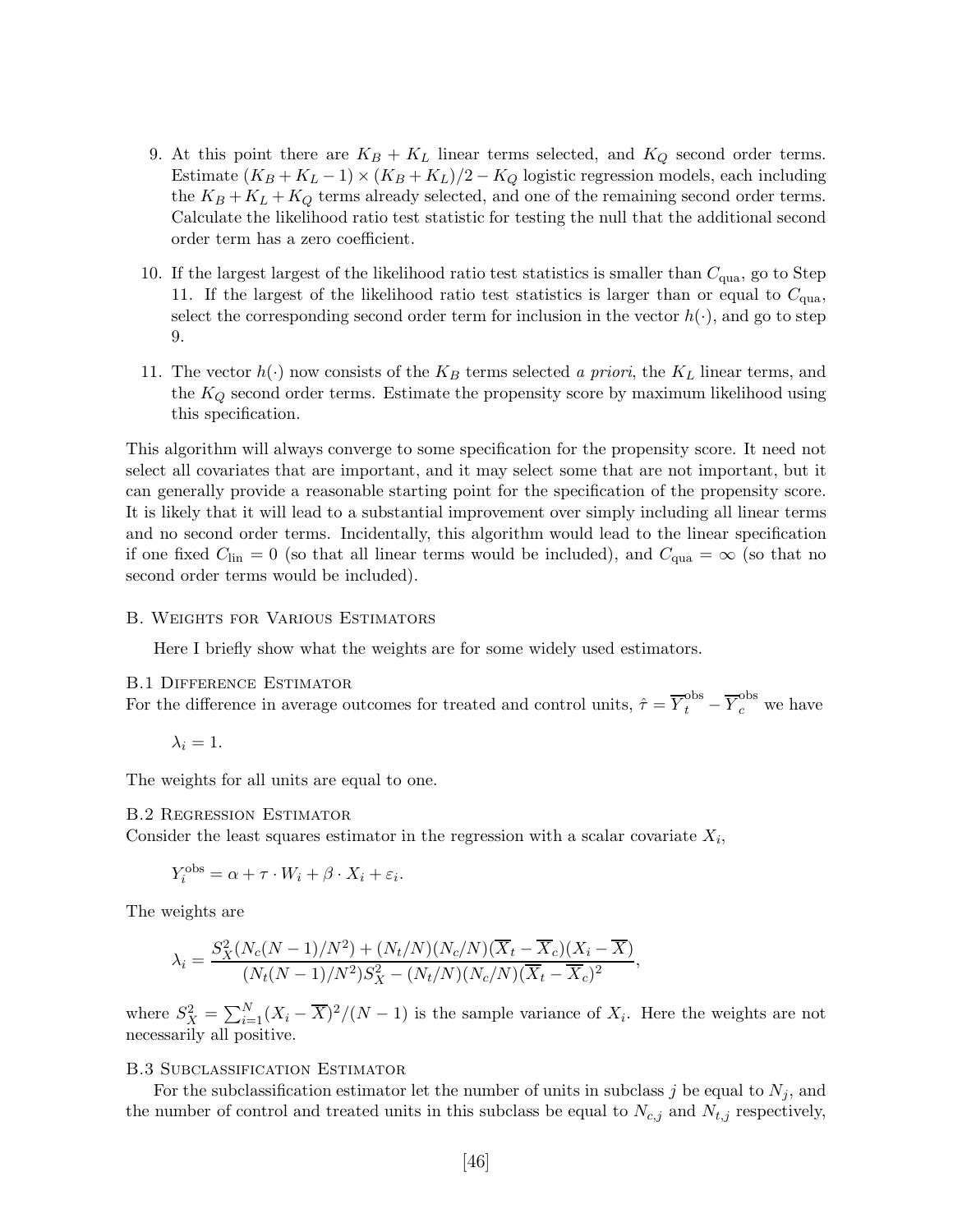9. At this point there are $K_B + K_L$ linear terms selected, and $K_Q$ second order terms. Estimate $(K_B + K_L - 1) \times (K_B + K_L)/2 - K_Q$ logistic regression models, each including the $K_B + K_L + K_Q$ terms already selected, and one of the remaining second order terms. Calculate the likelihood ratio test statistic for testing the null that the additional second order term has a zero coefficient.

10. If the largest largest of the likelihood ratio test statistics is smaller than $C_{\text{qua}}$, go to Step 11. If the largest of the likelihood ratio test statistics is larger than or equal to $C_{\text{qua}}$, select the corresponding second order term for inclusion in the vector $h(\cdot)$, and go to step 9.

11. The vector $h(\cdot)$ now consists of the $K_B$ terms selected *a priori*, the $K_L$ linear terms, and the $K_Q$ second order terms. Estimate the propensity score by maximum likelihood using this specification.

This algorithm will always converge to some specification for the propensity score. It need not select all covariates that are important, and it may select some that are not important, but it can generally provide a reasonable starting point for the specification of the propensity score. It is likely that it will lead to a substantial improvement over simply including all linear terms and no second order terms. Incidentally, this algorithm would lead to the linear specification if one fixed $C_{\text{lin}} = 0$ (so that all linear terms would be included), and $C_{\text{qua}} = \infty$ (so that no second order terms would be included).

## B. Weights for Various Estimators

Here I briefly show what the weights are for some widely used estimators.

### B.1 Difference Estimator

For the difference in average outcomes for treated and control units, $\hat{\tau} = \overline{Y}_t^{\text{obs}} - \overline{Y}_c^{\text{obs}}$ we have

$$\lambda_i = 1.$$

The weights for all units are equal to one.

### B.2 Regression Estimator

Consider the least squares estimator in the regression with a scalar covariate $X_i$,

$$Y_i^{\text{obs}} = \alpha + \tau \cdot W_i + \beta \cdot X_i + \varepsilon_i.$$

The weights are

$$\lambda_i = \frac{S_X^2 (N_c(N-1)/N^2) + (N_t/N)(N_c/N)(\overline{X}_t - \overline{X}_c)(X_i - \overline{X})}{(N_t(N-1)/N^2) S_X^2 - (N_t/N)(N_c/N)(\overline{X}_t - \overline{X}_c)^2},$$

where $S_X^2 = \sum_{i=1}^N (X_i - \overline{X})^2/(N-1)$ is the sample variance of $X_i$. Here the weights are not necessarily all positive.

### B.3 Subclassification Estimator

For the subclassification estimator let the number of units in subclass $j$ be equal to $N_j$, and the number of control and treated units in this subclass be equal to $N_{c,j}$ and $N_{t,j}$ respectively,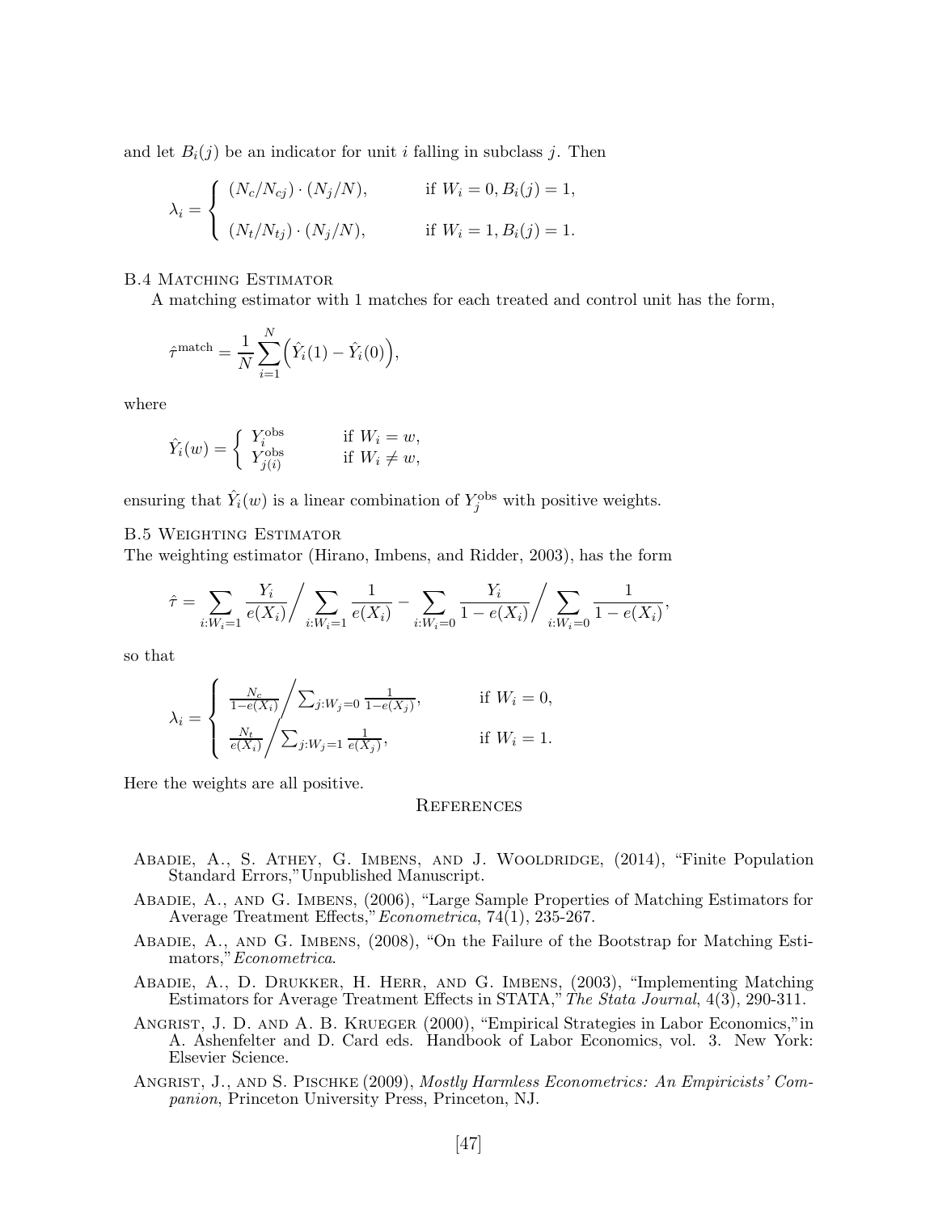and let $B_i(j)$ be an indicator for unit $i$ falling in subclass $j$. Then

$$\lambda_i = \begin{cases} (N_c/N_{cj}) \cdot (N_j/N), & \text{if } W_i = 0, B_i(j) = 1, \\ \\ (N_t/N_{tj}) \cdot (N_j/N), & \text{if } W_i = 1, B_i(j) = 1. \end{cases}$$

### B.4 Matching Estimator

A matching estimator with 1 matches for each treated and control unit has the form,

$$\hat{\tau}^{\text{match}} = \frac{1}{N} \sum_{i=1}^{N} \Big( \hat{Y}_i(1) - \hat{Y}_i(0) \Big),$$

where

$$\hat{Y}_i(w) = \begin{cases} Y_i^{\text{obs}} & \text{if } W_i = w, \\ Y_{j(i)}^{\text{obs}} & \text{if } W_i \neq w, \end{cases}$$

ensuring that $\hat{Y}_i(w)$ is a linear combination of $Y_j^{\text{obs}}$ with positive weights.

### B.5 Weighting Estimator

The weighting estimator (Hirano, Imbens, and Ridder, 2003), has the form

$$\hat{\tau} = \sum_{i:W_i=1} \frac{Y_i}{e(X_i)} \Big/ \sum_{i:W_i=1} \frac{1}{e(X_i)} - \sum_{i:W_i=0} \frac{Y_i}{1-e(X_i)} \Big/ \sum_{i:W_i=0} \frac{1}{1-e(X_i)},$$

so that

$$\lambda_i = \begin{cases} \frac{N_c}{1-e(X_i)} \Big/ \sum_{j:W_j=0} \frac{1}{1-e(X_j)}, & \text{if } W_i = 0, \\ \frac{N_t}{e(X_i)} \Big/ \sum_{j:W_j=1} \frac{1}{e(X_j)}, & \text{if } W_i = 1. \end{cases}$$

Here the weights are all positive.

## References

Abadie, A., S. Athey, G. Imbens, and J. Wooldridge, (2014), "Finite Population Standard Errors,"Unpublished Manuscript.

Abadie, A., and G. Imbens, (2006), "Large Sample Properties of Matching Estimators for Average Treatment Effects,"*Econometrica*, 74(1), 235-267.

Abadie, A., and G. Imbens, (2008), "On the Failure of the Bootstrap for Matching Estimators,"*Econometrica*.

Abadie, A., D. Drukker, H. Herr, and G. Imbens, (2003), "Implementing Matching Estimators for Average Treatment Effects in STATA," *The Stata Journal*, 4(3), 290-311.

Angrist, J. D. and A. B. Krueger (2000), "Empirical Strategies in Labor Economics,"in A. Ashenfelter and D. Card eds. Handbook of Labor Economics, vol. 3. New York: Elsevier Science.

Angrist, J., and S. Pischke (2009), *Mostly Harmless Econometrics: An Empiricists' Companion*, Princeton University Press, Princeton, NJ.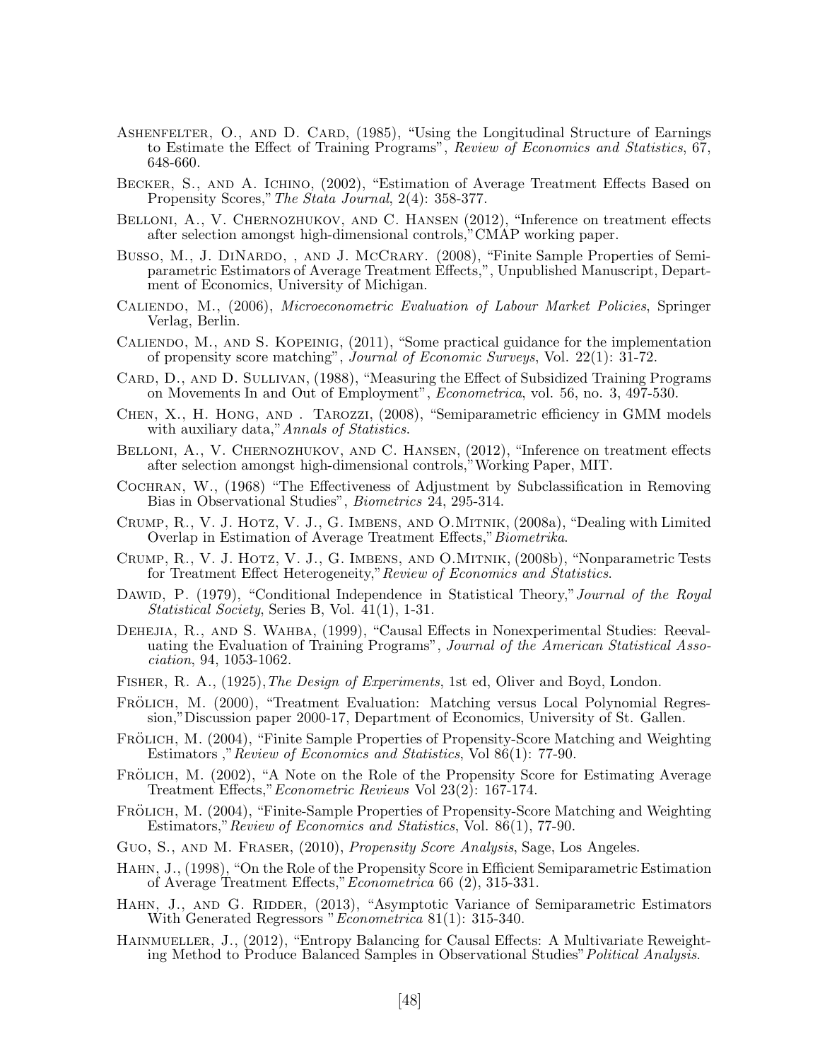Ashenfelter, O., and D. Card, (1985), "Using the Longitudinal Structure of Earnings to Estimate the Effect of Training Programs", *Review of Economics and Statistics*, 67, 648-660.

Becker, S., and A. Ichino, (2002), "Estimation of Average Treatment Effects Based on Propensity Scores," *The Stata Journal*, 2(4): 358-377.

Belloni, A., V. Chernozhukov, and C. Hansen (2012), "Inference on treatment effects after selection amongst high-dimensional controls,"CMAP working paper.

Busso, M., J. DiNardo, , and J. McCrary. (2008), "Finite Sample Properties of Semi-parametric Estimators of Average Treatment Effects,", Unpublished Manuscript, Department of Economics, University of Michigan.

Caliendo, M., (2006), *Microeconometric Evaluation of Labour Market Policies*, Springer Verlag, Berlin.

Caliendo, M., and S. Kopeinig, (2011), "Some practical guidance for the implementation of propensity score matching", *Journal of Economic Surveys*, Vol. 22(1): 31-72.

Card, D., and D. Sullivan, (1988), "Measuring the Effect of Subsidized Training Programs on Movements In and Out of Employment", *Econometrica*, vol. 56, no. 3, 497-530.

Chen, X., H. Hong, and . Tarozzi, (2008), "Semiparametric efficiency in GMM models with auxiliary data,"*Annals of Statistics*.

Belloni, A., V. Chernozhukov, and C. Hansen, (2012), "Inference on treatment effects after selection amongst high-dimensional controls,"Working Paper, MIT.

Cochran, W., (1968) "The Effectiveness of Adjustment by Subclassification in Removing Bias in Observational Studies", *Biometrics* 24, 295-314.

Crump, R., V. J. Hotz, V. J., G. Imbens, and O.Mitnik, (2008a), "Dealing with Limited Overlap in Estimation of Average Treatment Effects,"*Biometrika*.

Crump, R., V. J. Hotz, V. J., G. Imbens, and O.Mitnik, (2008b), "Nonparametric Tests for Treatment Effect Heterogeneity,"*Review of Economics and Statistics*.

Dawid, P. (1979), "Conditional Independence in Statistical Theory,"*Journal of the Royal Statistical Society*, Series B, Vol. 41(1), 1-31.

Dehejia, R., and S. Wahba, (1999), "Causal Effects in Nonexperimental Studies: Reevaluating the Evaluation of Training Programs", *Journal of the American Statistical Association*, 94, 1053-1062.

Fisher, R. A., (1925),*The Design of Experiments*, 1st ed, Oliver and Boyd, London.

Frölich, M. (2000), "Treatment Evaluation: Matching versus Local Polynomial Regression,"Discussion paper 2000-17, Department of Economics, University of St. Gallen.

Frölich, M. (2004), "Finite Sample Properties of Propensity-Score Matching and Weighting Estimators ,"*Review of Economics and Statistics*, Vol 86(1): 77-90.

Frölich, M. (2002), "A Note on the Role of the Propensity Score for Estimating Average Treatment Effects,"*Econometric Reviews* Vol 23(2): 167-174.

Frölich, M. (2004), "Finite-Sample Properties of Propensity-Score Matching and Weighting Estimators,"*Review of Economics and Statistics*, Vol. 86(1), 77-90.

Guo, S., and M. Fraser, (2010), *Propensity Score Analysis*, Sage, Los Angeles.

Hahn, J., (1998), "On the Role of the Propensity Score in Efficient Semiparametric Estimation of Average Treatment Effects,"*Econometrica* 66 (2), 315-331.

Hahn, J., and G. Ridder, (2013), "Asymptotic Variance of Semiparametric Estimators With Generated Regressors "*Econometrica* 81(1): 315-340.

Hainmueller, J., (2012), "Entropy Balancing for Causal Effects: A Multivariate Reweighting Method to Produce Balanced Samples in Observational Studies"*Political Analysis*.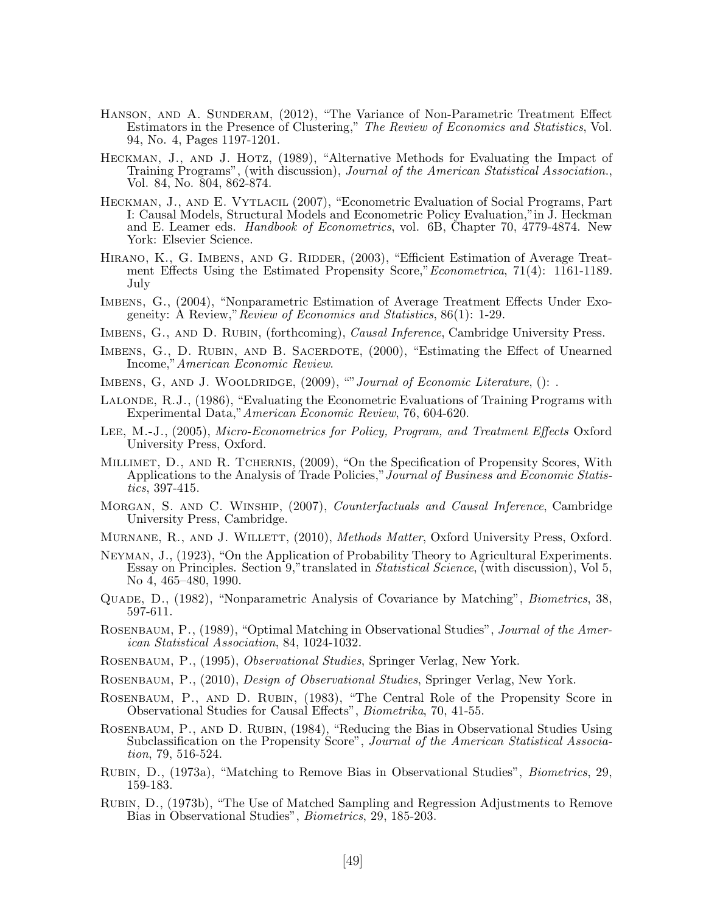Hanson, and A. Sunderam, (2012), "The Variance of Non-Parametric Treatment Effect Estimators in the Presence of Clustering," *The Review of Economics and Statistics*, Vol. 94, No. 4, Pages 1197-1201.

Heckman, J., and J. Hotz, (1989), "Alternative Methods for Evaluating the Impact of Training Programs", (with discussion), *Journal of the American Statistical Association.*, Vol. 84, No. 804, 862-874.

Heckman, J., and E. Vytlacil (2007), "Econometric Evaluation of Social Programs, Part I: Causal Models, Structural Models and Econometric Policy Evaluation,"in J. Heckman and E. Leamer eds. *Handbook of Econometrics*, vol. 6B, Chapter 70, 4779-4874. New York: Elsevier Science.

Hirano, K., G. Imbens, and G. Ridder, (2003), "Efficient Estimation of Average Treatment Effects Using the Estimated Propensity Score,"*Econometrica*, 71(4): 1161-1189. July

Imbens, G., (2004), "Nonparametric Estimation of Average Treatment Effects Under Exogeneity: A Review,"*Review of Economics and Statistics*, 86(1): 1-29.

Imbens, G., and D. Rubin, (forthcoming), *Causal Inference*, Cambridge University Press.

Imbens, G., D. Rubin, and B. Sacerdote, (2000), "Estimating the Effect of Unearned Income,"*American Economic Review*.

Imbens, G, and J. Wooldridge, (2009), ""*Journal of Economic Literature*, (): .

Lalonde, R.J., (1986), "Evaluating the Econometric Evaluations of Training Programs with Experimental Data,"*American Economic Review*, 76, 604-620.

Lee, M.-J., (2005), *Micro-Econometrics for Policy, Program, and Treatment Effects* Oxford University Press, Oxford.

Millimet, D., and R. Tchernis, (2009), "On the Specification of Propensity Scores, With Applications to the Analysis of Trade Policies,"*Journal of Business and Economic Statistics*, 397-415.

Morgan, S. and C. Winship, (2007), *Counterfactuals and Causal Inference*, Cambridge University Press, Cambridge.

Murnane, R., and J. Willett, (2010), *Methods Matter*, Oxford University Press, Oxford.

Neyman, J., (1923), "On the Application of Probability Theory to Agricultural Experiments. Essay on Principles. Section 9,"translated in *Statistical Science*, (with discussion), Vol 5, No 4, 465–480, 1990.

Quade, D., (1982), "Nonparametric Analysis of Covariance by Matching", *Biometrics*, 38, 597-611.

Rosenbaum, P., (1989), "Optimal Matching in Observational Studies", *Journal of the American Statistical Association*, 84, 1024-1032.

Rosenbaum, P., (1995), *Observational Studies*, Springer Verlag, New York.

Rosenbaum, P., (2010), *Design of Observational Studies*, Springer Verlag, New York.

Rosenbaum, P., and D. Rubin, (1983), "The Central Role of the Propensity Score in Observational Studies for Causal Effects", *Biometrika*, 70, 41-55.

Rosenbaum, P., and D. Rubin, (1984), "Reducing the Bias in Observational Studies Using Subclassification on the Propensity Score", *Journal of the American Statistical Association*, 79, 516-524.

Rubin, D., (1973a), "Matching to Remove Bias in Observational Studies", *Biometrics*, 29, 159-183.

Rubin, D., (1973b), "The Use of Matched Sampling and Regression Adjustments to Remove Bias in Observational Studies", *Biometrics*, 29, 185-203.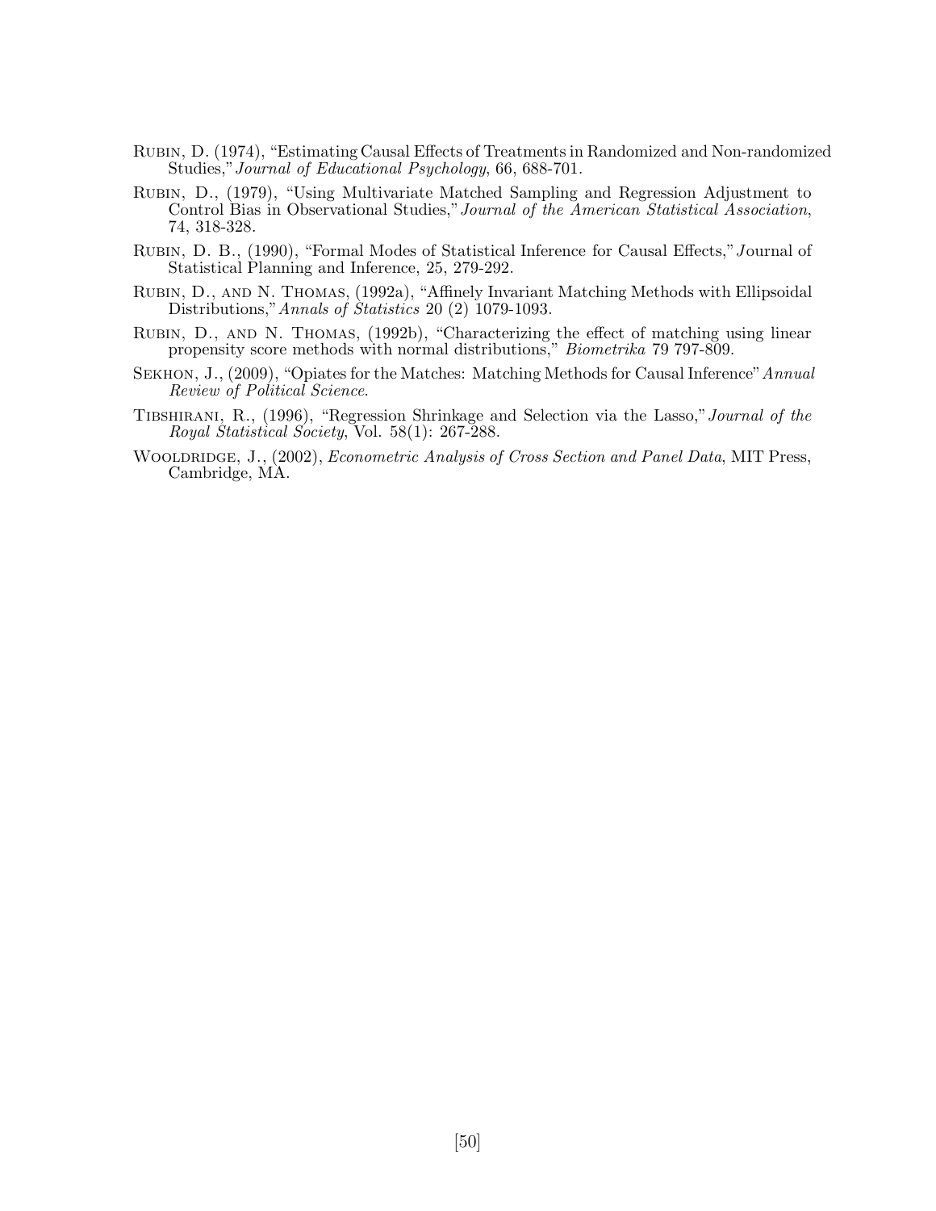Rubin, D. (1974), "Estimating Causal Effects of Treatments in Randomized and Non-randomized Studies," *Journal of Educational Psychology*, 66, 688-701.

Rubin, D., (1979), "Using Multivariate Matched Sampling and Regression Adjustment to Control Bias in Observational Studies," *Journal of the American Statistical Association*, 74, 318-328.

Rubin, D. B., (1990), "Formal Modes of Statistical Inference for Causal Effects," Journal of Statistical Planning and Inference, 25, 279-292.

Rubin, D., and N. Thomas, (1992a), "Affinely Invariant Matching Methods with Ellipsoidal Distributions," *Annals of Statistics* 20 (2) 1079-1093.

Rubin, D., and N. Thomas, (1992b), "Characterizing the effect of matching using linear propensity score methods with normal distributions," *Biometrika* 79 797-809.

Sekhon, J., (2009), "Opiates for the Matches: Matching Methods for Causal Inference" *Annual Review of Political Science*.

Tibshirani, R., (1996), "Regression Shrinkage and Selection via the Lasso," *Journal of the Royal Statistical Society*, Vol. 58(1): 267-288.

Wooldridge, J., (2002), *Econometric Analysis of Cross Section and Panel Data*, MIT Press, Cambridge, MA.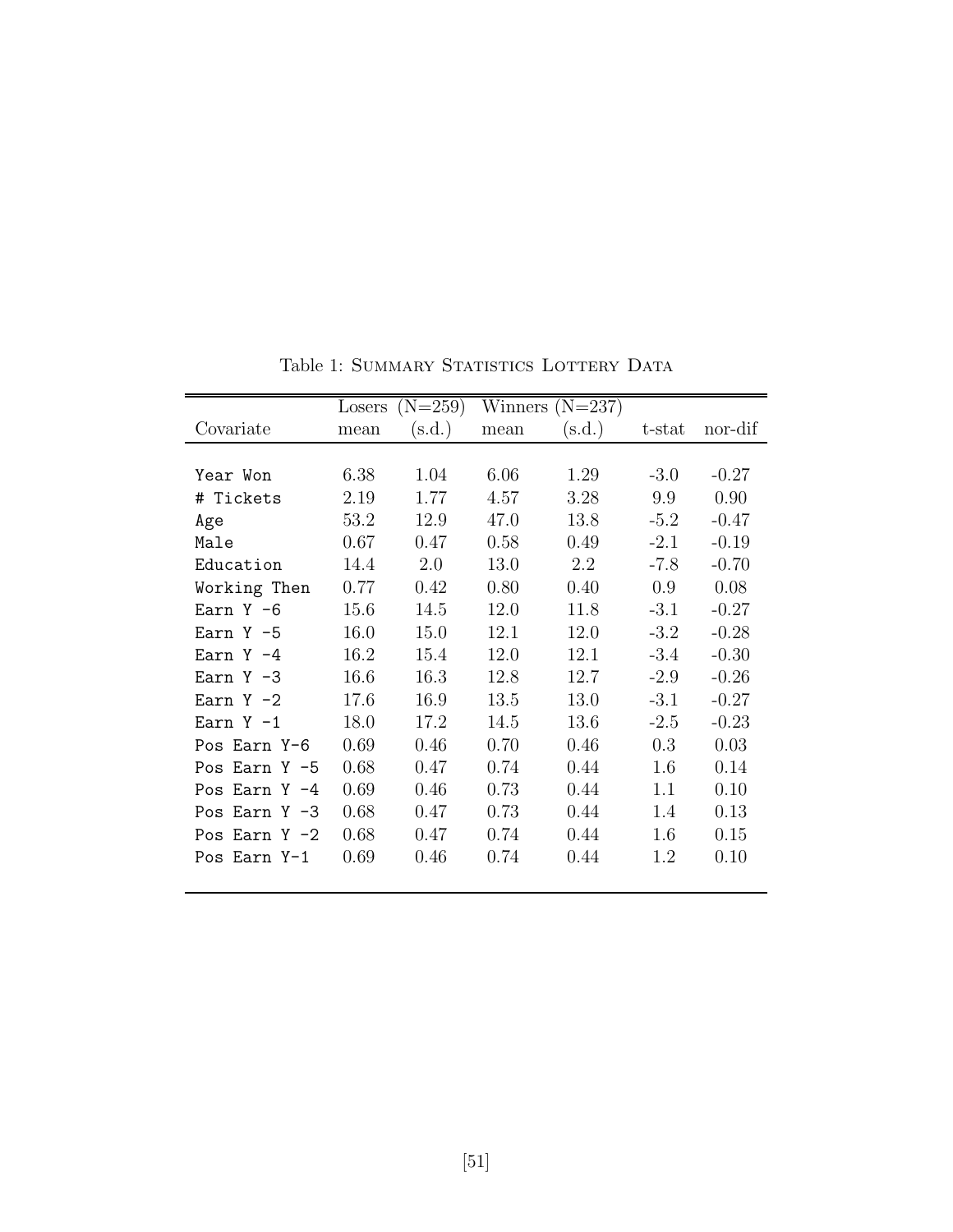Table 1: SUMMARY STATISTICS LOTTERY DATA

| | Losers (N=259) | | Winners (N=237) | | | |
|---|---|---|---|---|---|---|
| Covariate | mean | (s.d.) | mean | (s.d.) | t-stat | nor-dif |
| Year Won | 6.38 | 1.04 | 6.06 | 1.29 | -3.0 | -0.27 |
| # Tickets | 2.19 | 1.77 | 4.57 | 3.28 | 9.9 | 0.90 |
| Age | 53.2 | 12.9 | 47.0 | 13.8 | -5.2 | -0.47 |
| Male | 0.67 | 0.47 | 0.58 | 0.49 | -2.1 | -0.19 |
| Education | 14.4 | 2.0 | 13.0 | 2.2 | -7.8 | -0.70 |
| Working Then | 0.77 | 0.42 | 0.80 | 0.40 | 0.9 | 0.08 |
| Earn Y -6 | 15.6 | 14.5 | 12.0 | 11.8 | -3.1 | -0.27 |
| Earn Y -5 | 16.0 | 15.0 | 12.1 | 12.0 | -3.2 | -0.28 |
| Earn Y -4 | 16.2 | 15.4 | 12.0 | 12.1 | -3.4 | -0.30 |
| Earn Y -3 | 16.6 | 16.3 | 12.8 | 12.7 | -2.9 | -0.26 |
| Earn Y -2 | 17.6 | 16.9 | 13.5 | 13.0 | -3.1 | -0.27 |
| Earn Y -1 | 18.0 | 17.2 | 14.5 | 13.6 | -2.5 | -0.23 |
| Pos Earn Y-6 | 0.69 | 0.46 | 0.70 | 0.46 | 0.3 | 0.03 |
| Pos Earn Y -5 | 0.68 | 0.47 | 0.74 | 0.44 | 1.6 | 0.14 |
| Pos Earn Y -4 | 0.69 | 0.46 | 0.73 | 0.44 | 1.1 | 0.10 |
| Pos Earn Y -3 | 0.68 | 0.47 | 0.73 | 0.44 | 1.4 | 0.13 |
| Pos Earn Y -2 | 0.68 | 0.47 | 0.74 | 0.44 | 1.6 | 0.15 |
| Pos Earn Y-1 | 0.69 | 0.46 | 0.74 | 0.44 | 1.2 | 0.10 |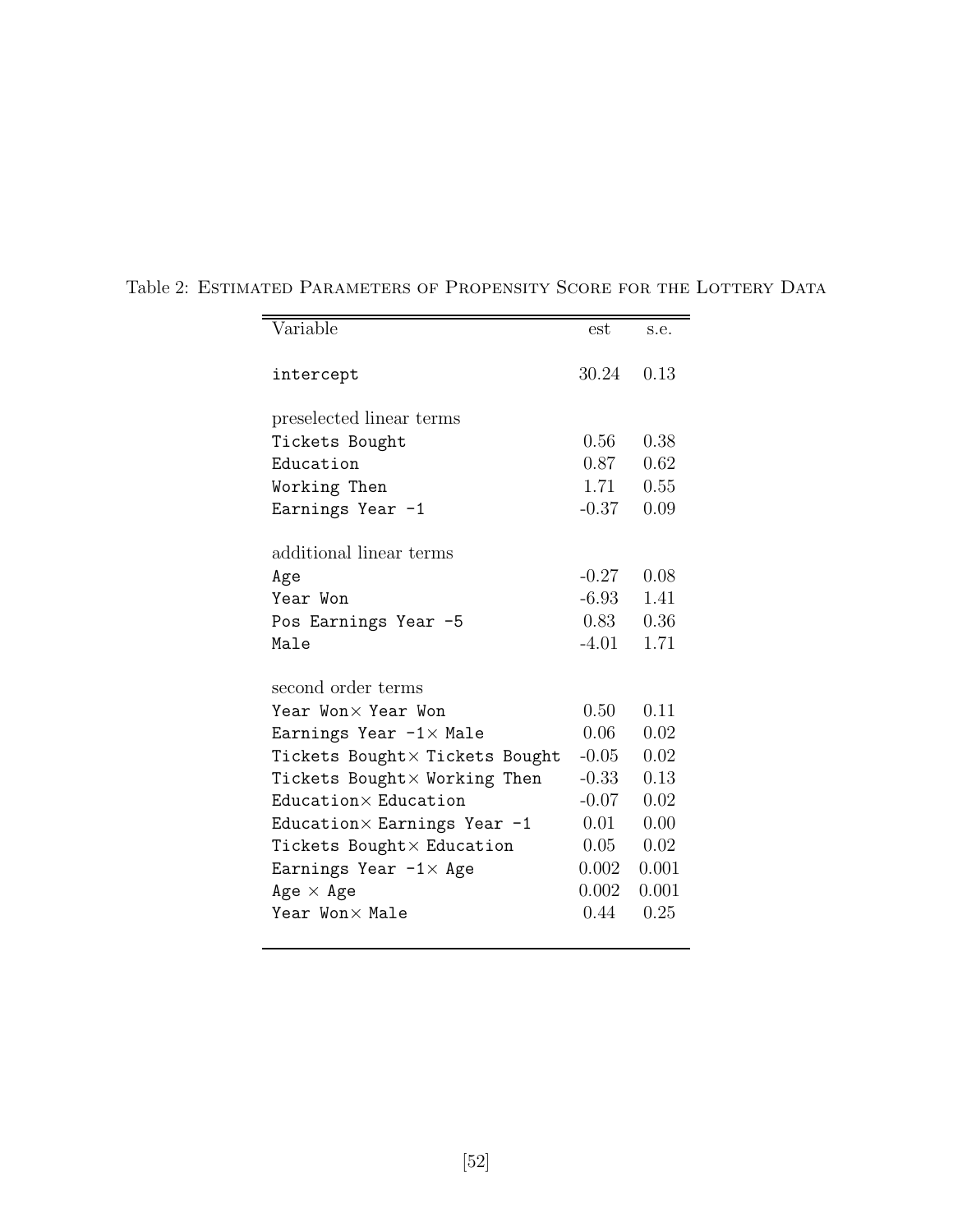Table 2: ESTIMATED PARAMETERS OF PROPENSITY SCORE FOR THE LOTTERY DATA

| Variable | est | s.e. |
| --- | --- | --- |
| intercept | 30.24 | 0.13 |
| preselected linear terms | | |
| Tickets Bought | 0.56 | 0.38 |
| Education | 0.87 | 0.62 |
| Working Then | 1.71 | 0.55 |
| Earnings Year -1 | -0.37 | 0.09 |
| additional linear terms | | |
| Age | -0.27 | 0.08 |
| Year Won | -6.93 | 1.41 |
| Pos Earnings Year -5 | 0.83 | 0.36 |
| Male | -4.01 | 1.71 |
| second order terms | | |
| Year Won× Year Won | 0.50 | 0.11 |
| Earnings Year -1× Male | 0.06 | 0.02 |
| Tickets Bought× Tickets Bought | -0.05 | 0.02 |
| Tickets Bought× Working Then | -0.33 | 0.13 |
| Education× Education | -0.07 | 0.02 |
| Education× Earnings Year -1 | 0.01 | 0.00 |
| Tickets Bought× Education | 0.05 | 0.02 |
| Earnings Year -1× Age | 0.002 | 0.001 |
| Age × Age | 0.002 | 0.001 |
| Year Won× Male | 0.44 | 0.25 |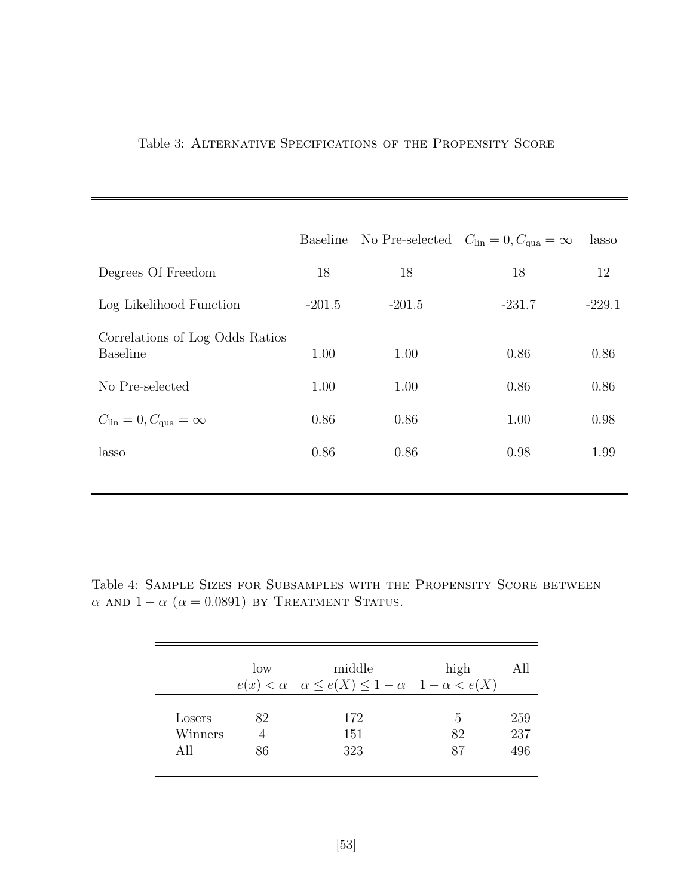Table 3: ALTERNATIVE SPECIFICATIONS OF THE PROPENSITY SCORE

| | Baseline | No Pre-selected | $C_{\text{lin}} = 0, C_{\text{qua}} = \infty$ | lasso |
|---|---|---|---|---|
| Degrees Of Freedom | 18 | 18 | 18 | 12 |
| Log Likelihood Function | -201.5 | -201.5 | -231.7 | -229.1 |
| Correlations of Log Odds Ratios | | | | |
| Baseline | 1.00 | 1.00 | 0.86 | 0.86 |
| No Pre-selected | 1.00 | 1.00 | 0.86 | 0.86 |
| $C_{\text{lin}} = 0, C_{\text{qua}} = \infty$ | 0.86 | 0.86 | 1.00 | 0.98 |
| lasso | 0.86 | 0.86 | 0.98 | 1.99 |

Table 4: SAMPLE SIZES FOR SUBSAMPLES WITH THE PROPENSITY SCORE BETWEEN $\alpha$ AND $1 - \alpha$ ($\alpha = 0.0891$) BY TREATMENT STATUS.

| | low $e(x) < \alpha$ | middle $\alpha \leq e(X) \leq 1 - \alpha$ | high $1 - \alpha < e(X)$ | All |
|---|---|---|---|---|
| Losers | 82 | 172 | 5 | 259 |
| Winners | 4 | 151 | 82 | 237 |
| All | 86 | 323 | 87 | 496 |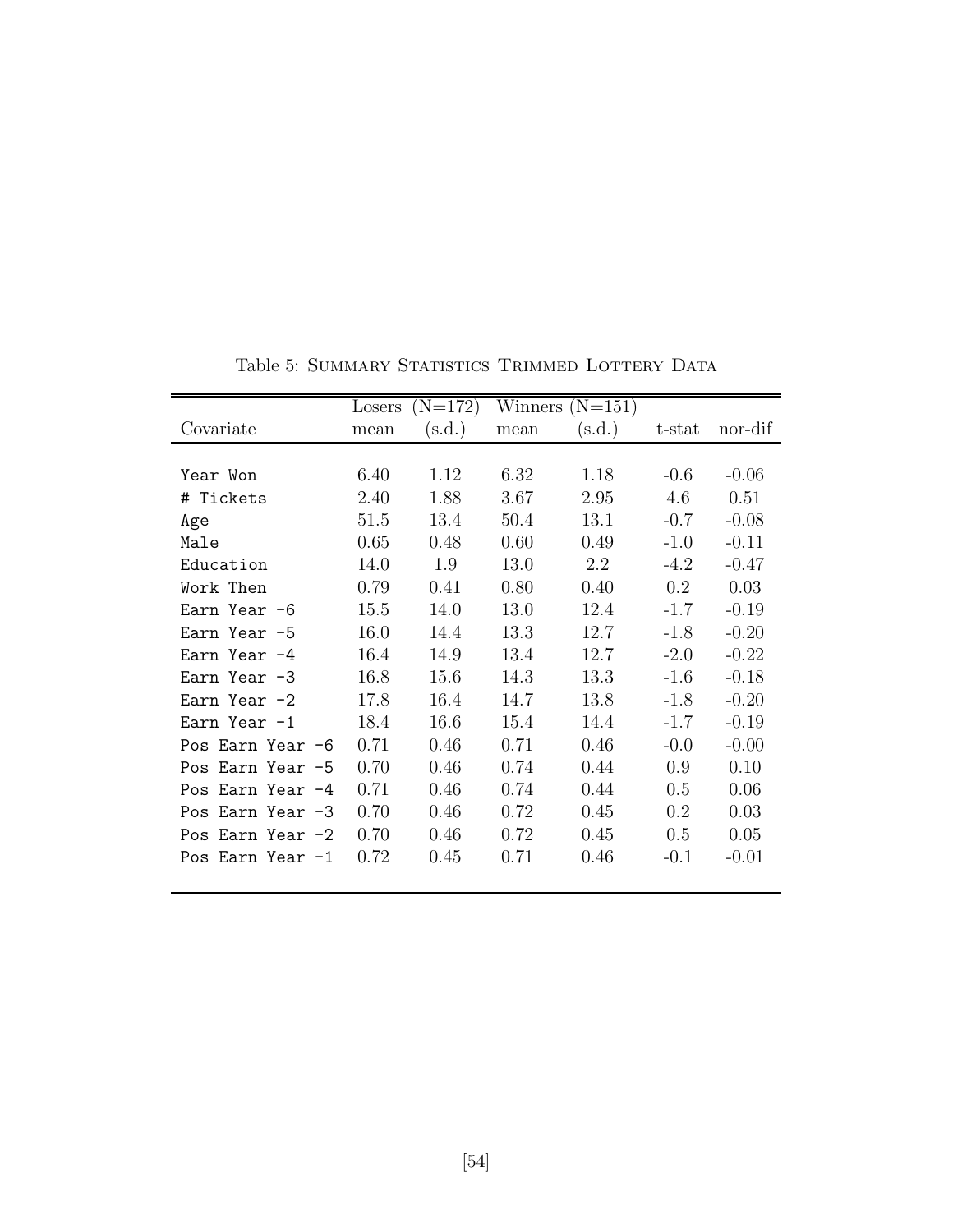Table 5: Summary Statistics Trimmed Lottery Data

| | Losers (N=172) | | Winners (N=151) | | | |
|---|---|---|---|---|---|---|
| Covariate | mean | (s.d.) | mean | (s.d.) | t-stat | nor-dif |
| Year Won | 6.40 | 1.12 | 6.32 | 1.18 | -0.6 | -0.06 |
| # Tickets | 2.40 | 1.88 | 3.67 | 2.95 | 4.6 | 0.51 |
| Age | 51.5 | 13.4 | 50.4 | 13.1 | -0.7 | -0.08 |
| Male | 0.65 | 0.48 | 0.60 | 0.49 | -1.0 | -0.11 |
| Education | 14.0 | 1.9 | 13.0 | 2.2 | -4.2 | -0.47 |
| Work Then | 0.79 | 0.41 | 0.80 | 0.40 | 0.2 | 0.03 |
| Earn Year -6 | 15.5 | 14.0 | 13.0 | 12.4 | -1.7 | -0.19 |
| Earn Year -5 | 16.0 | 14.4 | 13.3 | 12.7 | -1.8 | -0.20 |
| Earn Year -4 | 16.4 | 14.9 | 13.4 | 12.7 | -2.0 | -0.22 |
| Earn Year -3 | 16.8 | 15.6 | 14.3 | 13.3 | -1.6 | -0.18 |
| Earn Year -2 | 17.8 | 16.4 | 14.7 | 13.8 | -1.8 | -0.20 |
| Earn Year -1 | 18.4 | 16.6 | 15.4 | 14.4 | -1.7 | -0.19 |
| Pos Earn Year -6 | 0.71 | 0.46 | 0.71 | 0.46 | -0.0 | -0.00 |
| Pos Earn Year -5 | 0.70 | 0.46 | 0.74 | 0.44 | 0.9 | 0.10 |
| Pos Earn Year -4 | 0.71 | 0.46 | 0.74 | 0.44 | 0.5 | 0.06 |
| Pos Earn Year -3 | 0.70 | 0.46 | 0.72 | 0.45 | 0.2 | 0.03 |
| Pos Earn Year -2 | 0.70 | 0.46 | 0.72 | 0.45 | 0.5 | 0.05 |
| Pos Earn Year -1 | 0.72 | 0.45 | 0.71 | 0.46 | -0.1 | -0.01 |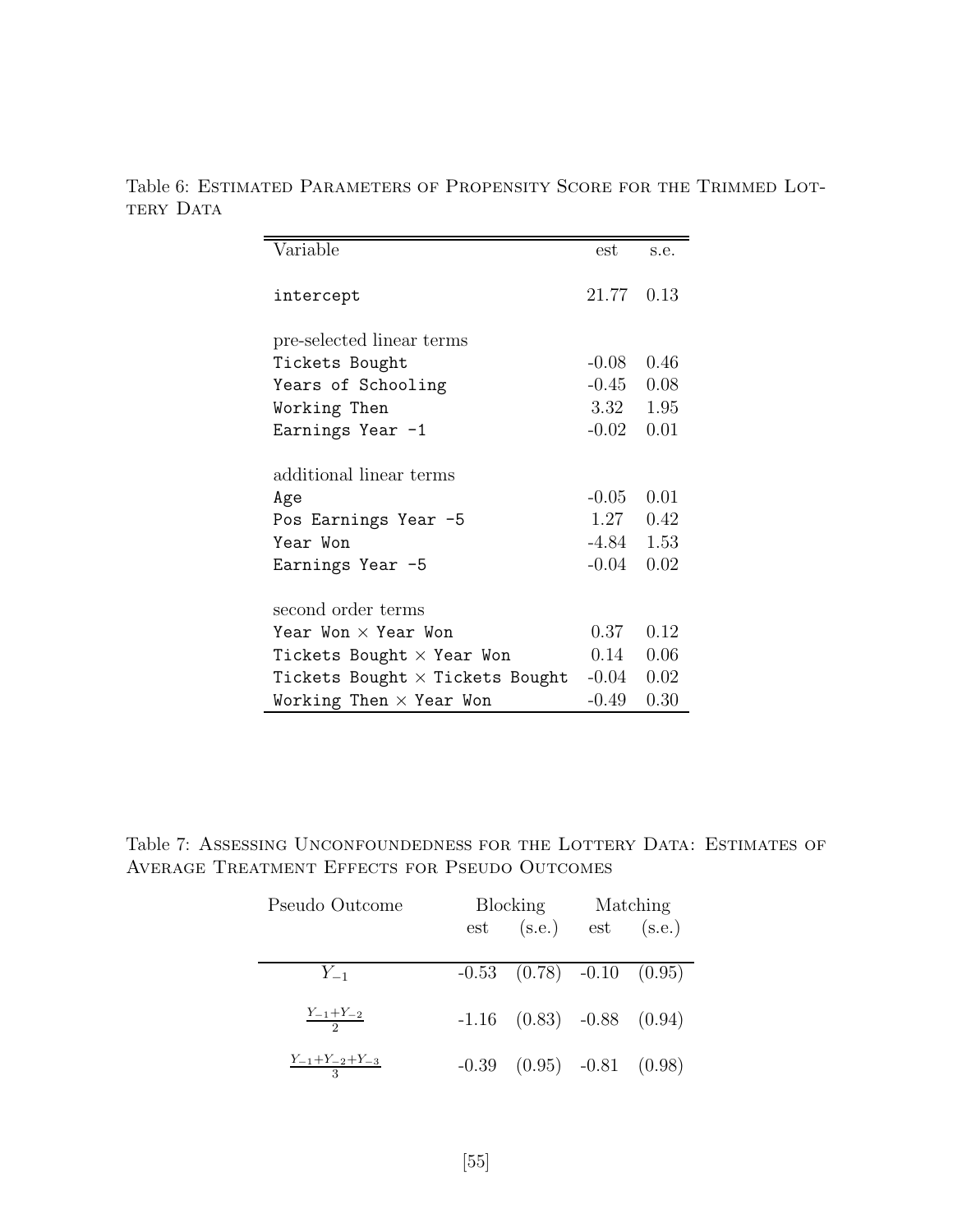Table 6: Estimated Parameters of Propensity Score for the Trimmed Lottery Data

| Variable | est | s.e. |
|---|---|---|
| intercept | 21.77 | 0.13 |
| *pre-selected linear terms* | | |
| Tickets Bought | -0.08 | 0.46 |
| Years of Schooling | -0.45 | 0.08 |
| Working Then | 3.32 | 1.95 |
| Earnings Year -1 | -0.02 | 0.01 |
| *additional linear terms* | | |
| Age | -0.05 | 0.01 |
| Pos Earnings Year -5 | 1.27 | 0.42 |
| Year Won | -4.84 | 1.53 |
| Earnings Year -5 | -0.04 | 0.02 |
| *second order terms* | | |
| Year Won × Year Won | 0.37 | 0.12 |
| Tickets Bought × Year Won | 0.14 | 0.06 |
| Tickets Bought × Tickets Bought | -0.04 | 0.02 |
| Working Then × Year Won | -0.49 | 0.30 |

Table 7: Assessing Unconfoundedness for the Lottery Data: Estimates of Average Treatment Effects for Pseudo Outcomes

| Pseudo Outcome | Blocking | | Matching | |
|---|---|---|---|---|
| | est | (s.e.) | est | (s.e.) |
| $Y_{-1}$ | -0.53 | (0.78) | -0.10 | (0.95) |
| $\frac{Y_{-1}+Y_{-2}}{2}$ | -1.16 | (0.83) | -0.88 | (0.94) |
| $\frac{Y_{-1}+Y_{-2}+Y_{-3}}{3}$ | -0.39 | (0.95) | -0.81 | (0.98) |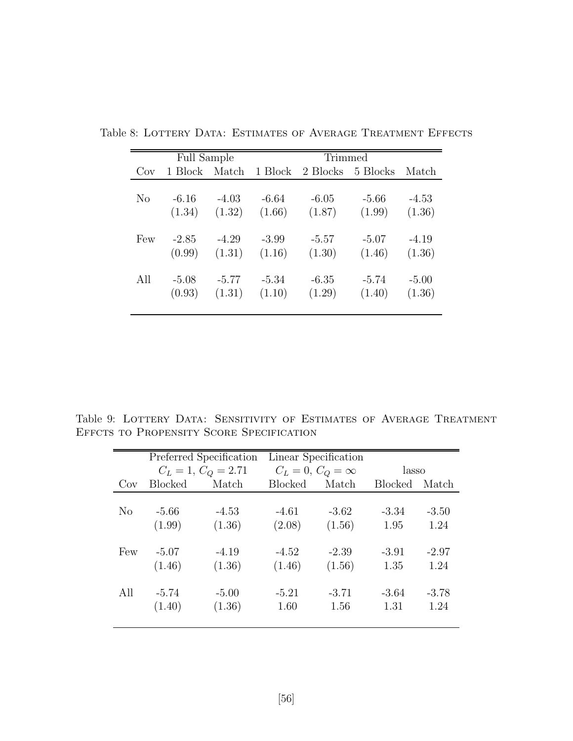Table 8: Lottery Data: Estimates of Average Treatment Effects

| | Full Sample | | Trimmed | | | |
|---|---|---|---|---|---|---|
| Cov | 1 Block | Match | 1 Block | 2 Blocks | 5 Blocks | Match |
| No | -6.16 | -4.03 | -6.64 | -6.05 | -5.66 | -4.53 |
| | (1.34) | (1.32) | (1.66) | (1.87) | (1.99) | (1.36) |
| Few | -2.85 | -4.29 | -3.99 | -5.57 | -5.07 | -4.19 |
| | (0.99) | (1.31) | (1.16) | (1.30) | (1.46) | (1.36) |
| All | -5.08 | -5.77 | -5.34 | -6.35 | -5.74 | -5.00 |
| | (0.93) | (1.31) | (1.10) | (1.29) | (1.40) | (1.36) |

Table 9: Lottery Data: Sensitivity of Estimates of Average Treatment Effcts to Propensity Score Specification

| | Preferred Specification $C_L = 1$, $C_Q = 2.71$ | | Linear Specification $C_L = 0$, $C_Q = \infty$ | | lasso | |
|---|---|---|---|---|---|---|
| Cov | Blocked | Match | Blocked | Match | Blocked | Match |
| No | -5.66 | -4.53 | -4.61 | -3.62 | -3.34 | -3.50 |
| | (1.99) | (1.36) | (2.08) | (1.56) | 1.95 | 1.24 |
| Few | -5.07 | -4.19 | -4.52 | -2.39 | -3.91 | -2.97 |
| | (1.46) | (1.36) | (1.46) | (1.56) | 1.35 | 1.24 |
| All | -5.74 | -5.00 | -5.21 | -3.71 | -3.64 | -3.78 |
| | (1.40) | (1.36) | 1.60 | 1.56 | 1.31 | 1.24 |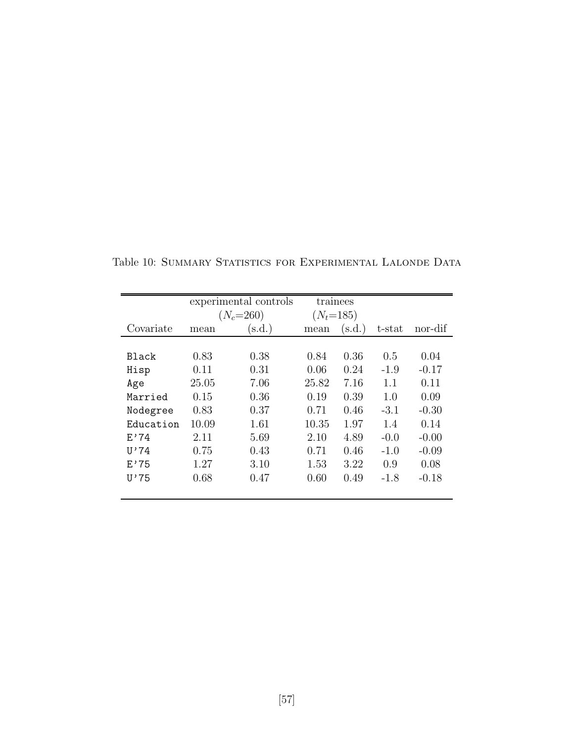Table 10: Summary Statistics for Experimental Lalonde Data

| | experimental controls ($N_c$=260) | | trainees ($N_t$=185) | | | |
|---|---|---|---|---|---|---|
| Covariate | mean | (s.d.) | mean | (s.d.) | t-stat | nor-dif |
| Black | 0.83 | 0.38 | 0.84 | 0.36 | 0.5 | 0.04 |
| Hisp | 0.11 | 0.31 | 0.06 | 0.24 | -1.9 | -0.17 |
| Age | 25.05 | 7.06 | 25.82 | 7.16 | 1.1 | 0.11 |
| Married | 0.15 | 0.36 | 0.19 | 0.39 | 1.0 | 0.09 |
| Nodegree | 0.83 | 0.37 | 0.71 | 0.46 | -3.1 | -0.30 |
| Education | 10.09 | 1.61 | 10.35 | 1.97 | 1.4 | 0.14 |
| E'74 | 2.11 | 5.69 | 2.10 | 4.89 | -0.0 | -0.00 |
| U'74 | 0.75 | 0.43 | 0.71 | 0.46 | -1.0 | -0.09 |
| E'75 | 1.27 | 3.10 | 1.53 | 3.22 | 0.9 | 0.08 |
| U'75 | 0.68 | 0.47 | 0.60 | 0.49 | -1.8 | -0.18 |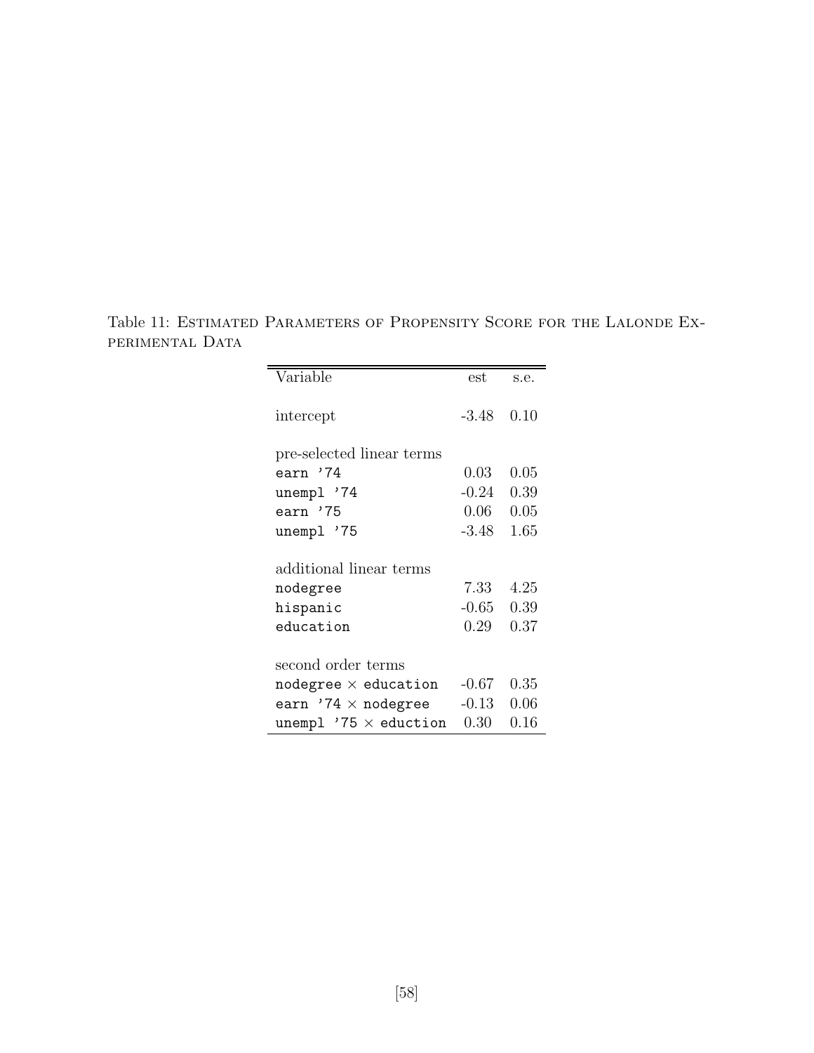Table 11: ESTIMATED PARAMETERS OF PROPENSITY SCORE FOR THE LALONDE EXPERIMENTAL DATA

| Variable | est | s.e. |
|---|---|---|
| intercept | -3.48 | 0.10 |
| pre-selected linear terms | | |
| `earn '74` | 0.03 | 0.05 |
| `unempl '74` | -0.24 | 0.39 |
| `earn '75` | 0.06 | 0.05 |
| `unempl '75` | -3.48 | 1.65 |
| additional linear terms | | |
| `nodegree` | 7.33 | 4.25 |
| `hispanic` | -0.65 | 0.39 |
| `education` | 0.29 | 0.37 |
| second order terms | | |
| `nodegree` × `education` | -0.67 | 0.35 |
| `earn '74` × `nodegree` | -0.13 | 0.06 |
| `unempl '75` × `eduction` | 0.30 | 0.16 |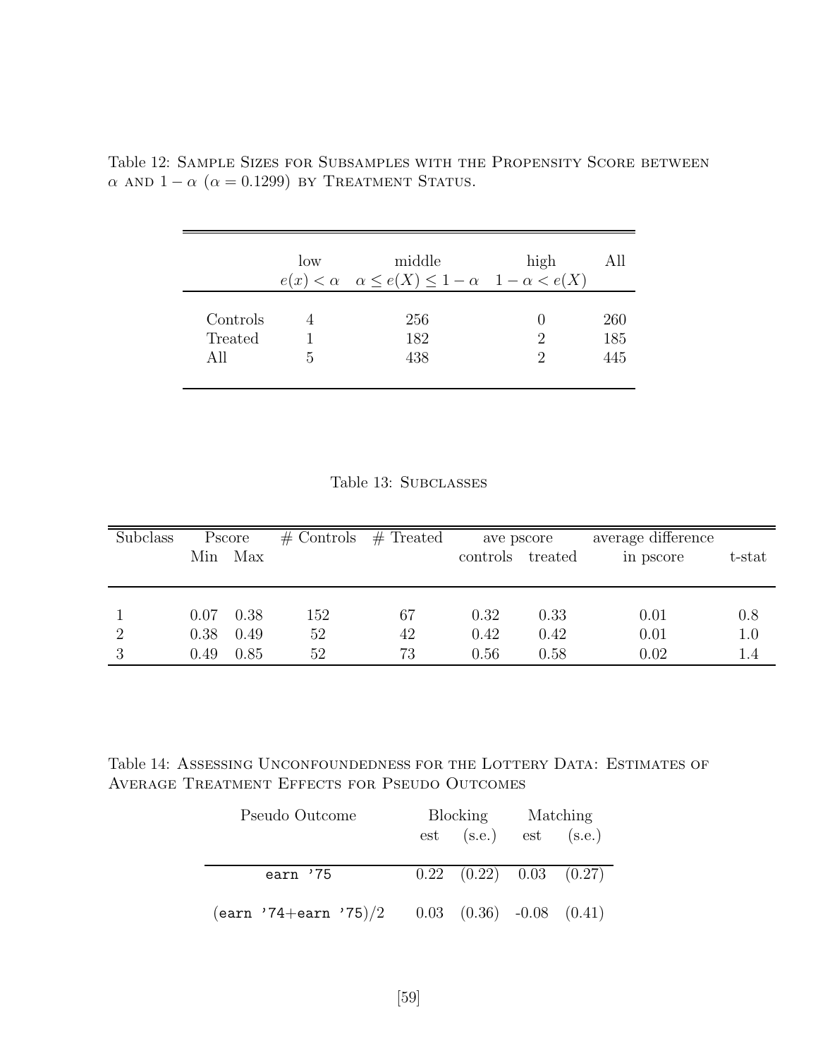Table 12: Sample Sizes for Subsamples with the Propensity Score between $\alpha$ and $1-\alpha$ ($\alpha = 0.1299$) by Treatment Status.

| | low<br>$e(x) < \alpha$ | middle<br>$\alpha \leq e(X) \leq 1-\alpha$ | high<br>$1-\alpha < e(X)$ | All |
|---|---|---|---|---|
| Controls | 4 | 256 | 0 | 260 |
| Treated | 1 | 182 | 2 | 185 |
| All | 5 | 438 | 2 | 445 |

Table 13: Subclasses

| Subclass | Pscore Min | Pscore Max | # Controls | # Treated | ave pscore controls | ave pscore treated | average difference in pscore | t-stat |
|---|---|---|---|---|---|---|---|---|
| 1 | 0.07 | 0.38 | 152 | 67 | 0.32 | 0.33 | 0.01 | 0.8 |
| 2 | 0.38 | 0.49 | 52 | 42 | 0.42 | 0.42 | 0.01 | 1.0 |
| 3 | 0.49 | 0.85 | 52 | 73 | 0.56 | 0.58 | 0.02 | 1.4 |

Table 14: Assessing Unconfoundedness for the Lottery Data: Estimates of Average Treatment Effects for Pseudo Outcomes

| Pseudo Outcome | Blocking est | Blocking (s.e.) | Matching est | Matching (s.e.) |
|---|---|---|---|---|
| `earn '75` | 0.22 | (0.22) | 0.03 | (0.27) |
| (`earn '74`+`earn '75`)/2 | 0.03 | (0.36) | -0.08 | (0.41) |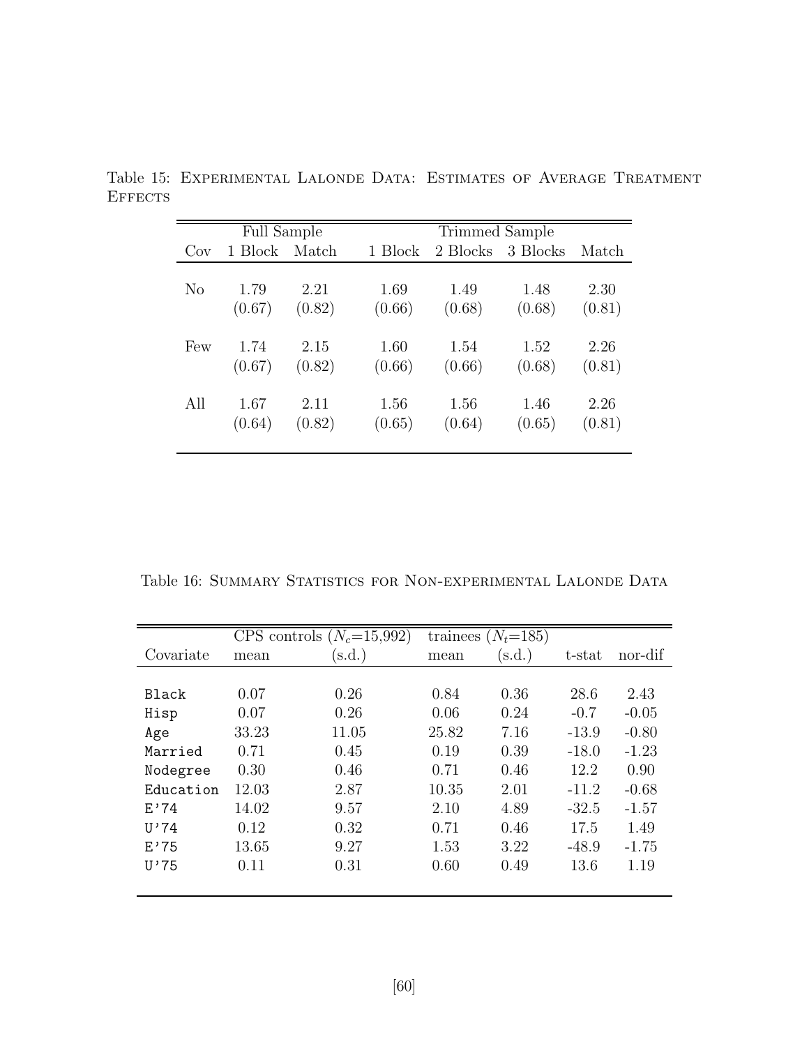Table 15: EXPERIMENTAL LALONDE DATA: ESTIMATES OF AVERAGE TREATMENT EFFECTS

| | Full Sample | | Trimmed Sample | | | |
|---|---|---|---|---|---|---|
| Cov | 1 Block | Match | 1 Block | 2 Blocks | 3 Blocks | Match |
| No | 1.79 | 2.21 | 1.69 | 1.49 | 1.48 | 2.30 |
| | (0.67) | (0.82) | (0.66) | (0.68) | (0.68) | (0.81) |
| Few | 1.74 | 2.15 | 1.60 | 1.54 | 1.52 | 2.26 |
| | (0.67) | (0.82) | (0.66) | (0.66) | (0.68) | (0.81) |
| All | 1.67 | 2.11 | 1.56 | 1.56 | 1.46 | 2.26 |
| | (0.64) | (0.82) | (0.65) | (0.64) | (0.65) | (0.81) |

Table 16: SUMMARY STATISTICS FOR NON-EXPERIMENTAL LALONDE DATA

| | CPS controls ($N_c$=15,992) | | trainees ($N_t$=185) | | | |
|---|---|---|---|---|---|---|
| Covariate | mean | (s.d.) | mean | (s.d.) | t-stat | nor-dif |
| Black | 0.07 | 0.26 | 0.84 | 0.36 | 28.6 | 2.43 |
| Hisp | 0.07 | 0.26 | 0.06 | 0.24 | -0.7 | -0.05 |
| Age | 33.23 | 11.05 | 25.82 | 7.16 | -13.9 | -0.80 |
| Married | 0.71 | 0.45 | 0.19 | 0.39 | -18.0 | -1.23 |
| Nodegree | 0.30 | 0.46 | 0.71 | 0.46 | 12.2 | 0.90 |
| Education | 12.03 | 2.87 | 10.35 | 2.01 | -11.2 | -0.68 |
| E'74 | 14.02 | 9.57 | 2.10 | 4.89 | -32.5 | -1.57 |
| U'74 | 0.12 | 0.32 | 0.71 | 0.46 | 17.5 | 1.49 |
| E'75 | 13.65 | 9.27 | 1.53 | 3.22 | -48.9 | -1.75 |
| U'75 | 0.11 | 0.31 | 0.60 | 0.49 | 13.6 | 1.19 |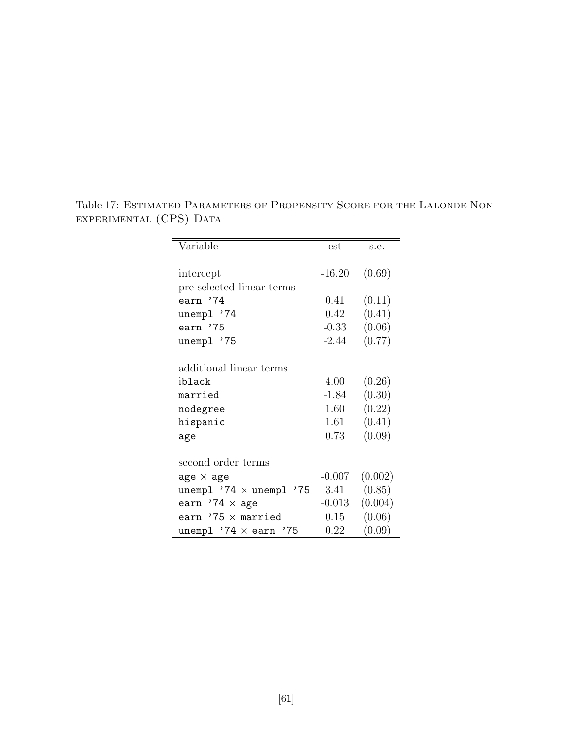Table 17: ESTIMATED PARAMETERS OF PROPENSITY SCORE FOR THE LALONDE NON-EXPERIMENTAL (CPS) DATA

| Variable | est | s.e. |
|---|---|---|
| intercept | -16.20 | (0.69) |
| pre-selected linear terms | | |
| `earn '74` | 0.41 | (0.11) |
| `unempl '74` | 0.42 | (0.41) |
| `earn '75` | -0.33 | (0.06) |
| `unempl '75` | -2.44 | (0.77) |
| additional linear terms | | |
| `iblack` | 4.00 | (0.26) |
| `married` | -1.84 | (0.30) |
| `nodegree` | 1.60 | (0.22) |
| `hispanic` | 1.61 | (0.41) |
| `age` | 0.73 | (0.09) |
| second order terms | | |
| `age` × `age` | -0.007 | (0.002) |
| `unempl '74` × `unempl '75` | 3.41 | (0.85) |
| `earn '74` × `age` | -0.013 | (0.004) |
| `earn '75` × `married` | 0.15 | (0.06) |
| `unempl '74` × `earn '75` | 0.22 | (0.09) |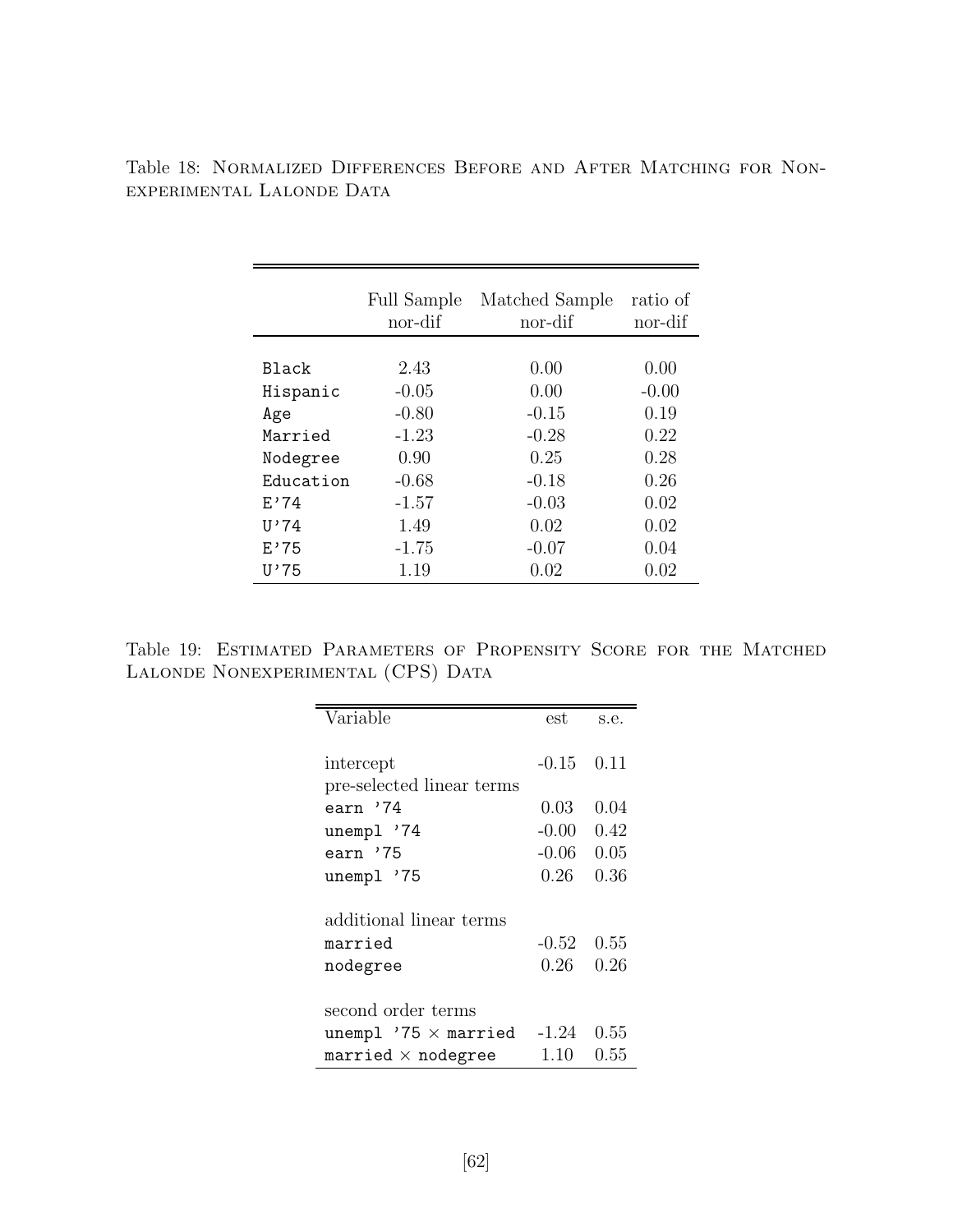Table 18: Normalized Differences Before and After Matching for Nonexperimental Lalonde Data

| | Full Sample nor-dif | Matched Sample nor-dif | ratio of nor-dif |
|---|---|---|---|
| Black | 2.43 | 0.00 | 0.00 |
| Hispanic | -0.05 | 0.00 | -0.00 |
| Age | -0.80 | -0.15 | 0.19 |
| Married | -1.23 | -0.28 | 0.22 |
| Nodegree | 0.90 | 0.25 | 0.28 |
| Education | -0.68 | -0.18 | 0.26 |
| E'74 | -1.57 | -0.03 | 0.02 |
| U'74 | 1.49 | 0.02 | 0.02 |
| E'75 | -1.75 | -0.07 | 0.04 |
| U'75 | 1.19 | 0.02 | 0.02 |

Table 19: Estimated Parameters of Propensity Score for the Matched Lalonde Nonexperimental (CPS) Data

| Variable | est | s.e. |
|---|---|---|
| intercept | -0.15 | 0.11 |
| pre-selected linear terms | | |
| earn '74 | 0.03 | 0.04 |
| unempl '74 | -0.00 | 0.42 |
| earn '75 | -0.06 | 0.05 |
| unempl '75 | 0.26 | 0.36 |
| additional linear terms | | |
| married | -0.52 | 0.55 |
| nodegree | 0.26 | 0.26 |
| second order terms | | |
| unempl '75 $\times$ married | -1.24 | 0.55 |
| married $\times$ nodegree | 1.10 | 0.55 |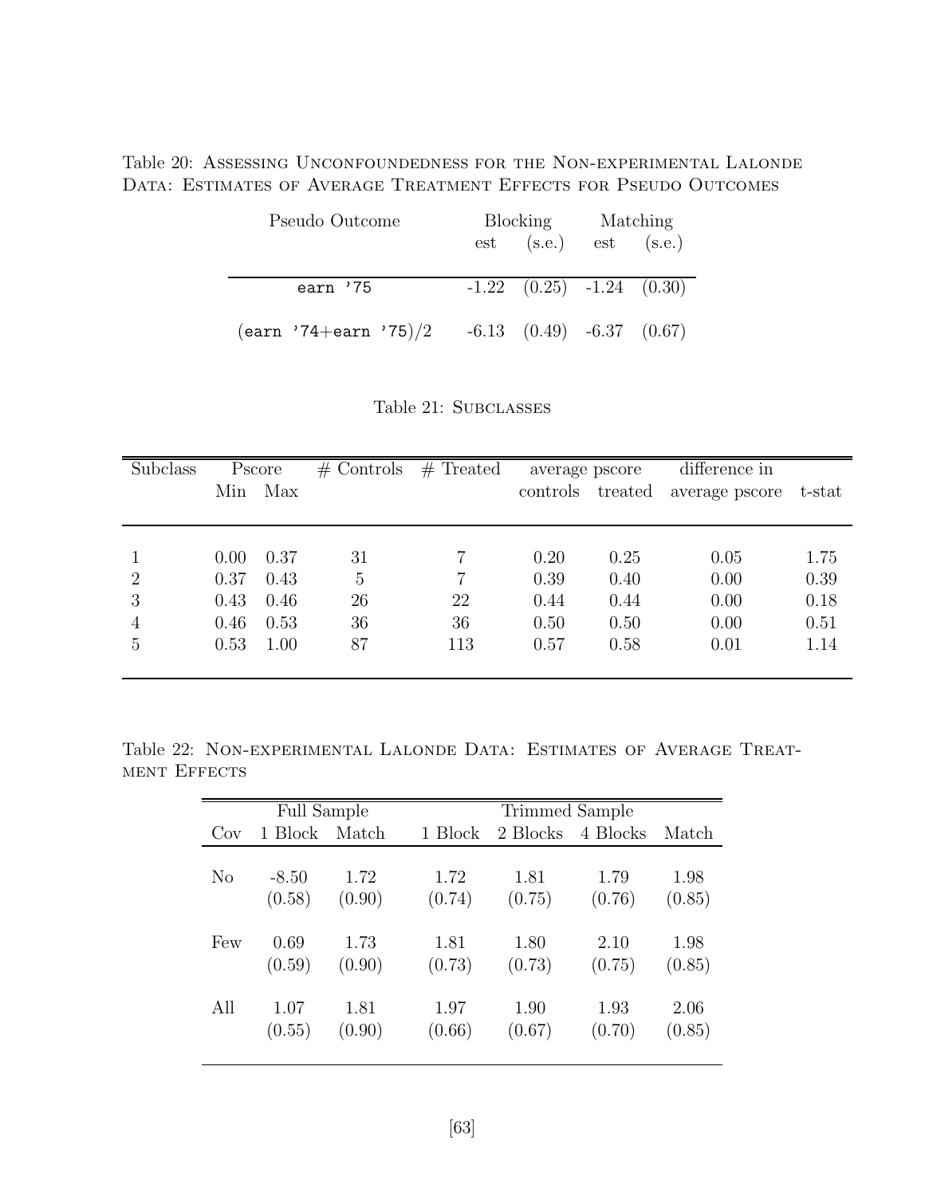Table 20: Assessing Unconfoundedness for the Non-experimental Lalonde Data: Estimates of Average Treatment Effects for Pseudo Outcomes

| Pseudo Outcome | Blocking | | Matching | |
|---|---|---|---|---|
| | est | (s.e.) | est | (s.e.) |
| `earn '75` | -1.22 | (0.25) | -1.24 | (0.30) |
| (`earn '74`+`earn '75`)/2 | -6.13 | (0.49) | -6.37 | (0.67) |

Table 21: Subclasses

| Subclass | Pscore | | # Controls | # Treated | average pscore | | difference in | |
|---|---|---|---|---|---|---|---|---|
| | Min | Max | | | controls | treated | average pscore | t-stat |
| 1 | 0.00 | 0.37 | 31 | 7 | 0.20 | 0.25 | 0.05 | 1.75 |
| 2 | 0.37 | 0.43 | 5 | 7 | 0.39 | 0.40 | 0.00 | 0.39 |
| 3 | 0.43 | 0.46 | 26 | 22 | 0.44 | 0.44 | 0.00 | 0.18 |
| 4 | 0.46 | 0.53 | 36 | 36 | 0.50 | 0.50 | 0.00 | 0.51 |
| 5 | 0.53 | 1.00 | 87 | 113 | 0.57 | 0.58 | 0.01 | 1.14 |

Table 22: Non-experimental Lalonde Data: Estimates of Average Treatment Effects

| | Full Sample | | Trimmed Sample | | | |
|---|---|---|---|---|---|---|
| Cov | 1 Block | Match | 1 Block | 2 Blocks | 4 Blocks | Match |
| No | -8.50 | 1.72 | 1.72 | 1.81 | 1.79 | 1.98 |
| | (0.58) | (0.90) | (0.74) | (0.75) | (0.76) | (0.85) |
| Few | 0.69 | 1.73 | 1.81 | 1.80 | 2.10 | 1.98 |
| | (0.59) | (0.90) | (0.73) | (0.73) | (0.75) | (0.85) |
| All | 1.07 | 1.81 | 1.97 | 1.90 | 1.93 | 2.06 |
| | (0.55) | (0.90) | (0.66) | (0.67) | (0.70) | (0.85) |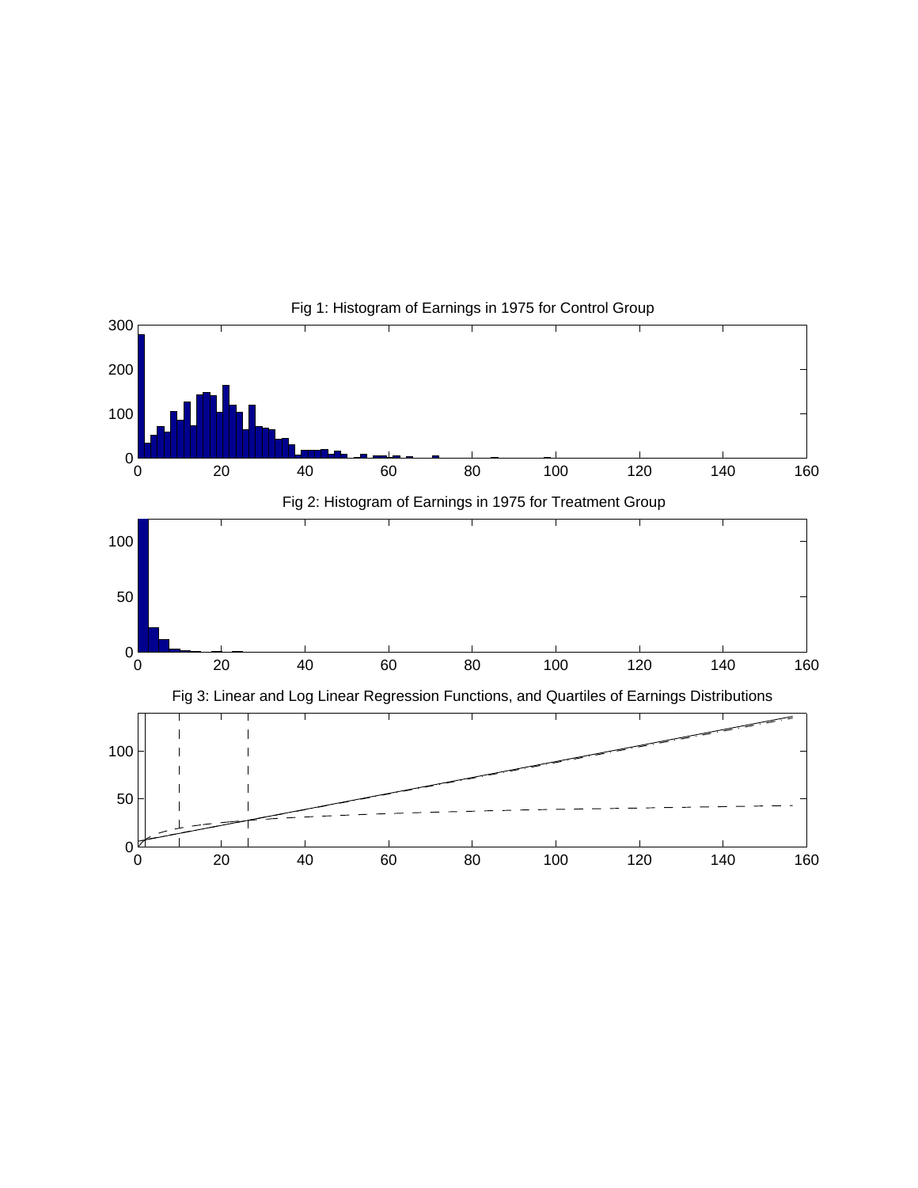Fig 1: Histogram of Earnings in 1975 for Control Group

300
200
100
0
0 20 40 60 80 100 120 140 160

Fig 2: Histogram of Earnings in 1975 for Treatment Group

100
50
0
0 20 40 60 80 100 120 140 160

Fig 3: Linear and Log Linear Regression Functions, and Quartiles of Earnings Distributions

100
50
0
0 20 40 60 80 100 120 140 160